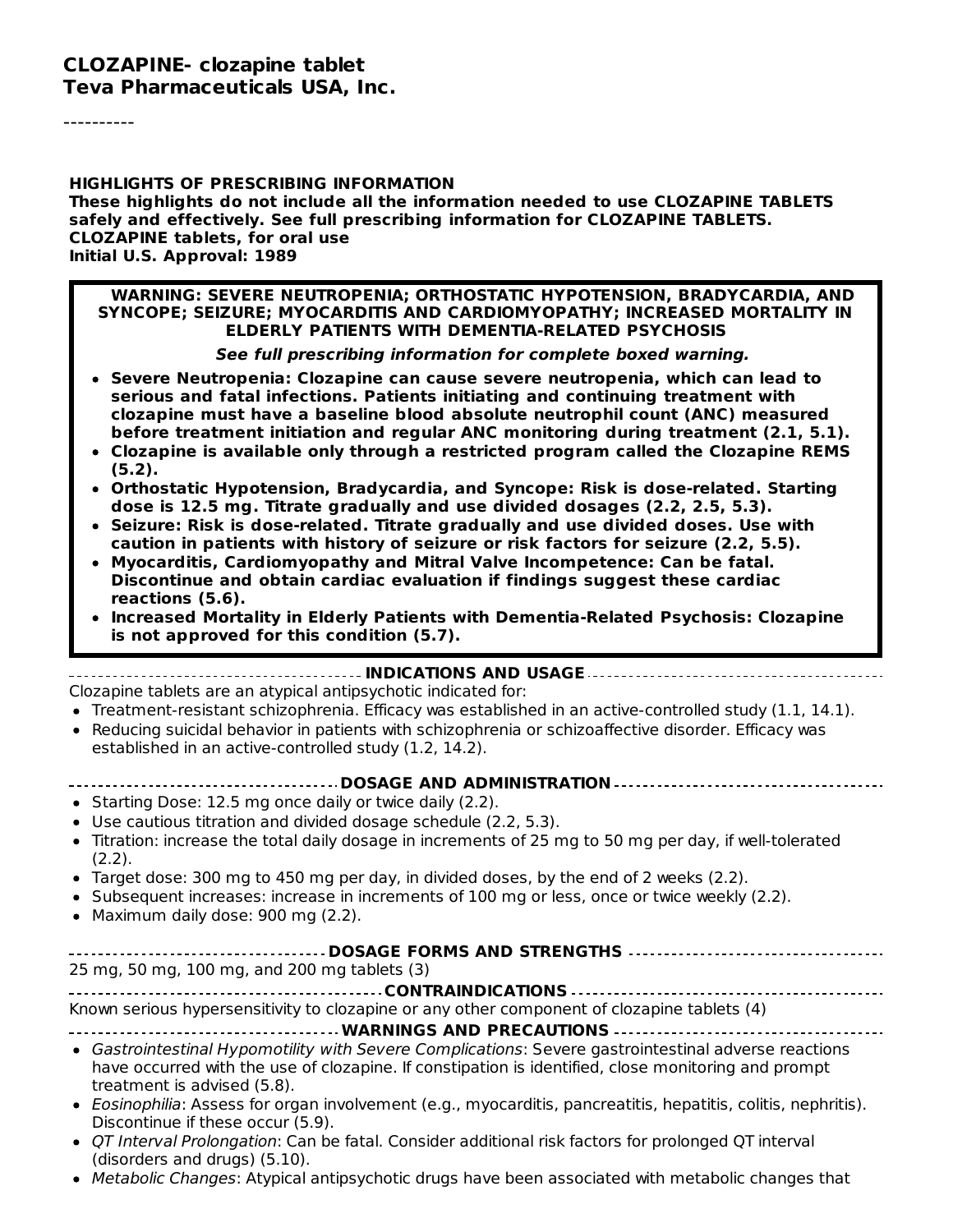# CLOZAPINE- clozapine tablet
**Teva Pharmaceuticals USA, Inc.**

----------

**HIGHLIGHTS OF PRESCRIBING INFORMATION**
**These highlights do not include all the information needed to use CLOZAPINE TABLETS safely and effectively. See full prescribing information for CLOZAPINE TABLETS.**
**CLOZAPINE tablets, for oral use**
**Initial U.S. Approval: 1989**

**WARNING: SEVERE NEUTROPENIA; ORTHOSTATIC HYPOTENSION, BRADYCARDIA, AND SYNCOPE; SEIZURE; MYOCARDITIS AND CARDIOMYOPATHY; INCREASED MORTALITY IN ELDERLY PATIENTS WITH DEMENTIA-RELATED PSYCHOSIS**

***See full prescribing information for complete boxed warning.***

- **Severe Neutropenia: Clozapine can cause severe neutropenia, which can lead to serious and fatal infections. Patients initiating and continuing treatment with clozapine must have a baseline blood absolute neutrophil count (ANC) measured before treatment initiation and regular ANC monitoring during treatment (2.1, 5.1).**
- **Clozapine is available only through a restricted program called the Clozapine REMS (5.2).**
- **Orthostatic Hypotension, Bradycardia, and Syncope: Risk is dose-related. Starting dose is 12.5 mg. Titrate gradually and use divided dosages (2.2, 2.5, 5.3).**
- **Seizure: Risk is dose-related. Titrate gradually and use divided doses. Use with caution in patients with history of seizure or risk factors for seizure (2.2, 5.5).**
- **Myocarditis, Cardiomyopathy and Mitral Valve Incompetence: Can be fatal. Discontinue and obtain cardiac evaluation if findings suggest these cardiac reactions (5.6).**
- **Increased Mortality in Elderly Patients with Dementia-Related Psychosis: Clozapine is not approved for this condition (5.7).**

**INDICATIONS AND USAGE**

Clozapine tablets are an atypical antipsychotic indicated for:

- Treatment-resistant schizophrenia. Efficacy was established in an active-controlled study (1.1, 14.1).
- Reducing suicidal behavior in patients with schizophrenia or schizoaffective disorder. Efficacy was established in an active-controlled study (1.2, 14.2).

**DOSAGE AND ADMINISTRATION**

- Starting Dose: 12.5 mg once daily or twice daily (2.2).
- Use cautious titration and divided dosage schedule (2.2, 5.3).
- Titration: increase the total daily dosage in increments of 25 mg to 50 mg per day, if well-tolerated (2.2).
- Target dose: 300 mg to 450 mg per day, in divided doses, by the end of 2 weeks (2.2).
- Subsequent increases: increase in increments of 100 mg or less, once or twice weekly (2.2).
- Maximum daily dose: 900 mg (2.2).

**DOSAGE FORMS AND STRENGTHS**

25 mg, 50 mg, 100 mg, and 200 mg tablets (3)

**CONTRAINDICATIONS**

Known serious hypersensitivity to clozapine or any other component of clozapine tablets (4)

**WARNINGS AND PRECAUTIONS**

- *Gastrointestinal Hypomotility with Severe Complications*: Severe gastrointestinal adverse reactions have occurred with the use of clozapine. If constipation is identified, close monitoring and prompt treatment is advised (5.8).
- *Eosinophilia*: Assess for organ involvement (e.g., myocarditis, pancreatitis, hepatitis, colitis, nephritis). Discontinue if these occur (5.9).
- *QT Interval Prolongation*: Can be fatal. Consider additional risk factors for prolonged QT interval (disorders and drugs) (5.10).
- *Metabolic Changes*: Atypical antipsychotic drugs have been associated with metabolic changes that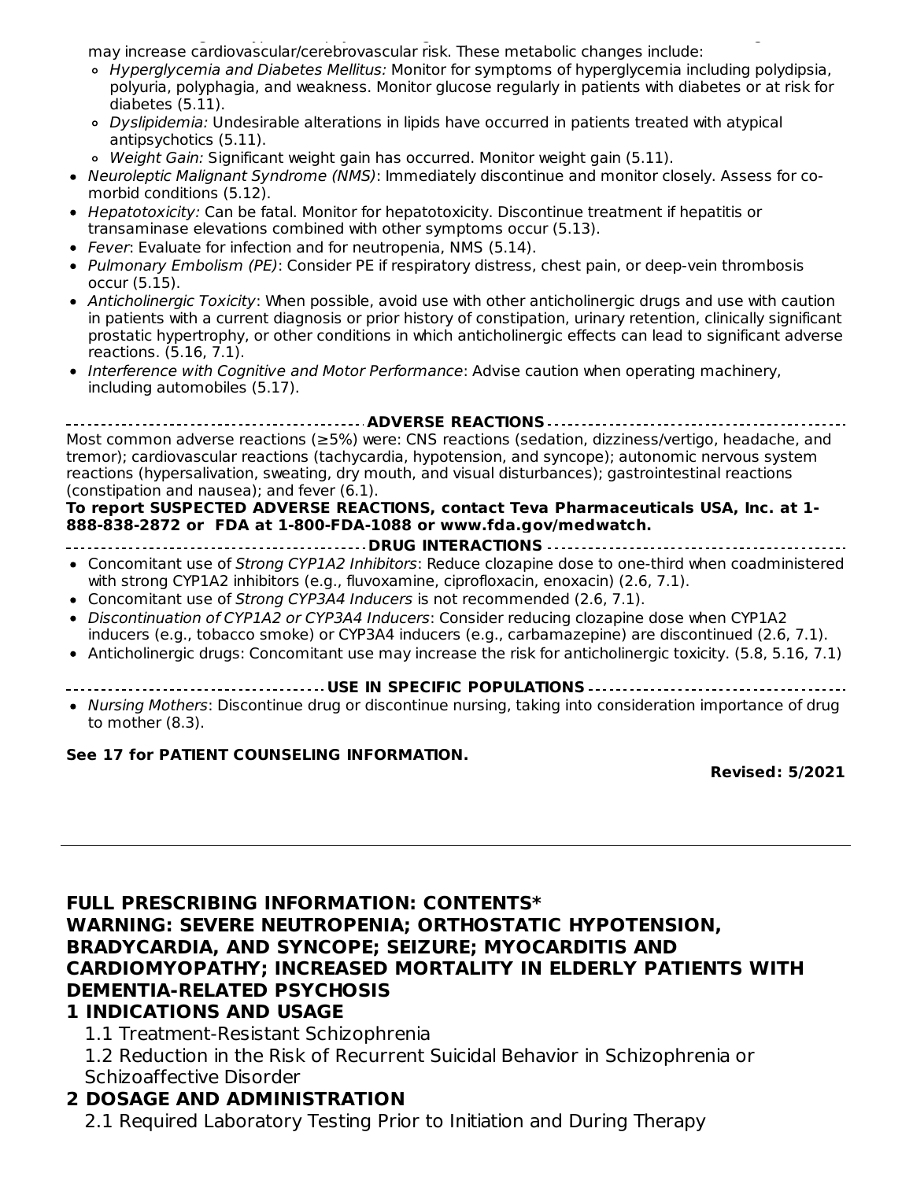may increase cardiovascular/cerebrovascular risk. These metabolic changes include:
  - *Hyperglycemia and Diabetes Mellitus:* Monitor for symptoms of hyperglycemia including polydipsia, polyuria, polyphagia, and weakness. Monitor glucose regularly in patients with diabetes or at risk for diabetes (5.11).
  - *Dyslipidemia:* Undesirable alterations in lipids have occurred in patients treated with atypical antipsychotics (5.11).
  - *Weight Gain:* Significant weight gain has occurred. Monitor weight gain (5.11).
- *Neuroleptic Malignant Syndrome (NMS)*: Immediately discontinue and monitor closely. Assess for co-morbid conditions (5.12).
- *Hepatotoxicity:* Can be fatal. Monitor for hepatotoxicity. Discontinue treatment if hepatitis or transaminase elevations combined with other symptoms occur (5.13).
- *Fever*: Evaluate for infection and for neutropenia, NMS (5.14).
- *Pulmonary Embolism (PE)*: Consider PE if respiratory distress, chest pain, or deep-vein thrombosis occur (5.15).
- *Anticholinergic Toxicity*: When possible, avoid use with other anticholinergic drugs and use with caution in patients with a current diagnosis or prior history of constipation, urinary retention, clinically significant prostatic hypertrophy, or other conditions in which anticholinergic effects can lead to significant adverse reactions. (5.16, 7.1).
- *Interference with Cognitive and Motor Performance*: Advise caution when operating machinery, including automobiles (5.17).

**ADVERSE REACTIONS**

Most common adverse reactions (≥5%) were: CNS reactions (sedation, dizziness/vertigo, headache, and tremor); cardiovascular reactions (tachycardia, hypotension, and syncope); autonomic nervous system reactions (hypersalivation, sweating, dry mouth, and visual disturbances); gastrointestinal reactions (constipation and nausea); and fever (6.1).

**To report SUSPECTED ADVERSE REACTIONS, contact Teva Pharmaceuticals USA, Inc. at 1-888-838-2872 or FDA at 1-800-FDA-1088 or www.fda.gov/medwatch.**

**DRUG INTERACTIONS**

- Concomitant use of *Strong CYP1A2 Inhibitors*: Reduce clozapine dose to one-third when coadministered with strong CYP1A2 inhibitors (e.g., fluvoxamine, ciprofloxacin, enoxacin) (2.6, 7.1).
- Concomitant use of *Strong CYP3A4 Inducers* is not recommended (2.6, 7.1).
- *Discontinuation of CYP1A2 or CYP3A4 Inducers*: Consider reducing clozapine dose when CYP1A2 inducers (e.g., tobacco smoke) or CYP3A4 inducers (e.g., carbamazepine) are discontinued (2.6, 7.1).
- Anticholinergic drugs: Concomitant use may increase the risk for anticholinergic toxicity. (5.8, 5.16, 7.1)

**USE IN SPECIFIC POPULATIONS**

- *Nursing Mothers*: Discontinue drug or discontinue nursing, taking into consideration importance of drug to mother (8.3).

**See 17 for PATIENT COUNSELING INFORMATION.**

**Revised: 5/2021**

---

## FULL PRESCRIBING INFORMATION: CONTENTS*

**WARNING: SEVERE NEUTROPENIA; ORTHOSTATIC HYPOTENSION, BRADYCARDIA, AND SYNCOPE; SEIZURE; MYOCARDITIS AND CARDIOMYOPATHY; INCREASED MORTALITY IN ELDERLY PATIENTS WITH DEMENTIA-RELATED PSYCHOSIS**

**1 INDICATIONS AND USAGE**

1.1 Treatment-Resistant Schizophrenia

1.2 Reduction in the Risk of Recurrent Suicidal Behavior in Schizophrenia or Schizoaffective Disorder

**2 DOSAGE AND ADMINISTRATION**

2.1 Required Laboratory Testing Prior to Initiation and During Therapy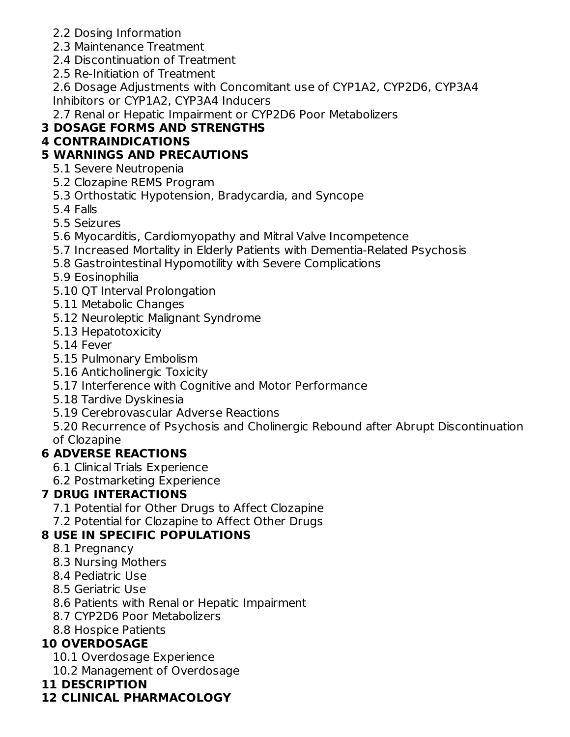2.2 Dosing Information
2.3 Maintenance Treatment
2.4 Discontinuation of Treatment
2.5 Re-Initiation of Treatment
2.6 Dosage Adjustments with Concomitant use of CYP1A2, CYP2D6, CYP3A4 Inhibitors or CYP1A2, CYP3A4 Inducers
2.7 Renal or Hepatic Impairment or CYP2D6 Poor Metabolizers

**3 DOSAGE FORMS AND STRENGTHS**

**4 CONTRAINDICATIONS**

**5 WARNINGS AND PRECAUTIONS**

5.1 Severe Neutropenia
5.2 Clozapine REMS Program
5.3 Orthostatic Hypotension, Bradycardia, and Syncope
5.4 Falls
5.5 Seizures
5.6 Myocarditis, Cardiomyopathy and Mitral Valve Incompetence
5.7 Increased Mortality in Elderly Patients with Dementia-Related Psychosis
5.8 Gastrointestinal Hypomotility with Severe Complications
5.9 Eosinophilia
5.10 QT Interval Prolongation
5.11 Metabolic Changes
5.12 Neuroleptic Malignant Syndrome
5.13 Hepatotoxicity
5.14 Fever
5.15 Pulmonary Embolism
5.16 Anticholinergic Toxicity
5.17 Interference with Cognitive and Motor Performance
5.18 Tardive Dyskinesia
5.19 Cerebrovascular Adverse Reactions
5.20 Recurrence of Psychosis and Cholinergic Rebound after Abrupt Discontinuation of Clozapine

**6 ADVERSE REACTIONS**

6.1 Clinical Trials Experience
6.2 Postmarketing Experience

**7 DRUG INTERACTIONS**

7.1 Potential for Other Drugs to Affect Clozapine
7.2 Potential for Clozapine to Affect Other Drugs

**8 USE IN SPECIFIC POPULATIONS**

8.1 Pregnancy
8.3 Nursing Mothers
8.4 Pediatric Use
8.5 Geriatric Use
8.6 Patients with Renal or Hepatic Impairment
8.7 CYP2D6 Poor Metabolizers
8.8 Hospice Patients

**10 OVERDOSAGE**

10.1 Overdosage Experience
10.2 Management of Overdosage

**11 DESCRIPTION**

**12 CLINICAL PHARMACOLOGY**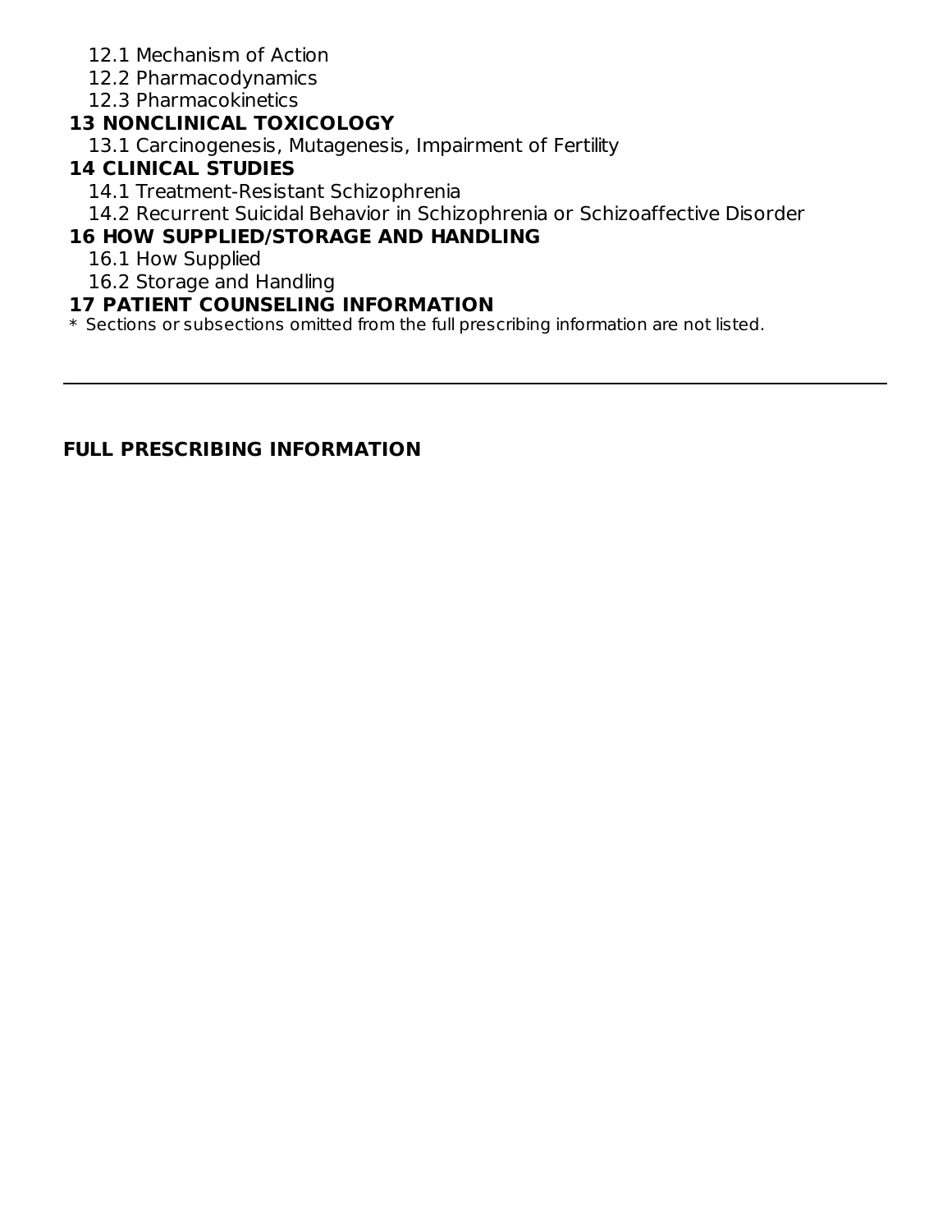12.1 Mechanism of Action

12.2 Pharmacodynamics

12.3 Pharmacokinetics

**13 NONCLINICAL TOXICOLOGY**

13.1 Carcinogenesis, Mutagenesis, Impairment of Fertility

**14 CLINICAL STUDIES**

14.1 Treatment-Resistant Schizophrenia

14.2 Recurrent Suicidal Behavior in Schizophrenia or Schizoaffective Disorder

**16 HOW SUPPLIED/STORAGE AND HANDLING**

16.1 How Supplied

16.2 Storage and Handling

**17 PATIENT COUNSELING INFORMATION**

* Sections or subsections omitted from the full prescribing information are not listed.

---

## FULL PRESCRIBING INFORMATION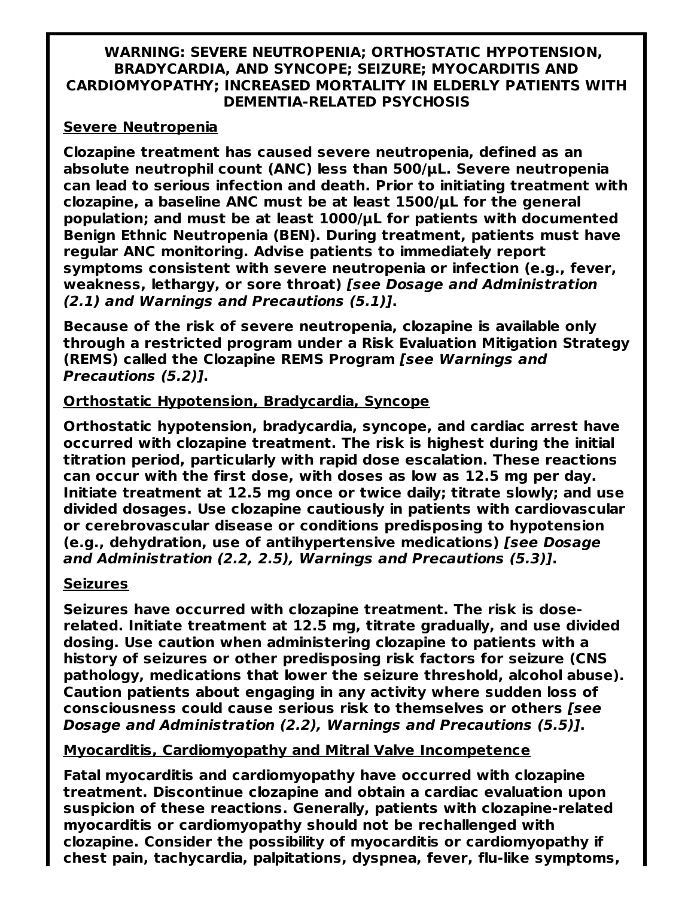**WARNING: SEVERE NEUTROPENIA; ORTHOSTATIC HYPOTENSION, BRADYCARDIA, AND SYNCOPE; SEIZURE; MYOCARDITIS AND CARDIOMYOPATHY; INCREASED MORTALITY IN ELDERLY PATIENTS WITH DEMENTIA-RELATED PSYCHOSIS**

**Severe Neutropenia**

**Clozapine treatment has caused severe neutropenia, defined as an absolute neutrophil count (ANC) less than 500/μL. Severe neutropenia can lead to serious infection and death. Prior to initiating treatment with clozapine, a baseline ANC must be at least 1500/μL for the general population; and must be at least 1000/μL for patients with documented Benign Ethnic Neutropenia (BEN). During treatment, patients must have regular ANC monitoring. Advise patients to immediately report symptoms consistent with severe neutropenia or infection (e.g., fever, weakness, lethargy, or sore throat) *[see Dosage and Administration (2.1) and Warnings and Precautions (5.1)]*.**

**Because of the risk of severe neutropenia, clozapine is available only through a restricted program under a Risk Evaluation Mitigation Strategy (REMS) called the Clozapine REMS Program *[see Warnings and Precautions (5.2)]*.**

**Orthostatic Hypotension, Bradycardia, Syncope**

**Orthostatic hypotension, bradycardia, syncope, and cardiac arrest have occurred with clozapine treatment. The risk is highest during the initial titration period, particularly with rapid dose escalation. These reactions can occur with the first dose, with doses as low as 12.5 mg per day. Initiate treatment at 12.5 mg once or twice daily; titrate slowly; and use divided dosages. Use clozapine cautiously in patients with cardiovascular or cerebrovascular disease or conditions predisposing to hypotension (e.g., dehydration, use of antihypertensive medications) *[see Dosage and Administration (2.2, 2.5), Warnings and Precautions (5.3)]*.**

**Seizures**

**Seizures have occurred with clozapine treatment. The risk is dose-related. Initiate treatment at 12.5 mg, titrate gradually, and use divided dosing. Use caution when administering clozapine to patients with a history of seizures or other predisposing risk factors for seizure (CNS pathology, medications that lower the seizure threshold, alcohol abuse). Caution patients about engaging in any activity where sudden loss of consciousness could cause serious risk to themselves or others *[see Dosage and Administration (2.2), Warnings and Precautions (5.5)]*.**

**Myocarditis, Cardiomyopathy and Mitral Valve Incompetence**

**Fatal myocarditis and cardiomyopathy have occurred with clozapine treatment. Discontinue clozapine and obtain a cardiac evaluation upon suspicion of these reactions. Generally, patients with clozapine-related myocarditis or cardiomyopathy should not be rechallenged with clozapine. Consider the possibility of myocarditis or cardiomyopathy if chest pain, tachycardia, palpitations, dyspnea, fever, flu-like symptoms,**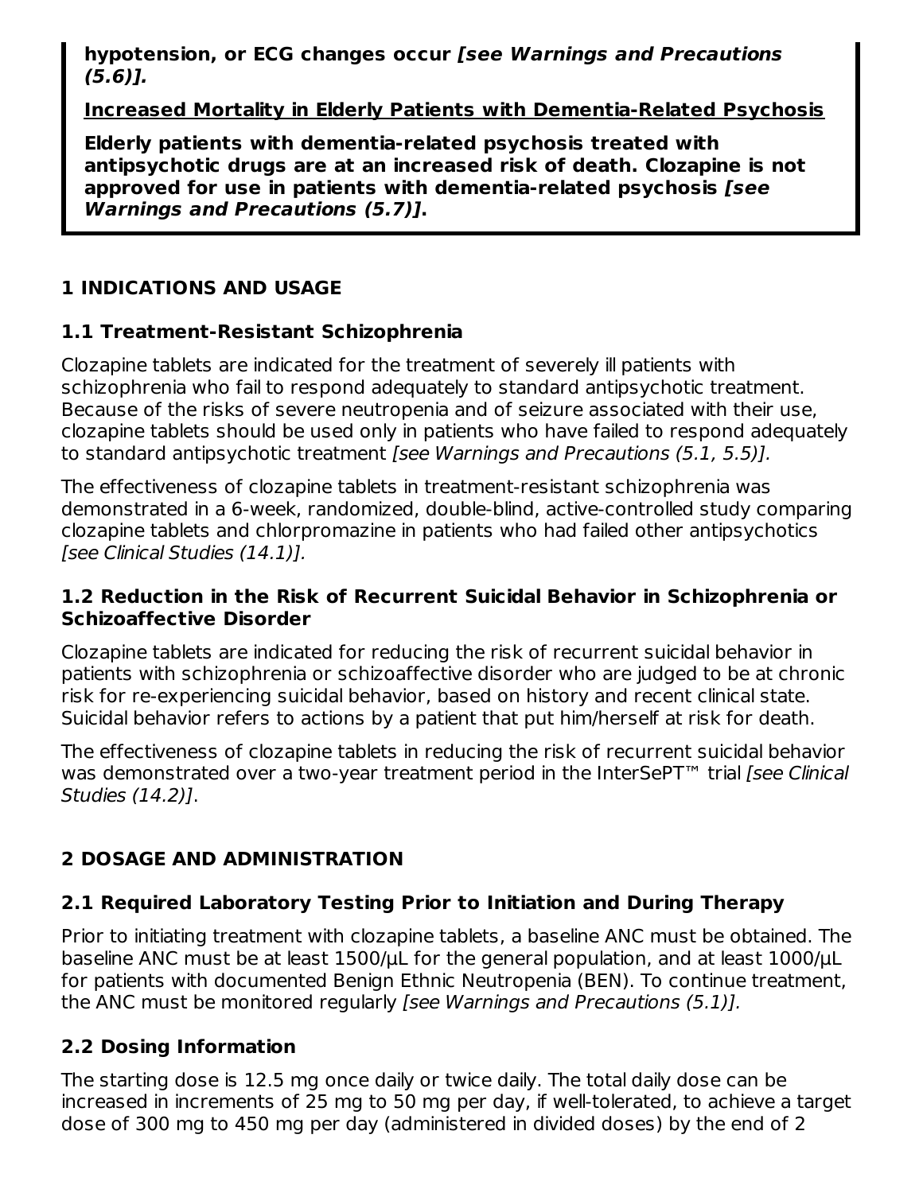**hypotension, or ECG changes occur *[see Warnings and Precautions (5.6)]*.**

**Increased Mortality in Elderly Patients with Dementia-Related Psychosis**

**Elderly patients with dementia-related psychosis treated with antipsychotic drugs are at an increased risk of death. Clozapine is not approved for use in patients with dementia-related psychosis *[see Warnings and Precautions (5.7)]*.**

# 1 INDICATIONS AND USAGE

## 1.1 Treatment-Resistant Schizophrenia

Clozapine tablets are indicated for the treatment of severely ill patients with schizophrenia who fail to respond adequately to standard antipsychotic treatment. Because of the risks of severe neutropenia and of seizure associated with their use, clozapine tablets should be used only in patients who have failed to respond adequately to standard antipsychotic treatment *[see Warnings and Precautions (5.1, 5.5)]*.

The effectiveness of clozapine tablets in treatment-resistant schizophrenia was demonstrated in a 6-week, randomized, double-blind, active-controlled study comparing clozapine tablets and chlorpromazine in patients who had failed other antipsychotics *[see Clinical Studies (14.1)]*.

## 1.2 Reduction in the Risk of Recurrent Suicidal Behavior in Schizophrenia or Schizoaffective Disorder

Clozapine tablets are indicated for reducing the risk of recurrent suicidal behavior in patients with schizophrenia or schizoaffective disorder who are judged to be at chronic risk for re-experiencing suicidal behavior, based on history and recent clinical state. Suicidal behavior refers to actions by a patient that put him/herself at risk for death.

The effectiveness of clozapine tablets in reducing the risk of recurrent suicidal behavior was demonstrated over a two-year treatment period in the InterSePT™ trial *[see Clinical Studies (14.2)]*.

# 2 DOSAGE AND ADMINISTRATION

## 2.1 Required Laboratory Testing Prior to Initiation and During Therapy

Prior to initiating treatment with clozapine tablets, a baseline ANC must be obtained. The baseline ANC must be at least 1500/μL for the general population, and at least 1000/μL for patients with documented Benign Ethnic Neutropenia (BEN). To continue treatment, the ANC must be monitored regularly *[see Warnings and Precautions (5.1)]*.

## 2.2 Dosing Information

The starting dose is 12.5 mg once daily or twice daily. The total daily dose can be increased in increments of 25 mg to 50 mg per day, if well-tolerated, to achieve a target dose of 300 mg to 450 mg per day (administered in divided doses) by the end of 2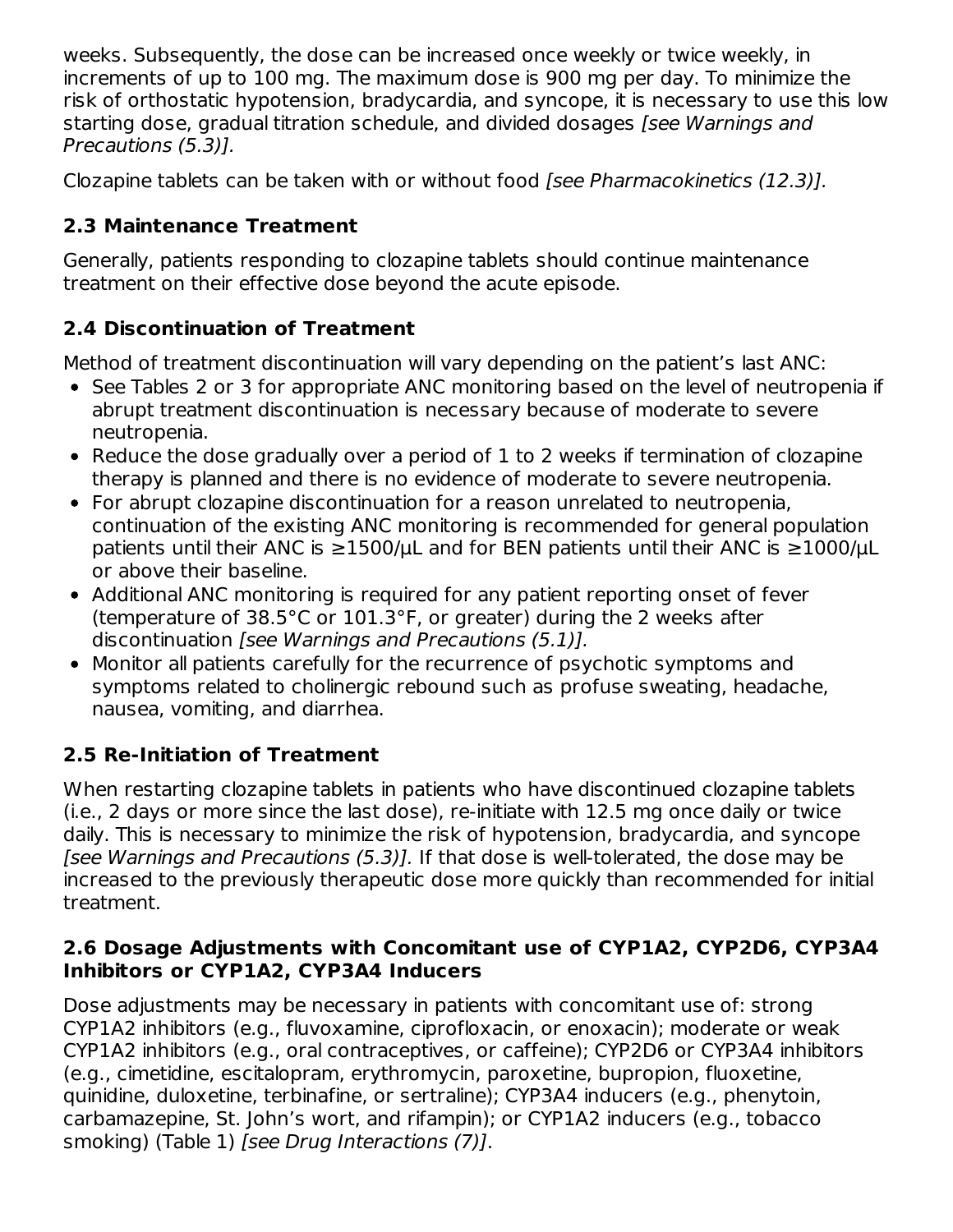weeks. Subsequently, the dose can be increased once weekly or twice weekly, in increments of up to 100 mg. The maximum dose is 900 mg per day. To minimize the risk of orthostatic hypotension, bradycardia, and syncope, it is necessary to use this low starting dose, gradual titration schedule, and divided dosages *[see Warnings and Precautions (5.3)].*

Clozapine tablets can be taken with or without food *[see Pharmacokinetics (12.3)].*

### 2.3 Maintenance Treatment

Generally, patients responding to clozapine tablets should continue maintenance treatment on their effective dose beyond the acute episode.

### 2.4 Discontinuation of Treatment

Method of treatment discontinuation will vary depending on the patient's last ANC:

- See Tables 2 or 3 for appropriate ANC monitoring based on the level of neutropenia if abrupt treatment discontinuation is necessary because of moderate to severe neutropenia.
- Reduce the dose gradually over a period of 1 to 2 weeks if termination of clozapine therapy is planned and there is no evidence of moderate to severe neutropenia.
- For abrupt clozapine discontinuation for a reason unrelated to neutropenia, continuation of the existing ANC monitoring is recommended for general population patients until their ANC is ≥1500/μL and for BEN patients until their ANC is ≥1000/μL or above their baseline.
- Additional ANC monitoring is required for any patient reporting onset of fever (temperature of 38.5°C or 101.3°F, or greater) during the 2 weeks after discontinuation *[see Warnings and Precautions (5.1)].*
- Monitor all patients carefully for the recurrence of psychotic symptoms and symptoms related to cholinergic rebound such as profuse sweating, headache, nausea, vomiting, and diarrhea.

### 2.5 Re-Initiation of Treatment

When restarting clozapine tablets in patients who have discontinued clozapine tablets (i.e., 2 days or more since the last dose), re-initiate with 12.5 mg once daily or twice daily. This is necessary to minimize the risk of hypotension, bradycardia, and syncope *[see Warnings and Precautions (5.3)].* If that dose is well-tolerated, the dose may be increased to the previously therapeutic dose more quickly than recommended for initial treatment.

### 2.6 Dosage Adjustments with Concomitant use of CYP1A2, CYP2D6, CYP3A4 Inhibitors or CYP1A2, CYP3A4 Inducers

Dose adjustments may be necessary in patients with concomitant use of: strong CYP1A2 inhibitors (e.g., fluvoxamine, ciprofloxacin, or enoxacin); moderate or weak CYP1A2 inhibitors (e.g., oral contraceptives, or caffeine); CYP2D6 or CYP3A4 inhibitors (e.g., cimetidine, escitalopram, erythromycin, paroxetine, bupropion, fluoxetine, quinidine, duloxetine, terbinafine, or sertraline); CYP3A4 inducers (e.g., phenytoin, carbamazepine, St. John's wort, and rifampin); or CYP1A2 inducers (e.g., tobacco smoking) (Table 1) *[see Drug Interactions (7)]*.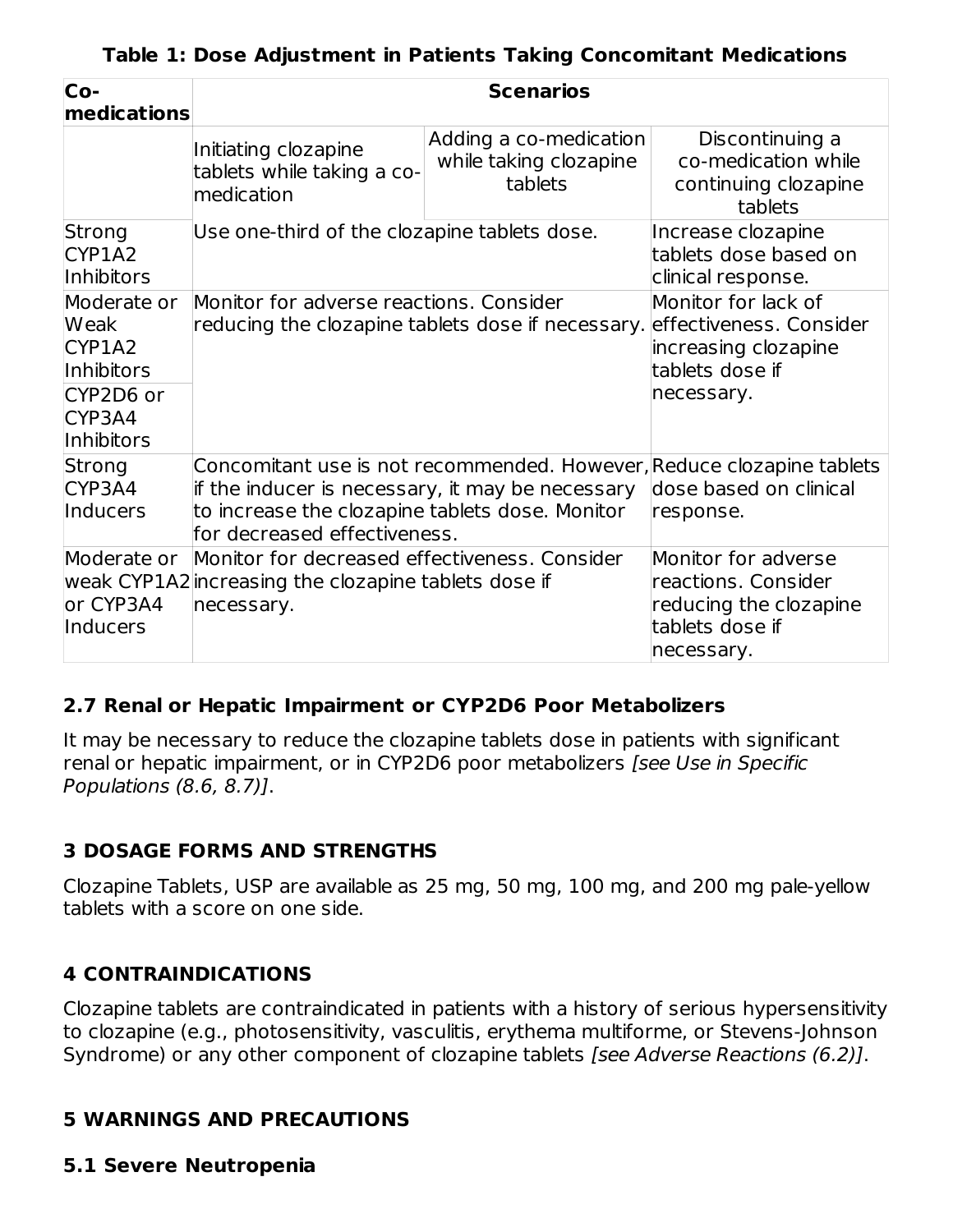**Table 1: Dose Adjustment in Patients Taking Concomitant Medications**

| Co-medications | Scenarios | | |
|---|---|---|---|
| | Initiating clozapine tablets while taking a co-medication | Adding a co-medication while taking clozapine tablets | Discontinuing a co-medication while continuing clozapine tablets |
| Strong CYP1A2 Inhibitors | Use one-third of the clozapine tablets dose. | | Increase clozapine tablets dose based on clinical response. |
| Moderate or Weak CYP1A2 Inhibitors | Monitor for adverse reactions. Consider reducing the clozapine tablets dose if necessary. | | Monitor for lack of effectiveness. Consider increasing clozapine tablets dose if necessary. |
| CYP2D6 or CYP3A4 Inhibitors | | | |
| Strong CYP3A4 Inducers | Concomitant use is not recommended. However, if the inducer is necessary, it may be necessary to increase the clozapine tablets dose. Monitor for decreased effectiveness. | | Reduce clozapine tablets dose based on clinical response. |
| Moderate or weak CYP1A2 or CYP3A4 Inducers | Monitor for decreased effectiveness. Consider increasing the clozapine tablets dose if necessary. | | Monitor for adverse reactions. Consider reducing the clozapine tablets dose if necessary. |

### 2.7 Renal or Hepatic Impairment or CYP2D6 Poor Metabolizers

It may be necessary to reduce the clozapine tablets dose in patients with significant renal or hepatic impairment, or in CYP2D6 poor metabolizers *[see Use in Specific Populations (8.6, 8.7)]*.

## 3 DOSAGE FORMS AND STRENGTHS

Clozapine Tablets, USP are available as 25 mg, 50 mg, 100 mg, and 200 mg pale-yellow tablets with a score on one side.

## 4 CONTRAINDICATIONS

Clozapine tablets are contraindicated in patients with a history of serious hypersensitivity to clozapine (e.g., photosensitivity, vasculitis, erythema multiforme, or Stevens-Johnson Syndrome) or any other component of clozapine tablets *[see Adverse Reactions (6.2)]*.

## 5 WARNINGS AND PRECAUTIONS

### 5.1 Severe Neutropenia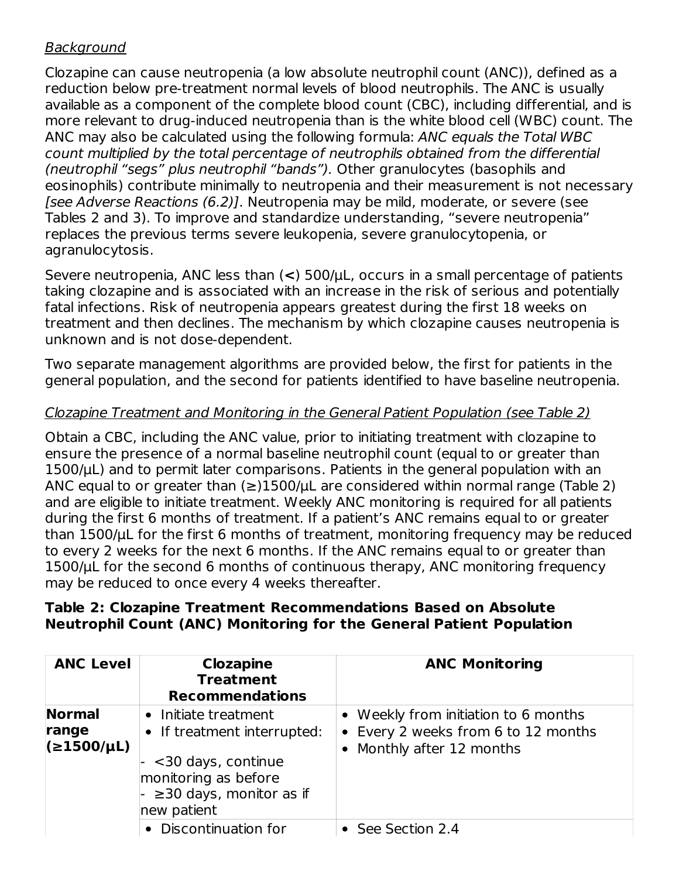*Background*

Clozapine can cause neutropenia (a low absolute neutrophil count (ANC)), defined as a reduction below pre-treatment normal levels of blood neutrophils. The ANC is usually available as a component of the complete blood count (CBC), including differential, and is more relevant to drug-induced neutropenia than is the white blood cell (WBC) count. The ANC may also be calculated using the following formula: *ANC equals the Total WBC count multiplied by the total percentage of neutrophils obtained from the differential (neutrophil "segs" plus neutrophil "bands").* Other granulocytes (basophils and eosinophils) contribute minimally to neutropenia and their measurement is not necessary *[see Adverse Reactions (6.2)]*. Neutropenia may be mild, moderate, or severe (see Tables 2 and 3). To improve and standardize understanding, "severe neutropenia" replaces the previous terms severe leukopenia, severe granulocytopenia, or agranulocytosis.

Severe neutropenia, ANC less than (**<**) 500/µL, occurs in a small percentage of patients taking clozapine and is associated with an increase in the risk of serious and potentially fatal infections. Risk of neutropenia appears greatest during the first 18 weeks on treatment and then declines. The mechanism by which clozapine causes neutropenia is unknown and is not dose-dependent.

Two separate management algorithms are provided below, the first for patients in the general population, and the second for patients identified to have baseline neutropenia.

*Clozapine Treatment and Monitoring in the General Patient Population (see Table 2)*

Obtain a CBC, including the ANC value, prior to initiating treatment with clozapine to ensure the presence of a normal baseline neutrophil count (equal to or greater than 1500/µL) and to permit later comparisons. Patients in the general population with an ANC equal to or greater than (≥)1500/µL are considered within normal range (Table 2) and are eligible to initiate treatment. Weekly ANC monitoring is required for all patients during the first 6 months of treatment. If a patient's ANC remains equal to or greater than 1500/µL for the first 6 months of treatment, monitoring frequency may be reduced to every 2 weeks for the next 6 months. If the ANC remains equal to or greater than 1500/µL for the second 6 months of continuous therapy, ANC monitoring frequency may be reduced to once every 4 weeks thereafter.

**Table 2: Clozapine Treatment Recommendations Based on Absolute Neutrophil Count (ANC) Monitoring for the General Patient Population**

| ANC Level | Clozapine Treatment Recommendations | ANC Monitoring |
|---|---|---|
| **Normal range (≥1500/µL)** | • Initiate treatment<br>• If treatment interrupted:<br>- <30 days, continue monitoring as before<br>- ≥30 days, monitor as if new patient | • Weekly from initiation to 6 months<br>• Every 2 weeks from 6 to 12 months<br>• Monthly after 12 months |
| | • Discontinuation for | • See Section 2.4 |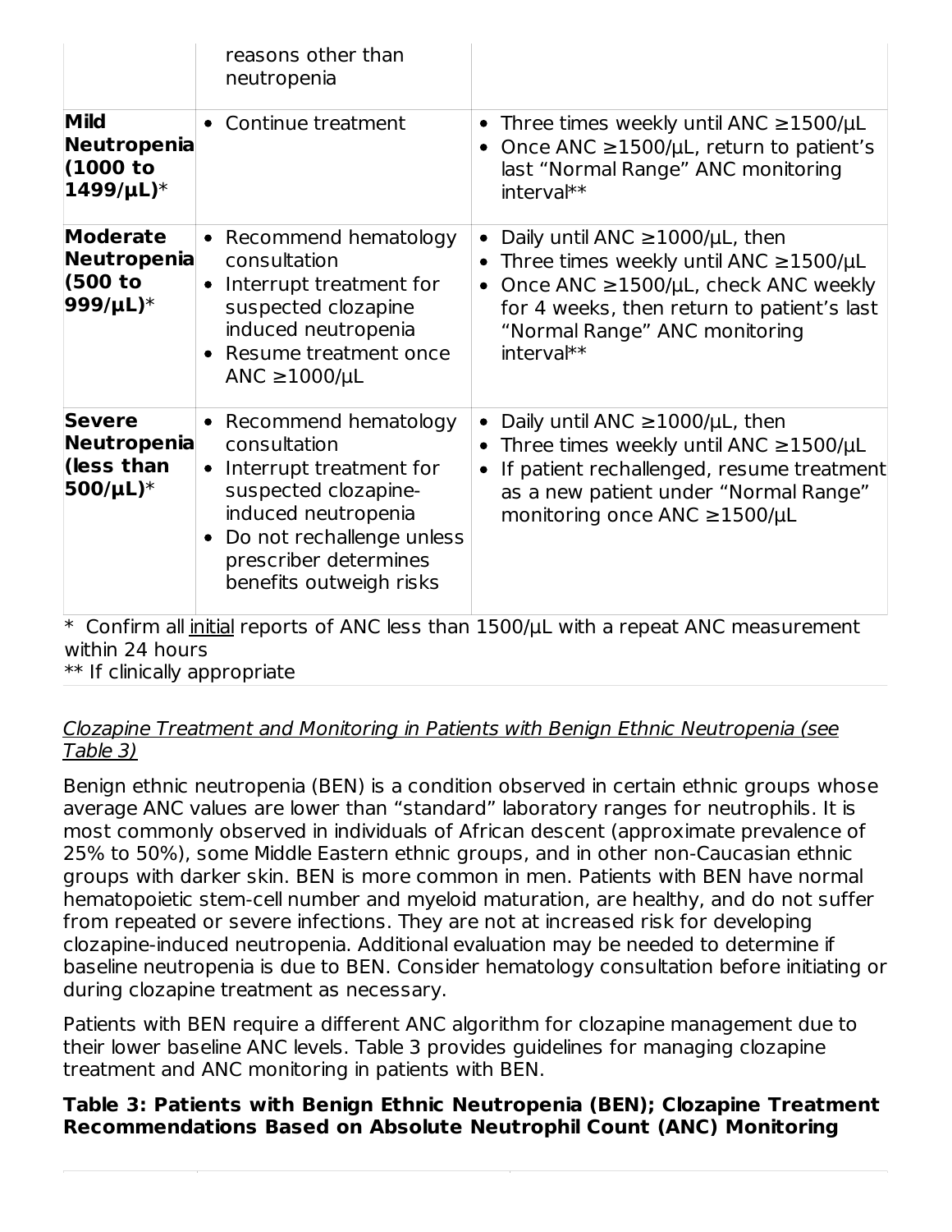| | | |
|---|---|---|
| | reasons other than neutropenia | |
| **Mild Neutropenia (1000 to 1499/µL)*** | • Continue treatment | • Three times weekly until ANC ≥1500/µL<br>• Once ANC ≥1500/µL, return to patient's last "Normal Range" ANC monitoring interval** |
| **Moderate Neutropenia (500 to 999/µL)*** | • Recommend hematology consultation<br>• Interrupt treatment for suspected clozapine induced neutropenia<br>• Resume treatment once ANC ≥1000/µL | • Daily until ANC ≥1000/µL, then<br>• Three times weekly until ANC ≥1500/µL<br>• Once ANC ≥1500/µL, check ANC weekly for 4 weeks, then return to patient's last "Normal Range" ANC monitoring interval** |
| **Severe Neutropenia (less than 500/µL)*** | • Recommend hematology consultation<br>• Interrupt treatment for suspected clozapine-induced neutropenia<br>• Do not rechallenge unless prescriber determines benefits outweigh risks | • Daily until ANC ≥1000/µL, then<br>• Three times weekly until ANC ≥1500/µL<br>• If patient rechallenged, resume treatment as a new patient under "Normal Range" monitoring once ANC ≥1500/µL |

* Confirm all initial reports of ANC less than 1500/µL with a repeat ANC measurement within 24 hours
** If clinically appropriate

*Clozapine Treatment and Monitoring in Patients with Benign Ethnic Neutropenia (see Table 3)*

Benign ethnic neutropenia (BEN) is a condition observed in certain ethnic groups whose average ANC values are lower than "standard" laboratory ranges for neutrophils. It is most commonly observed in individuals of African descent (approximate prevalence of 25% to 50%), some Middle Eastern ethnic groups, and in other non-Caucasian ethnic groups with darker skin. BEN is more common in men. Patients with BEN have normal hematopoietic stem-cell number and myeloid maturation, are healthy, and do not suffer from repeated or severe infections. They are not at increased risk for developing clozapine-induced neutropenia. Additional evaluation may be needed to determine if baseline neutropenia is due to BEN. Consider hematology consultation before initiating or during clozapine treatment as necessary.

Patients with BEN require a different ANC algorithm for clozapine management due to their lower baseline ANC levels. Table 3 provides guidelines for managing clozapine treatment and ANC monitoring in patients with BEN.

**Table 3: Patients with Benign Ethnic Neutropenia (BEN); Clozapine Treatment Recommendations Based on Absolute Neutrophil Count (ANC) Monitoring**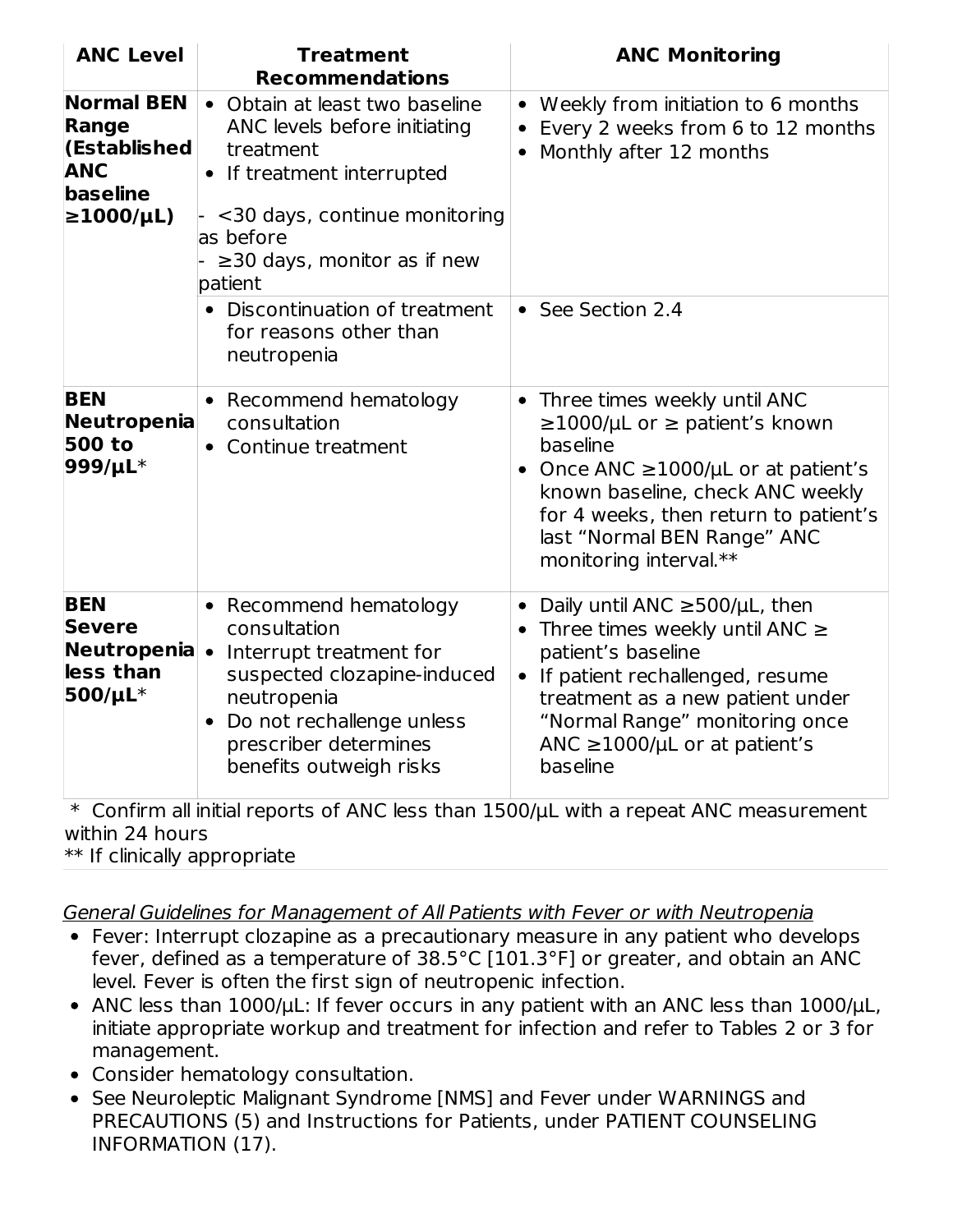| ANC Level | Treatment Recommendations | ANC Monitoring |
|---|---|---|
| **Normal BEN Range (Established ANC baseline ≥1000/µL)** | • Obtain at least two baseline ANC levels before initiating treatment<br>• If treatment interrupted<br>- <30 days, continue monitoring as before<br>- ≥30 days, monitor as if new patient | • Weekly from initiation to 6 months<br>• Every 2 weeks from 6 to 12 months<br>• Monthly after 12 months |
| | • Discontinuation of treatment for reasons other than neutropenia | • See Section 2.4 |
| **BEN Neutropenia 500 to 999/µL*** | • Recommend hematology consultation<br>• Continue treatment | • Three times weekly until ANC ≥1000/µL or ≥ patient's known baseline<br>• Once ANC ≥1000/µL or at patient's known baseline, check ANC weekly for 4 weeks, then return to patient's last "Normal BEN Range" ANC monitoring interval.** |
| **BEN Severe Neutropenia less than 500/µL*** | • Recommend hematology consultation<br>• Interrupt treatment for suspected clozapine-induced neutropenia<br>• Do not rechallenge unless prescriber determines benefits outweigh risks | • Daily until ANC ≥500/µL, then<br>• Three times weekly until ANC ≥ patient's baseline<br>• If patient rechallenged, resume treatment as a new patient under "Normal Range" monitoring once ANC ≥1000/µL or at patient's baseline |

\* Confirm all initial reports of ANC less than 1500/µL with a repeat ANC measurement within 24 hours

** If clinically appropriate

_General Guidelines for Management of All Patients with Fever or with Neutropenia_

- Fever: Interrupt clozapine as a precautionary measure in any patient who develops fever, defined as a temperature of 38.5°C [101.3°F] or greater, and obtain an ANC level. Fever is often the first sign of neutropenic infection.
- ANC less than 1000/µL: If fever occurs in any patient with an ANC less than 1000/µL, initiate appropriate workup and treatment for infection and refer to Tables 2 or 3 for management.
- Consider hematology consultation.
- See Neuroleptic Malignant Syndrome [NMS] and Fever under WARNINGS and PRECAUTIONS (5) and Instructions for Patients, under PATIENT COUNSELING INFORMATION (17).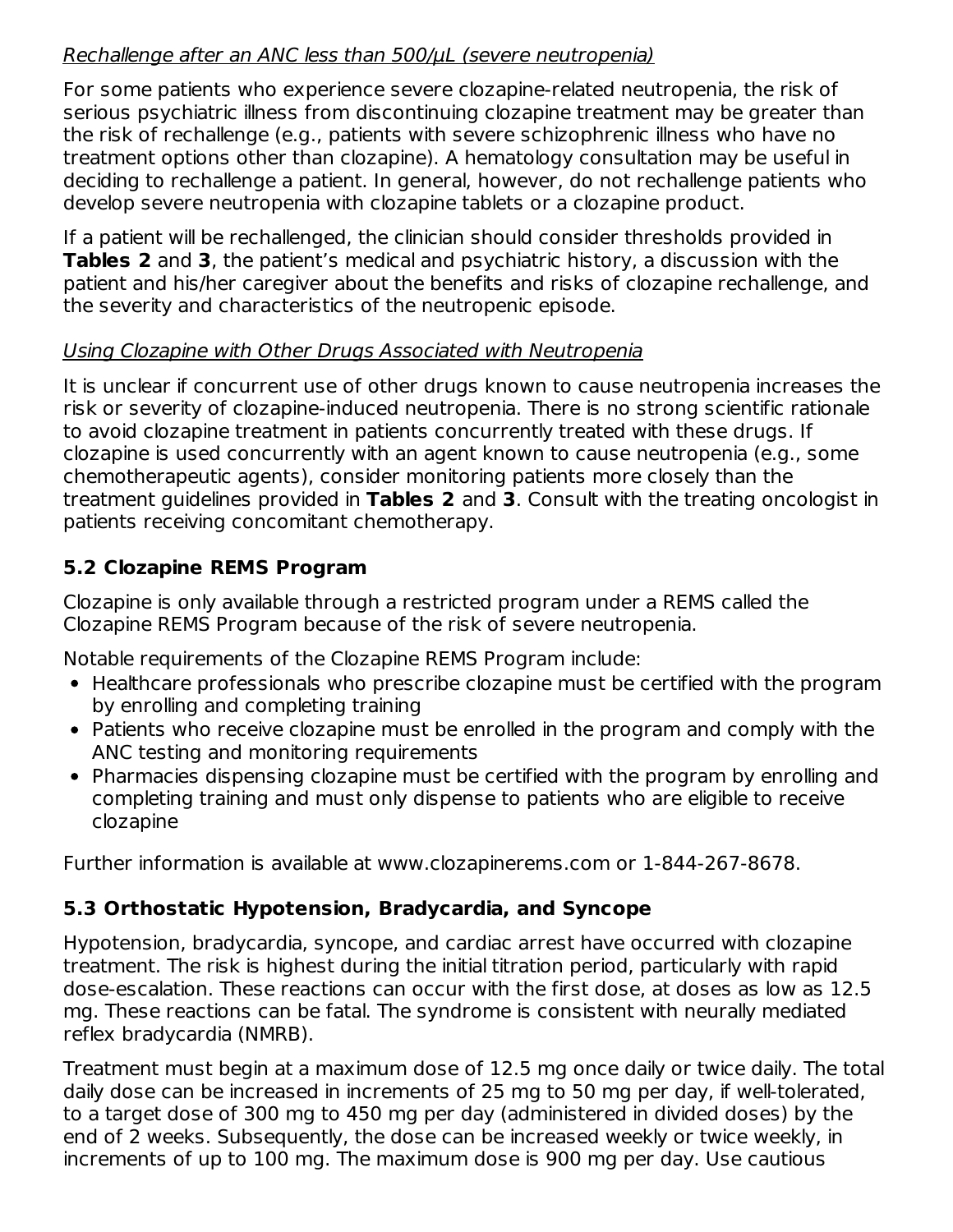*Rechallenge after an ANC less than 500/μL (severe neutropenia)*

For some patients who experience severe clozapine-related neutropenia, the risk of serious psychiatric illness from discontinuing clozapine treatment may be greater than the risk of rechallenge (e.g., patients with severe schizophrenic illness who have no treatment options other than clozapine). A hematology consultation may be useful in deciding to rechallenge a patient. In general, however, do not rechallenge patients who develop severe neutropenia with clozapine tablets or a clozapine product.

If a patient will be rechallenged, the clinician should consider thresholds provided in **Tables 2** and **3**, the patient's medical and psychiatric history, a discussion with the patient and his/her caregiver about the benefits and risks of clozapine rechallenge, and the severity and characteristics of the neutropenic episode.

*Using Clozapine with Other Drugs Associated with Neutropenia*

It is unclear if concurrent use of other drugs known to cause neutropenia increases the risk or severity of clozapine-induced neutropenia. There is no strong scientific rationale to avoid clozapine treatment in patients concurrently treated with these drugs. If clozapine is used concurrently with an agent known to cause neutropenia (e.g., some chemotherapeutic agents), consider monitoring patients more closely than the treatment guidelines provided in **Tables 2** and **3**. Consult with the treating oncologist in patients receiving concomitant chemotherapy.

### 5.2 Clozapine REMS Program

Clozapine is only available through a restricted program under a REMS called the Clozapine REMS Program because of the risk of severe neutropenia.

Notable requirements of the Clozapine REMS Program include:

- Healthcare professionals who prescribe clozapine must be certified with the program by enrolling and completing training
- Patients who receive clozapine must be enrolled in the program and comply with the ANC testing and monitoring requirements
- Pharmacies dispensing clozapine must be certified with the program by enrolling and completing training and must only dispense to patients who are eligible to receive clozapine

Further information is available at www.clozapinerems.com or 1-844-267-8678.

### 5.3 Orthostatic Hypotension, Bradycardia, and Syncope

Hypotension, bradycardia, syncope, and cardiac arrest have occurred with clozapine treatment. The risk is highest during the initial titration period, particularly with rapid dose-escalation. These reactions can occur with the first dose, at doses as low as 12.5 mg. These reactions can be fatal. The syndrome is consistent with neurally mediated reflex bradycardia (NMRB).

Treatment must begin at a maximum dose of 12.5 mg once daily or twice daily. The total daily dose can be increased in increments of 25 mg to 50 mg per day, if well-tolerated, to a target dose of 300 mg to 450 mg per day (administered in divided doses) by the end of 2 weeks. Subsequently, the dose can be increased weekly or twice weekly, in increments of up to 100 mg. The maximum dose is 900 mg per day. Use cautious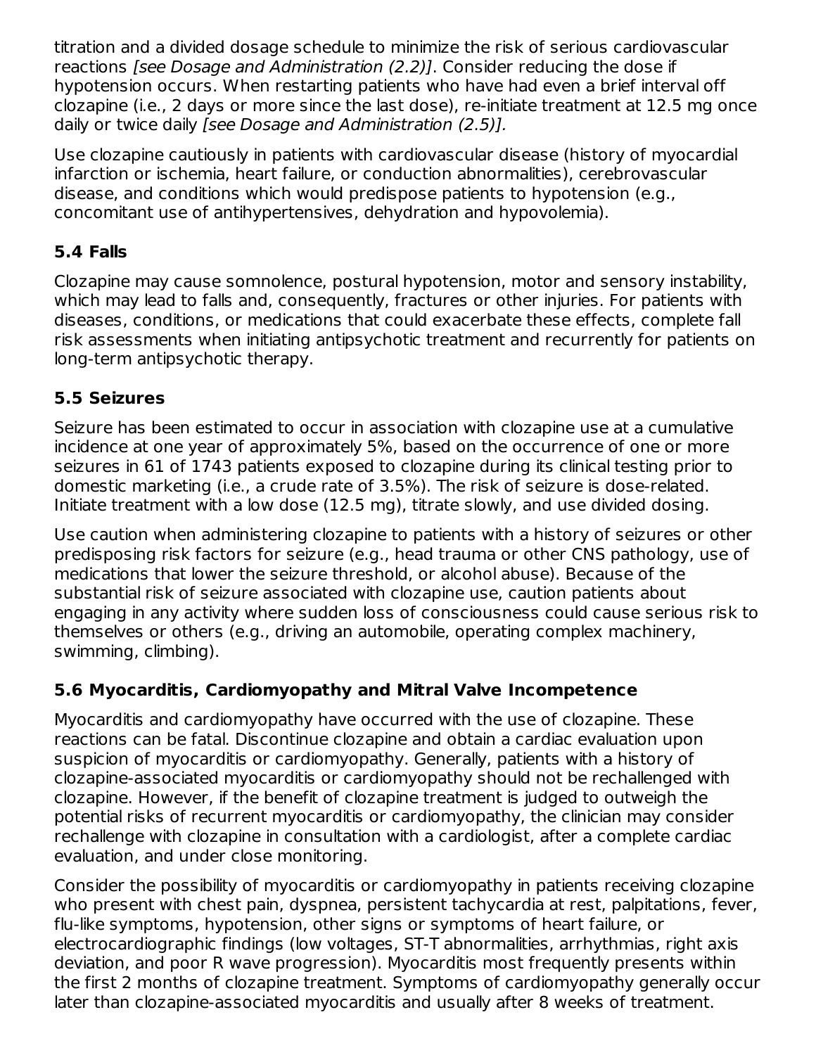titration and a divided dosage schedule to minimize the risk of serious cardiovascular reactions *[see Dosage and Administration (2.2)]*. Consider reducing the dose if hypotension occurs. When restarting patients who have had even a brief interval off clozapine (i.e., 2 days or more since the last dose), re-initiate treatment at 12.5 mg once daily or twice daily *[see Dosage and Administration (2.5)].*

Use clozapine cautiously in patients with cardiovascular disease (history of myocardial infarction or ischemia, heart failure, or conduction abnormalities), cerebrovascular disease, and conditions which would predispose patients to hypotension (e.g., concomitant use of antihypertensives, dehydration and hypovolemia).

### 5.4 Falls

Clozapine may cause somnolence, postural hypotension, motor and sensory instability, which may lead to falls and, consequently, fractures or other injuries. For patients with diseases, conditions, or medications that could exacerbate these effects, complete fall risk assessments when initiating antipsychotic treatment and recurrently for patients on long-term antipsychotic therapy.

### 5.5 Seizures

Seizure has been estimated to occur in association with clozapine use at a cumulative incidence at one year of approximately 5%, based on the occurrence of one or more seizures in 61 of 1743 patients exposed to clozapine during its clinical testing prior to domestic marketing (i.e., a crude rate of 3.5%). The risk of seizure is dose-related. Initiate treatment with a low dose (12.5 mg), titrate slowly, and use divided dosing.

Use caution when administering clozapine to patients with a history of seizures or other predisposing risk factors for seizure (e.g., head trauma or other CNS pathology, use of medications that lower the seizure threshold, or alcohol abuse). Because of the substantial risk of seizure associated with clozapine use, caution patients about engaging in any activity where sudden loss of consciousness could cause serious risk to themselves or others (e.g., driving an automobile, operating complex machinery, swimming, climbing).

### 5.6 Myocarditis, Cardiomyopathy and Mitral Valve Incompetence

Myocarditis and cardiomyopathy have occurred with the use of clozapine. These reactions can be fatal. Discontinue clozapine and obtain a cardiac evaluation upon suspicion of myocarditis or cardiomyopathy. Generally, patients with a history of clozapine-associated myocarditis or cardiomyopathy should not be rechallenged with clozapine. However, if the benefit of clozapine treatment is judged to outweigh the potential risks of recurrent myocarditis or cardiomyopathy, the clinician may consider rechallenge with clozapine in consultation with a cardiologist, after a complete cardiac evaluation, and under close monitoring.

Consider the possibility of myocarditis or cardiomyopathy in patients receiving clozapine who present with chest pain, dyspnea, persistent tachycardia at rest, palpitations, fever, flu-like symptoms, hypotension, other signs or symptoms of heart failure, or electrocardiographic findings (low voltages, ST-T abnormalities, arrhythmias, right axis deviation, and poor R wave progression). Myocarditis most frequently presents within the first 2 months of clozapine treatment. Symptoms of cardiomyopathy generally occur later than clozapine-associated myocarditis and usually after 8 weeks of treatment.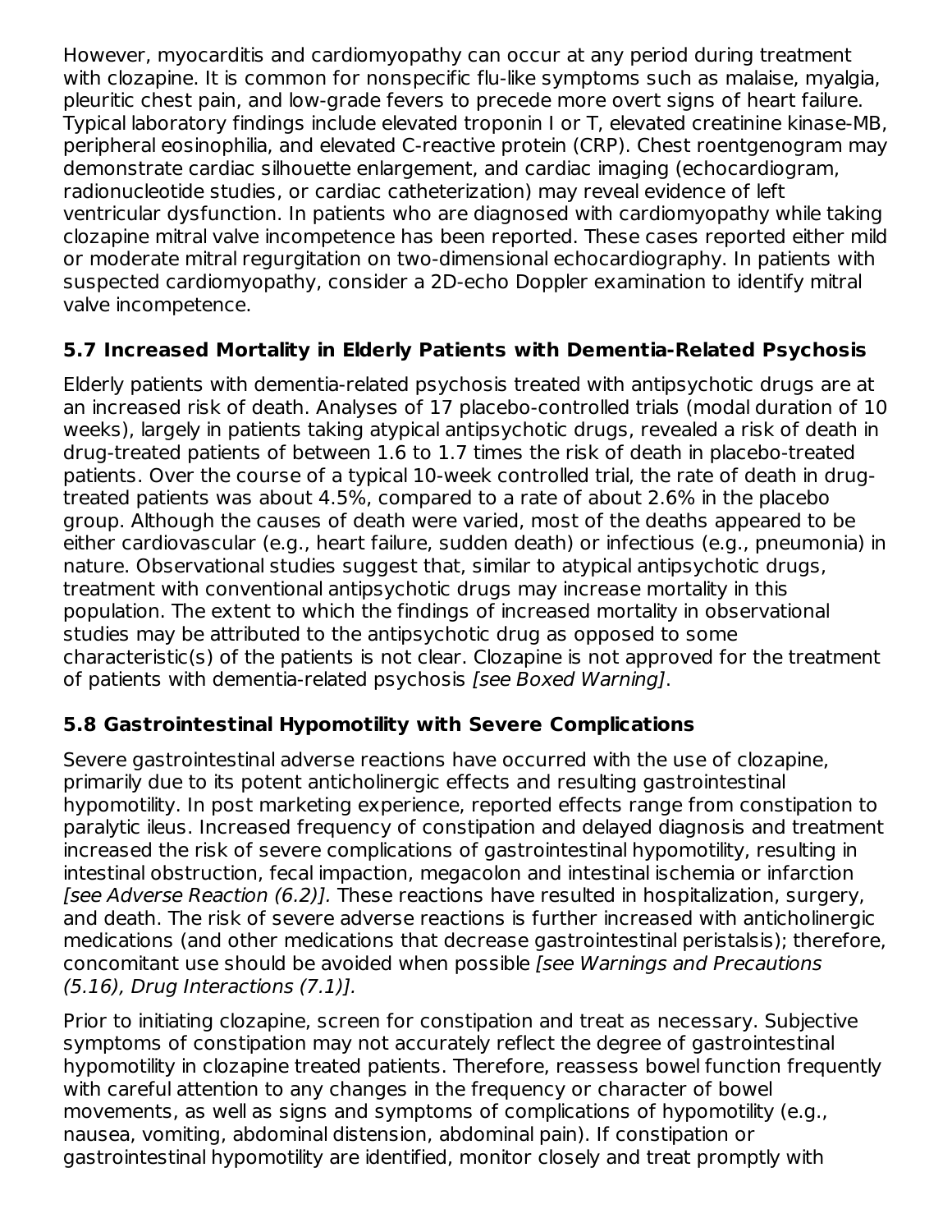However, myocarditis and cardiomyopathy can occur at any period during treatment with clozapine. It is common for nonspecific flu-like symptoms such as malaise, myalgia, pleuritic chest pain, and low-grade fevers to precede more overt signs of heart failure. Typical laboratory findings include elevated troponin I or T, elevated creatinine kinase-MB, peripheral eosinophilia, and elevated C-reactive protein (CRP). Chest roentgenogram may demonstrate cardiac silhouette enlargement, and cardiac imaging (echocardiogram, radionucleotide studies, or cardiac catheterization) may reveal evidence of left ventricular dysfunction. In patients who are diagnosed with cardiomyopathy while taking clozapine mitral valve incompetence has been reported. These cases reported either mild or moderate mitral regurgitation on two-dimensional echocardiography. In patients with suspected cardiomyopathy, consider a 2D-echo Doppler examination to identify mitral valve incompetence.

### 5.7 Increased Mortality in Elderly Patients with Dementia-Related Psychosis

Elderly patients with dementia-related psychosis treated with antipsychotic drugs are at an increased risk of death. Analyses of 17 placebo-controlled trials (modal duration of 10 weeks), largely in patients taking atypical antipsychotic drugs, revealed a risk of death in drug-treated patients of between 1.6 to 1.7 times the risk of death in placebo-treated patients. Over the course of a typical 10-week controlled trial, the rate of death in drug-treated patients was about 4.5%, compared to a rate of about 2.6% in the placebo group. Although the causes of death were varied, most of the deaths appeared to be either cardiovascular (e.g., heart failure, sudden death) or infectious (e.g., pneumonia) in nature. Observational studies suggest that, similar to atypical antipsychotic drugs, treatment with conventional antipsychotic drugs may increase mortality in this population. The extent to which the findings of increased mortality in observational studies may be attributed to the antipsychotic drug as opposed to some characteristic(s) of the patients is not clear. Clozapine is not approved for the treatment of patients with dementia-related psychosis *[see Boxed Warning]*.

### 5.8 Gastrointestinal Hypomotility with Severe Complications

Severe gastrointestinal adverse reactions have occurred with the use of clozapine, primarily due to its potent anticholinergic effects and resulting gastrointestinal hypomotility. In post marketing experience, reported effects range from constipation to paralytic ileus. Increased frequency of constipation and delayed diagnosis and treatment increased the risk of severe complications of gastrointestinal hypomotility, resulting in intestinal obstruction, fecal impaction, megacolon and intestinal ischemia or infarction *[see Adverse Reaction (6.2)].* These reactions have resulted in hospitalization, surgery, and death. The risk of severe adverse reactions is further increased with anticholinergic medications (and other medications that decrease gastrointestinal peristalsis); therefore, concomitant use should be avoided when possible *[see Warnings and Precautions (5.16), Drug Interactions (7.1)].*

Prior to initiating clozapine, screen for constipation and treat as necessary. Subjective symptoms of constipation may not accurately reflect the degree of gastrointestinal hypomotility in clozapine treated patients. Therefore, reassess bowel function frequently with careful attention to any changes in the frequency or character of bowel movements, as well as signs and symptoms of complications of hypomotility (e.g., nausea, vomiting, abdominal distension, abdominal pain). If constipation or gastrointestinal hypomotility are identified, monitor closely and treat promptly with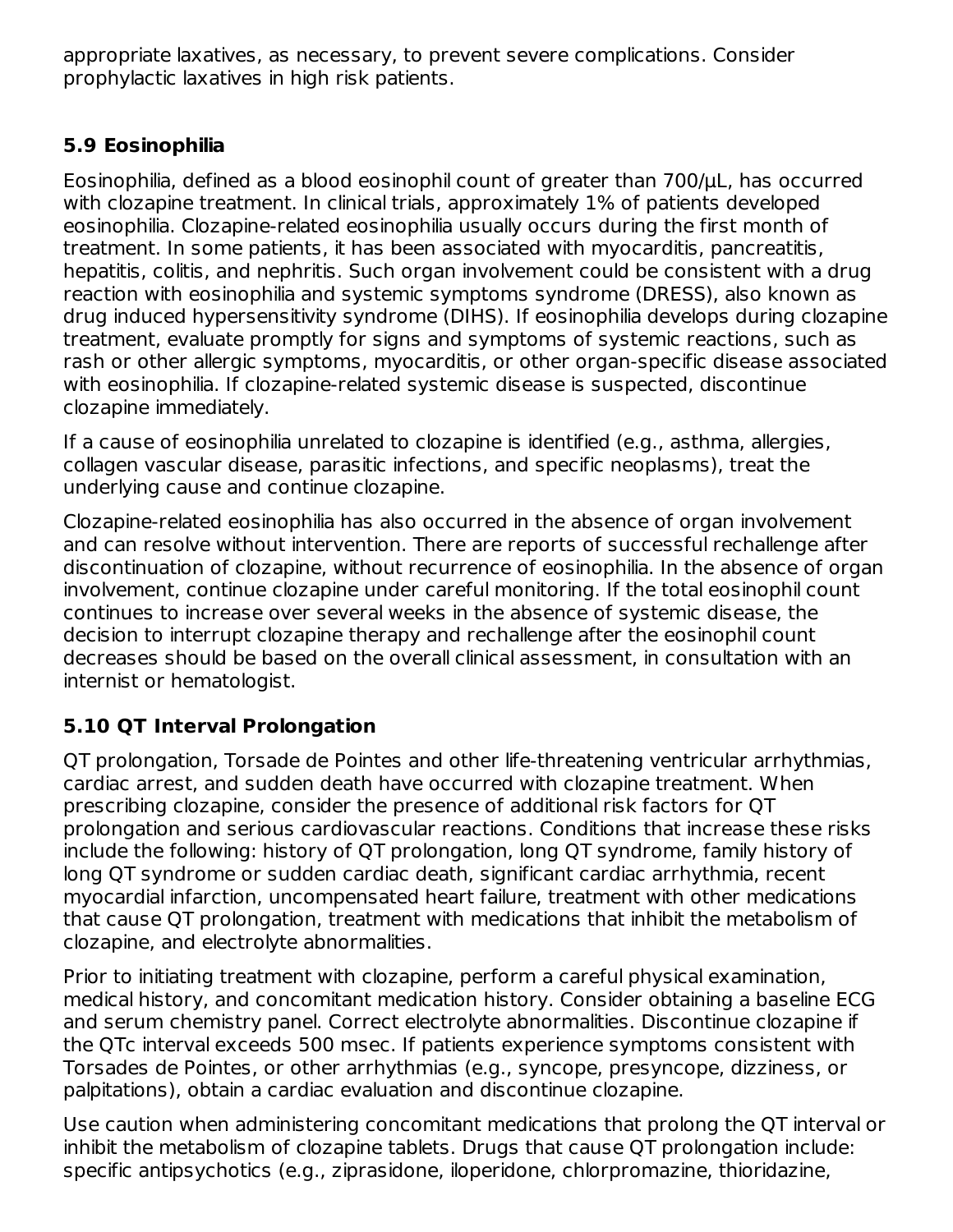appropriate laxatives, as necessary, to prevent severe complications. Consider prophylactic laxatives in high risk patients.

### 5.9 Eosinophilia

Eosinophilia, defined as a blood eosinophil count of greater than 700/µL, has occurred with clozapine treatment. In clinical trials, approximately 1% of patients developed eosinophilia. Clozapine-related eosinophilia usually occurs during the first month of treatment. In some patients, it has been associated with myocarditis, pancreatitis, hepatitis, colitis, and nephritis. Such organ involvement could be consistent with a drug reaction with eosinophilia and systemic symptoms syndrome (DRESS), also known as drug induced hypersensitivity syndrome (DIHS). If eosinophilia develops during clozapine treatment, evaluate promptly for signs and symptoms of systemic reactions, such as rash or other allergic symptoms, myocarditis, or other organ-specific disease associated with eosinophilia. If clozapine-related systemic disease is suspected, discontinue clozapine immediately.

If a cause of eosinophilia unrelated to clozapine is identified (e.g., asthma, allergies, collagen vascular disease, parasitic infections, and specific neoplasms), treat the underlying cause and continue clozapine.

Clozapine-related eosinophilia has also occurred in the absence of organ involvement and can resolve without intervention. There are reports of successful rechallenge after discontinuation of clozapine, without recurrence of eosinophilia. In the absence of organ involvement, continue clozapine under careful monitoring. If the total eosinophil count continues to increase over several weeks in the absence of systemic disease, the decision to interrupt clozapine therapy and rechallenge after the eosinophil count decreases should be based on the overall clinical assessment, in consultation with an internist or hematologist.

### 5.10 QT Interval Prolongation

QT prolongation, Torsade de Pointes and other life-threatening ventricular arrhythmias, cardiac arrest, and sudden death have occurred with clozapine treatment. When prescribing clozapine, consider the presence of additional risk factors for QT prolongation and serious cardiovascular reactions. Conditions that increase these risks include the following: history of QT prolongation, long QT syndrome, family history of long QT syndrome or sudden cardiac death, significant cardiac arrhythmia, recent myocardial infarction, uncompensated heart failure, treatment with other medications that cause QT prolongation, treatment with medications that inhibit the metabolism of clozapine, and electrolyte abnormalities.

Prior to initiating treatment with clozapine, perform a careful physical examination, medical history, and concomitant medication history. Consider obtaining a baseline ECG and serum chemistry panel. Correct electrolyte abnormalities. Discontinue clozapine if the QTc interval exceeds 500 msec. If patients experience symptoms consistent with Torsades de Pointes, or other arrhythmias (e.g., syncope, presyncope, dizziness, or palpitations), obtain a cardiac evaluation and discontinue clozapine.

Use caution when administering concomitant medications that prolong the QT interval or inhibit the metabolism of clozapine tablets. Drugs that cause QT prolongation include: specific antipsychotics (e.g., ziprasidone, iloperidone, chlorpromazine, thioridazine,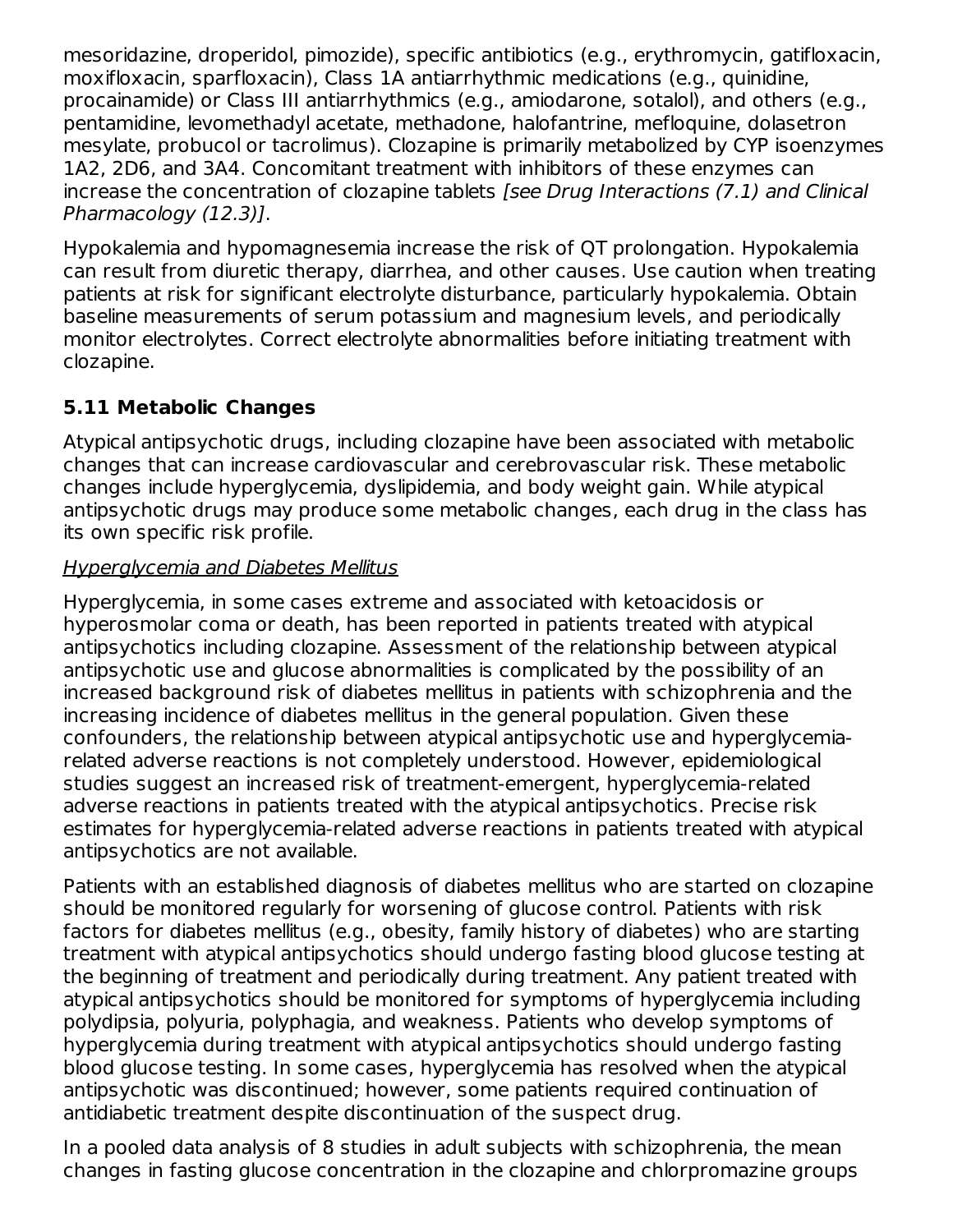mesoridazine, droperidol, pimozide), specific antibiotics (e.g., erythromycin, gatifloxacin, moxifloxacin, sparfloxacin), Class 1A antiarrhythmic medications (e.g., quinidine, procainamide) or Class III antiarrhythmics (e.g., amiodarone, sotalol), and others (e.g., pentamidine, levomethadyl acetate, methadone, halofantrine, mefloquine, dolasetron mesylate, probucol or tacrolimus). Clozapine is primarily metabolized by CYP isoenzymes 1A2, 2D6, and 3A4. Concomitant treatment with inhibitors of these enzymes can increase the concentration of clozapine tablets *[see Drug Interactions (7.1) and Clinical Pharmacology (12.3)]*.

Hypokalemia and hypomagnesemia increase the risk of QT prolongation. Hypokalemia can result from diuretic therapy, diarrhea, and other causes. Use caution when treating patients at risk for significant electrolyte disturbance, particularly hypokalemia. Obtain baseline measurements of serum potassium and magnesium levels, and periodically monitor electrolytes. Correct electrolyte abnormalities before initiating treatment with clozapine.

### 5.11 Metabolic Changes

Atypical antipsychotic drugs, including clozapine have been associated with metabolic changes that can increase cardiovascular and cerebrovascular risk. These metabolic changes include hyperglycemia, dyslipidemia, and body weight gain. While atypical antipsychotic drugs may produce some metabolic changes, each drug in the class has its own specific risk profile.

Hyperglycemia and Diabetes Mellitus

Hyperglycemia, in some cases extreme and associated with ketoacidosis or hyperosmolar coma or death, has been reported in patients treated with atypical antipsychotics including clozapine. Assessment of the relationship between atypical antipsychotic use and glucose abnormalities is complicated by the possibility of an increased background risk of diabetes mellitus in patients with schizophrenia and the increasing incidence of diabetes mellitus in the general population. Given these confounders, the relationship between atypical antipsychotic use and hyperglycemia-related adverse reactions is not completely understood. However, epidemiological studies suggest an increased risk of treatment-emergent, hyperglycemia-related adverse reactions in patients treated with the atypical antipsychotics. Precise risk estimates for hyperglycemia-related adverse reactions in patients treated with atypical antipsychotics are not available.

Patients with an established diagnosis of diabetes mellitus who are started on clozapine should be monitored regularly for worsening of glucose control. Patients with risk factors for diabetes mellitus (e.g., obesity, family history of diabetes) who are starting treatment with atypical antipsychotics should undergo fasting blood glucose testing at the beginning of treatment and periodically during treatment. Any patient treated with atypical antipsychotics should be monitored for symptoms of hyperglycemia including polydipsia, polyuria, polyphagia, and weakness. Patients who develop symptoms of hyperglycemia during treatment with atypical antipsychotics should undergo fasting blood glucose testing. In some cases, hyperglycemia has resolved when the atypical antipsychotic was discontinued; however, some patients required continuation of antidiabetic treatment despite discontinuation of the suspect drug.

In a pooled data analysis of 8 studies in adult subjects with schizophrenia, the mean changes in fasting glucose concentration in the clozapine and chlorpromazine groups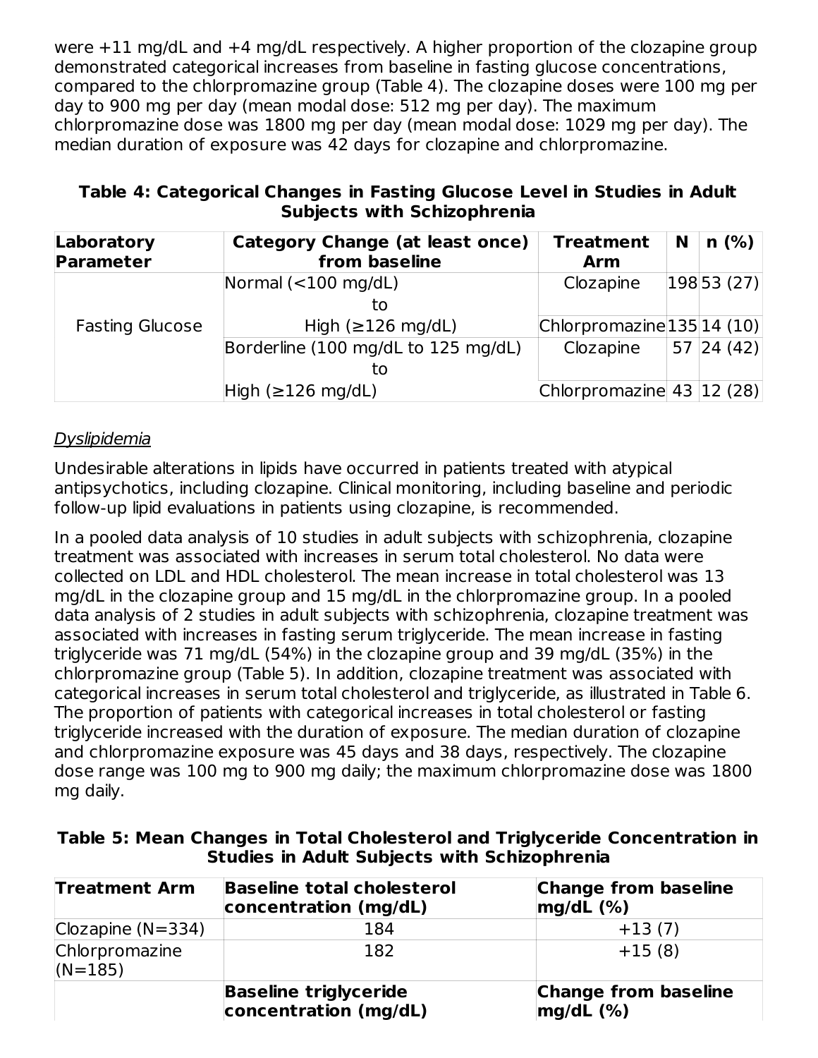were +11 mg/dL and +4 mg/dL respectively. A higher proportion of the clozapine group demonstrated categorical increases from baseline in fasting glucose concentrations, compared to the chlorpromazine group (Table 4). The clozapine doses were 100 mg per day to 900 mg per day (mean modal dose: 512 mg per day). The maximum chlorpromazine dose was 1800 mg per day (mean modal dose: 1029 mg per day). The median duration of exposure was 42 days for clozapine and chlorpromazine.

**Table 4: Categorical Changes in Fasting Glucose Level in Studies in Adult Subjects with Schizophrenia**

| Laboratory Parameter | Category Change (at least once) from baseline | Treatment Arm | N | n (%) |
|---|---|---|---|---|
| Fasting Glucose | Normal (<100 mg/dL) to High (≥126 mg/dL) | Clozapine | 198 | 53 (27) |
| | | Chlorpromazine | 135 | 14 (10) |
| | Borderline (100 mg/dL to 125 mg/dL) to High (≥126 mg/dL) | Clozapine | 57 | 24 (42) |
| | | Chlorpromazine | 43 | 12 (28) |

*Dyslipidemia*

Undesirable alterations in lipids have occurred in patients treated with atypical antipsychotics, including clozapine. Clinical monitoring, including baseline and periodic follow-up lipid evaluations in patients using clozapine, is recommended.

In a pooled data analysis of 10 studies in adult subjects with schizophrenia, clozapine treatment was associated with increases in serum total cholesterol. No data were collected on LDL and HDL cholesterol. The mean increase in total cholesterol was 13 mg/dL in the clozapine group and 15 mg/dL in the chlorpromazine group. In a pooled data analysis of 2 studies in adult subjects with schizophrenia, clozapine treatment was associated with increases in fasting serum triglyceride. The mean increase in fasting triglyceride was 71 mg/dL (54%) in the clozapine group and 39 mg/dL (35%) in the chlorpromazine group (Table 5). In addition, clozapine treatment was associated with categorical increases in serum total cholesterol and triglyceride, as illustrated in Table 6. The proportion of patients with categorical increases in total cholesterol or fasting triglyceride increased with the duration of exposure. The median duration of clozapine and chlorpromazine exposure was 45 days and 38 days, respectively. The clozapine dose range was 100 mg to 900 mg daily; the maximum chlorpromazine dose was 1800 mg daily.

**Table 5: Mean Changes in Total Cholesterol and Triglyceride Concentration in Studies in Adult Subjects with Schizophrenia**

| Treatment Arm | Baseline total cholesterol concentration (mg/dL) | Change from baseline mg/dL (%) |
|---|---|---|
| Clozapine (N=334) | 184 | +13 (7) |
| Chlorpromazine (N=185) | 182 | +15 (8) |
| | **Baseline triglyceride concentration (mg/dL)** | **Change from baseline mg/dL (%)** |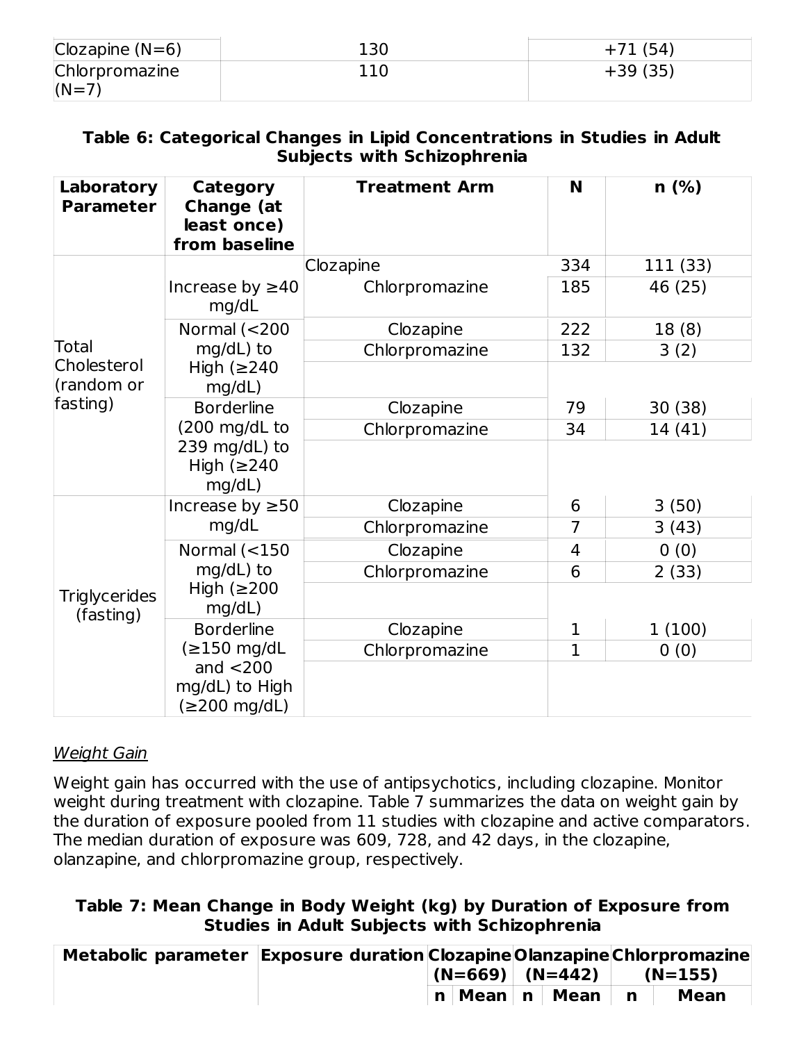| | | |
|---|---|---|
| Clozapine (N=6) | 130 | +71 (54) |
| Chlorpromazine (N=7) | 110 | +39 (35) |

**Table 6: Categorical Changes in Lipid Concentrations in Studies in Adult Subjects with Schizophrenia**

| Laboratory Parameter | Category Change (at least once) from baseline | Treatment Arm | N | n (%) |
|---|---|---|---|---|
| Total Cholesterol (random or fasting) | Increase by ≥40 mg/dL | Clozapine | 334 | 111 (33) |
| | | Chlorpromazine | 185 | 46 (25) |
| | Normal (<200 mg/dL) to High (≥240 mg/dL) | Clozapine | 222 | 18 (8) |
| | | Chlorpromazine | 132 | 3 (2) |
| | Borderline (200 mg/dL to 239 mg/dL) to High (≥240 mg/dL) | Clozapine | 79 | 30 (38) |
| | | Chlorpromazine | 34 | 14 (41) |
| Triglycerides (fasting) | Increase by ≥50 mg/dL | Clozapine | 6 | 3 (50) |
| | | Chlorpromazine | 7 | 3 (43) |
| | Normal (<150 mg/dL) to High (≥200 mg/dL) | Clozapine | 4 | 0 (0) |
| | | Chlorpromazine | 6 | 2 (33) |
| | Borderline (≥150 mg/dL and <200 mg/dL) to High (≥200 mg/dL) | Clozapine | 1 | 1 (100) |
| | | Chlorpromazine | 1 | 0 (0) |

*Weight Gain*

Weight gain has occurred with the use of antipsychotics, including clozapine. Monitor weight during treatment with clozapine. Table 7 summarizes the data on weight gain by the duration of exposure pooled from 11 studies with clozapine and active comparators. The median duration of exposure was 609, 728, and 42 days, in the clozapine, olanzapine, and chlorpromazine group, respectively.

**Table 7: Mean Change in Body Weight (kg) by Duration of Exposure from Studies in Adult Subjects with Schizophrenia**

| Metabolic parameter | Exposure duration | Clozapine (N=669) | | Olanzapine (N=442) | | Chlorpromazine (N=155) | |
|---|---|---|---|---|---|---|---|
| | | n | Mean | n | Mean | n | Mean |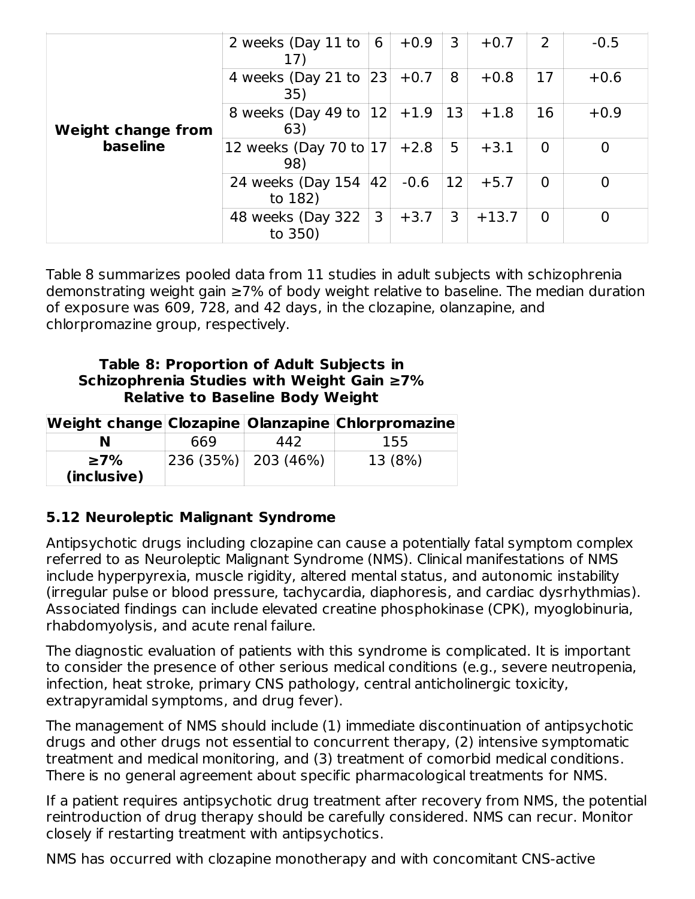| | | | | | | | |
|---|---|---|---|---|---|---|---|
| **Weight change from baseline** | 2 weeks (Day 11 to 17) | 6 | +0.9 | 3 | +0.7 | 2 | -0.5 |
| | 4 weeks (Day 21 to 35) | 23 | +0.7 | 8 | +0.8 | 17 | +0.6 |
| | 8 weeks (Day 49 to 63) | 12 | +1.9 | 13 | +1.8 | 16 | +0.9 |
| | 12 weeks (Day 70 to 98) | 17 | +2.8 | 5 | +3.1 | 0 | 0 |
| | 24 weeks (Day 154 to 182) | 42 | -0.6 | 12 | +5.7 | 0 | 0 |
| | 48 weeks (Day 322 to 350) | 3 | +3.7 | 3 | +13.7 | 0 | 0 |

Table 8 summarizes pooled data from 11 studies in adult subjects with schizophrenia demonstrating weight gain ≥7% of body weight relative to baseline. The median duration of exposure was 609, 728, and 42 days, in the clozapine, olanzapine, and chlorpromazine group, respectively.

**Table 8: Proportion of Adult Subjects in Schizophrenia Studies with Weight Gain ≥7% Relative to Baseline Body Weight**

| Weight change | Clozapine | Olanzapine | Chlorpromazine |
|---|---|---|---|
| **N** | 669 | 442 | 155 |
| **≥7% (inclusive)** | 236 (35%) | 203 (46%) | 13 (8%) |

### 5.12 Neuroleptic Malignant Syndrome

Antipsychotic drugs including clozapine can cause a potentially fatal symptom complex referred to as Neuroleptic Malignant Syndrome (NMS). Clinical manifestations of NMS include hyperpyrexia, muscle rigidity, altered mental status, and autonomic instability (irregular pulse or blood pressure, tachycardia, diaphoresis, and cardiac dysrhythmias). Associated findings can include elevated creatine phosphokinase (CPK), myoglobinuria, rhabdomyolysis, and acute renal failure.

The diagnostic evaluation of patients with this syndrome is complicated. It is important to consider the presence of other serious medical conditions (e.g., severe neutropenia, infection, heat stroke, primary CNS pathology, central anticholinergic toxicity, extrapyramidal symptoms, and drug fever).

The management of NMS should include (1) immediate discontinuation of antipsychotic drugs and other drugs not essential to concurrent therapy, (2) intensive symptomatic treatment and medical monitoring, and (3) treatment of comorbid medical conditions. There is no general agreement about specific pharmacological treatments for NMS.

If a patient requires antipsychotic drug treatment after recovery from NMS, the potential reintroduction of drug therapy should be carefully considered. NMS can recur. Monitor closely if restarting treatment with antipsychotics.

NMS has occurred with clozapine monotherapy and with concomitant CNS-active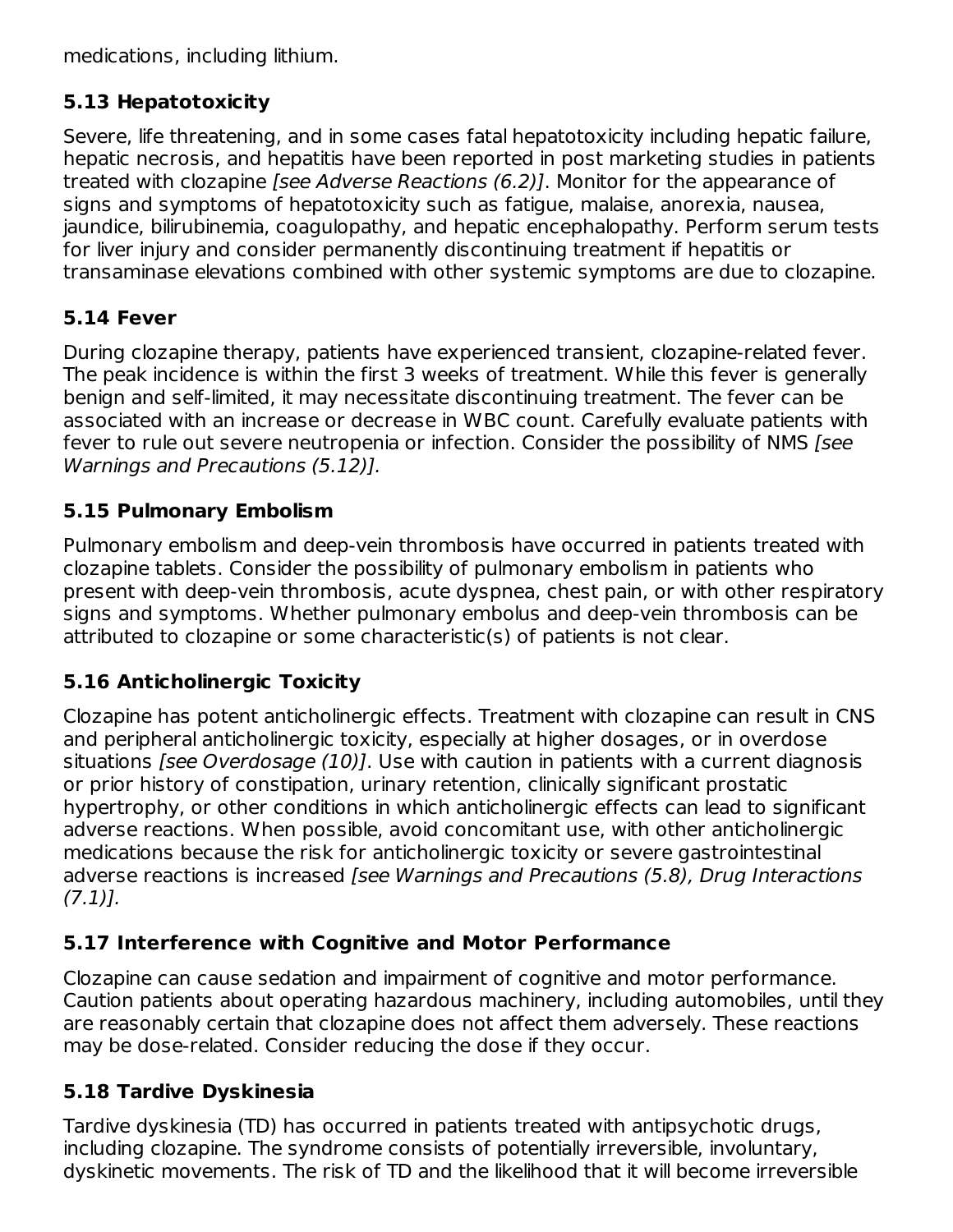medications, including lithium.

### 5.13 Hepatotoxicity

Severe, life threatening, and in some cases fatal hepatotoxicity including hepatic failure, hepatic necrosis, and hepatitis have been reported in post marketing studies in patients treated with clozapine *[see Adverse Reactions (6.2)]*. Monitor for the appearance of signs and symptoms of hepatotoxicity such as fatigue, malaise, anorexia, nausea, jaundice, bilirubinemia, coagulopathy, and hepatic encephalopathy. Perform serum tests for liver injury and consider permanently discontinuing treatment if hepatitis or transaminase elevations combined with other systemic symptoms are due to clozapine.

### 5.14 Fever

During clozapine therapy, patients have experienced transient, clozapine-related fever. The peak incidence is within the first 3 weeks of treatment. While this fever is generally benign and self-limited, it may necessitate discontinuing treatment. The fever can be associated with an increase or decrease in WBC count. Carefully evaluate patients with fever to rule out severe neutropenia or infection. Consider the possibility of NMS *[see Warnings and Precautions (5.12)]*.

### 5.15 Pulmonary Embolism

Pulmonary embolism and deep-vein thrombosis have occurred in patients treated with clozapine tablets. Consider the possibility of pulmonary embolism in patients who present with deep-vein thrombosis, acute dyspnea, chest pain, or with other respiratory signs and symptoms. Whether pulmonary embolus and deep-vein thrombosis can be attributed to clozapine or some characteristic(s) of patients is not clear.

### 5.16 Anticholinergic Toxicity

Clozapine has potent anticholinergic effects. Treatment with clozapine can result in CNS and peripheral anticholinergic toxicity, especially at higher dosages, or in overdose situations *[see Overdosage (10)]*. Use with caution in patients with a current diagnosis or prior history of constipation, urinary retention, clinically significant prostatic hypertrophy, or other conditions in which anticholinergic effects can lead to significant adverse reactions. When possible, avoid concomitant use, with other anticholinergic medications because the risk for anticholinergic toxicity or severe gastrointestinal adverse reactions is increased *[see Warnings and Precautions (5.8), Drug Interactions (7.1)]*.

### 5.17 Interference with Cognitive and Motor Performance

Clozapine can cause sedation and impairment of cognitive and motor performance. Caution patients about operating hazardous machinery, including automobiles, until they are reasonably certain that clozapine does not affect them adversely. These reactions may be dose-related. Consider reducing the dose if they occur.

### 5.18 Tardive Dyskinesia

Tardive dyskinesia (TD) has occurred in patients treated with antipsychotic drugs, including clozapine. The syndrome consists of potentially irreversible, involuntary, dyskinetic movements. The risk of TD and the likelihood that it will become irreversible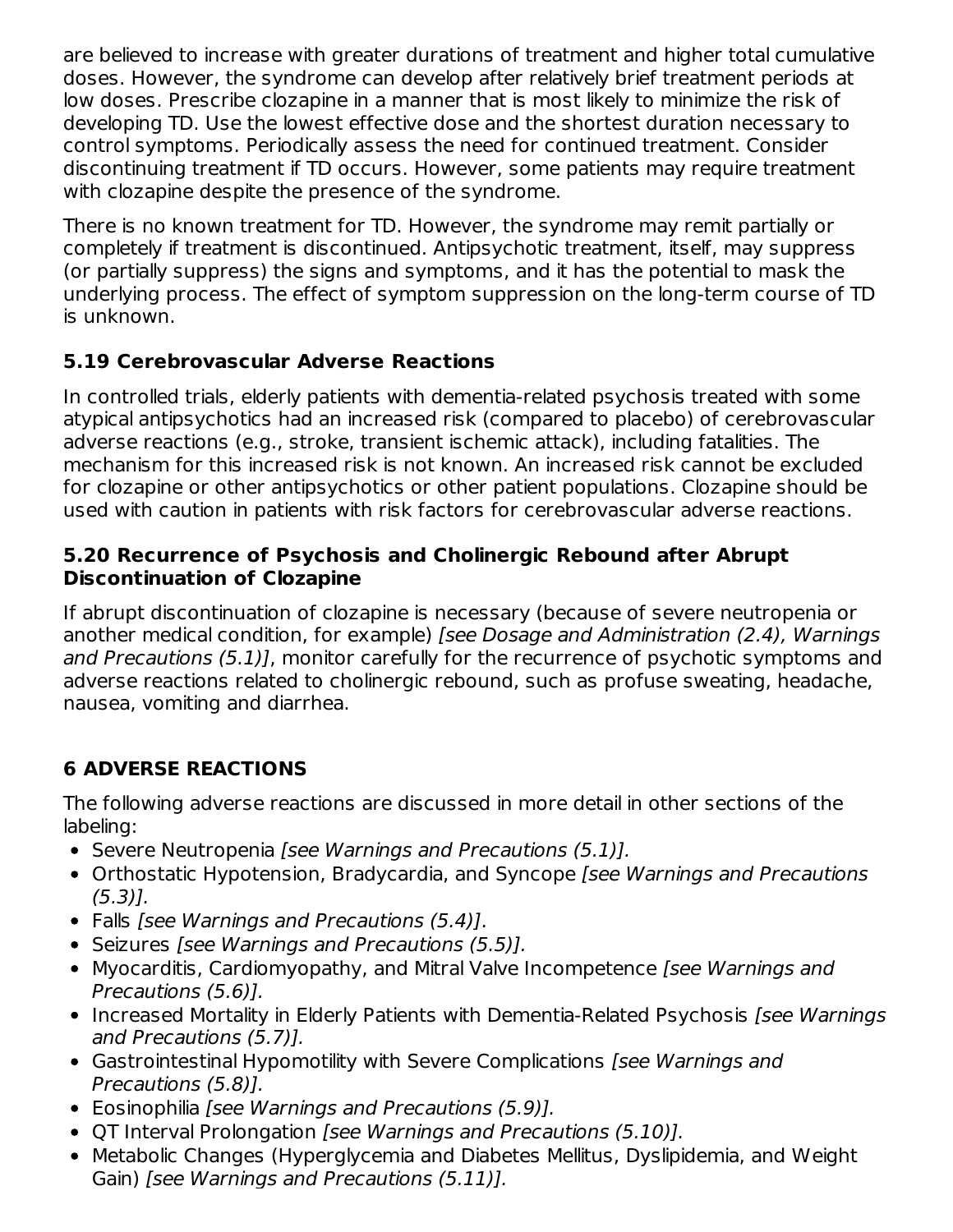are believed to increase with greater durations of treatment and higher total cumulative doses. However, the syndrome can develop after relatively brief treatment periods at low doses. Prescribe clozapine in a manner that is most likely to minimize the risk of developing TD. Use the lowest effective dose and the shortest duration necessary to control symptoms. Periodically assess the need for continued treatment. Consider discontinuing treatment if TD occurs. However, some patients may require treatment with clozapine despite the presence of the syndrome.

There is no known treatment for TD. However, the syndrome may remit partially or completely if treatment is discontinued. Antipsychotic treatment, itself, may suppress (or partially suppress) the signs and symptoms, and it has the potential to mask the underlying process. The effect of symptom suppression on the long-term course of TD is unknown.

### 5.19 Cerebrovascular Adverse Reactions

In controlled trials, elderly patients with dementia-related psychosis treated with some atypical antipsychotics had an increased risk (compared to placebo) of cerebrovascular adverse reactions (e.g., stroke, transient ischemic attack), including fatalities. The mechanism for this increased risk is not known. An increased risk cannot be excluded for clozapine or other antipsychotics or other patient populations. Clozapine should be used with caution in patients with risk factors for cerebrovascular adverse reactions.

### 5.20 Recurrence of Psychosis and Cholinergic Rebound after Abrupt Discontinuation of Clozapine

If abrupt discontinuation of clozapine is necessary (because of severe neutropenia or another medical condition, for example) *[see Dosage and Administration (2.4), Warnings and Precautions (5.1)]*, monitor carefully for the recurrence of psychotic symptoms and adverse reactions related to cholinergic rebound, such as profuse sweating, headache, nausea, vomiting and diarrhea.

## 6 ADVERSE REACTIONS

The following adverse reactions are discussed in more detail in other sections of the labeling:

- Severe Neutropenia *[see Warnings and Precautions (5.1)].*
- Orthostatic Hypotension, Bradycardia, and Syncope *[see Warnings and Precautions (5.3)].*
- Falls *[see Warnings and Precautions (5.4)]*.
- Seizures *[see Warnings and Precautions (5.5)].*
- Myocarditis, Cardiomyopathy, and Mitral Valve Incompetence *[see Warnings and Precautions (5.6)].*
- Increased Mortality in Elderly Patients with Dementia-Related Psychosis *[see Warnings and Precautions (5.7)].*
- Gastrointestinal Hypomotility with Severe Complications *[see Warnings and Precautions (5.8)].*
- Eosinophilia *[see Warnings and Precautions (5.9)].*
- QT Interval Prolongation *[see Warnings and Precautions (5.10)].*
- Metabolic Changes (Hyperglycemia and Diabetes Mellitus, Dyslipidemia, and Weight Gain) *[see Warnings and Precautions (5.11)].*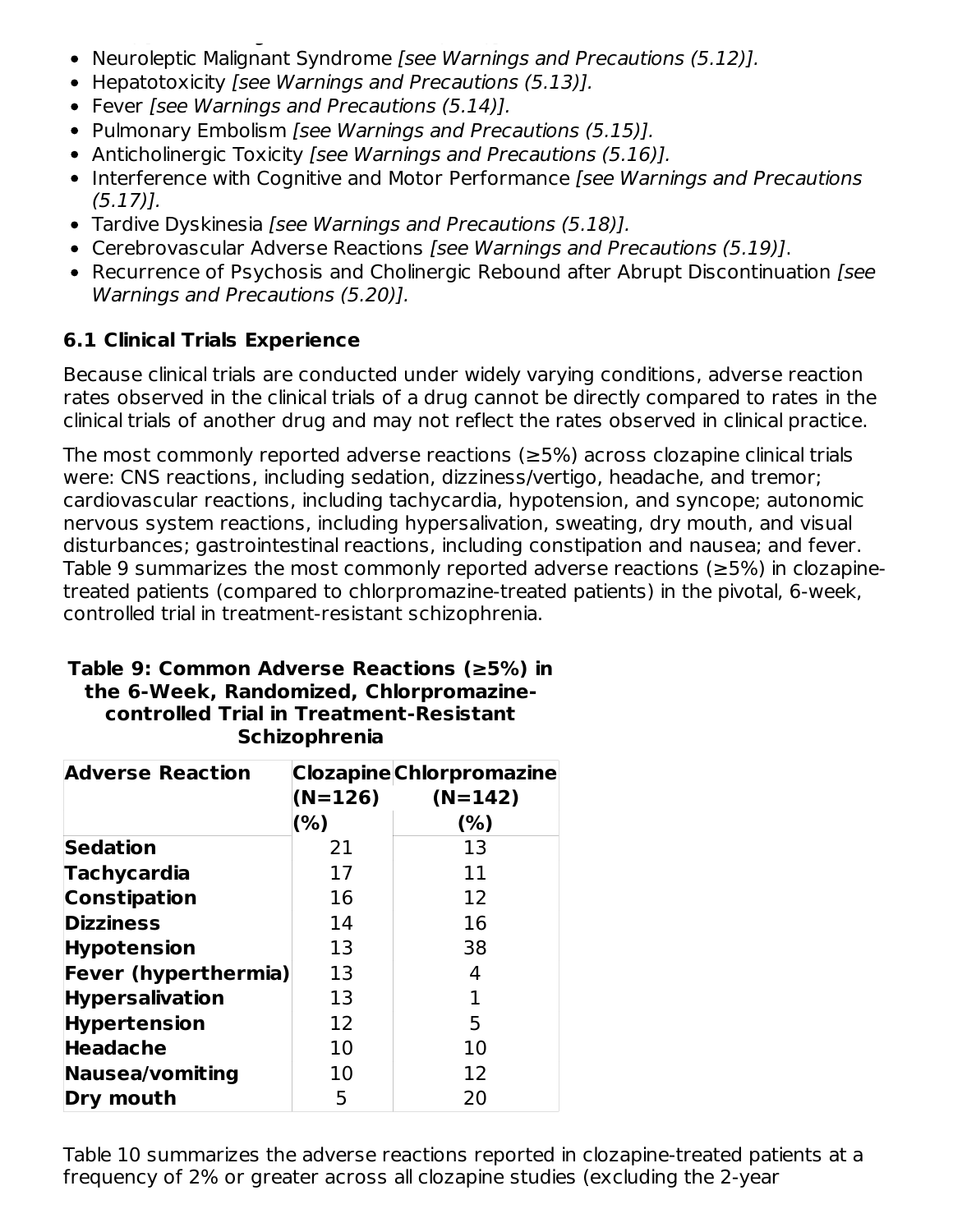- Neuroleptic Malignant Syndrome *[see Warnings and Precautions (5.12)].*
- Hepatotoxicity *[see Warnings and Precautions (5.13)].*
- Fever *[see Warnings and Precautions (5.14)].*
- Pulmonary Embolism *[see Warnings and Precautions (5.15)].*
- Anticholinergic Toxicity *[see Warnings and Precautions (5.16)].*
- Interference with Cognitive and Motor Performance *[see Warnings and Precautions (5.17)].*
- Tardive Dyskinesia *[see Warnings and Precautions (5.18)].*
- Cerebrovascular Adverse Reactions *[see Warnings and Precautions (5.19)]*.
- Recurrence of Psychosis and Cholinergic Rebound after Abrupt Discontinuation *[see Warnings and Precautions (5.20)].*

### 6.1 Clinical Trials Experience

Because clinical trials are conducted under widely varying conditions, adverse reaction rates observed in the clinical trials of a drug cannot be directly compared to rates in the clinical trials of another drug and may not reflect the rates observed in clinical practice.

The most commonly reported adverse reactions (≥5%) across clozapine clinical trials were: CNS reactions, including sedation, dizziness/vertigo, headache, and tremor; cardiovascular reactions, including tachycardia, hypotension, and syncope; autonomic nervous system reactions, including hypersalivation, sweating, dry mouth, and visual disturbances; gastrointestinal reactions, including constipation and nausea; and fever. Table 9 summarizes the most commonly reported adverse reactions (≥5%) in clozapine-treated patients (compared to chlorpromazine-treated patients) in the pivotal, 6-week, controlled trial in treatment-resistant schizophrenia.

**Table 9: Common Adverse Reactions (≥5%) in the 6-Week, Randomized, Chlorpromazine-controlled Trial in Treatment-Resistant Schizophrenia**

| Adverse Reaction | Clozapine (N=126) (%) | Chlorpromazine (N=142) (%) |
|---|---|---|
| **Sedation** | 21 | 13 |
| **Tachycardia** | 17 | 11 |
| **Constipation** | 16 | 12 |
| **Dizziness** | 14 | 16 |
| **Hypotension** | 13 | 38 |
| **Fever (hyperthermia)** | 13 | 4 |
| **Hypersalivation** | 13 | 1 |
| **Hypertension** | 12 | 5 |
| **Headache** | 10 | 10 |
| **Nausea/vomiting** | 10 | 12 |
| **Dry mouth** | 5 | 20 |

Table 10 summarizes the adverse reactions reported in clozapine-treated patients at a frequency of 2% or greater across all clozapine studies (excluding the 2-year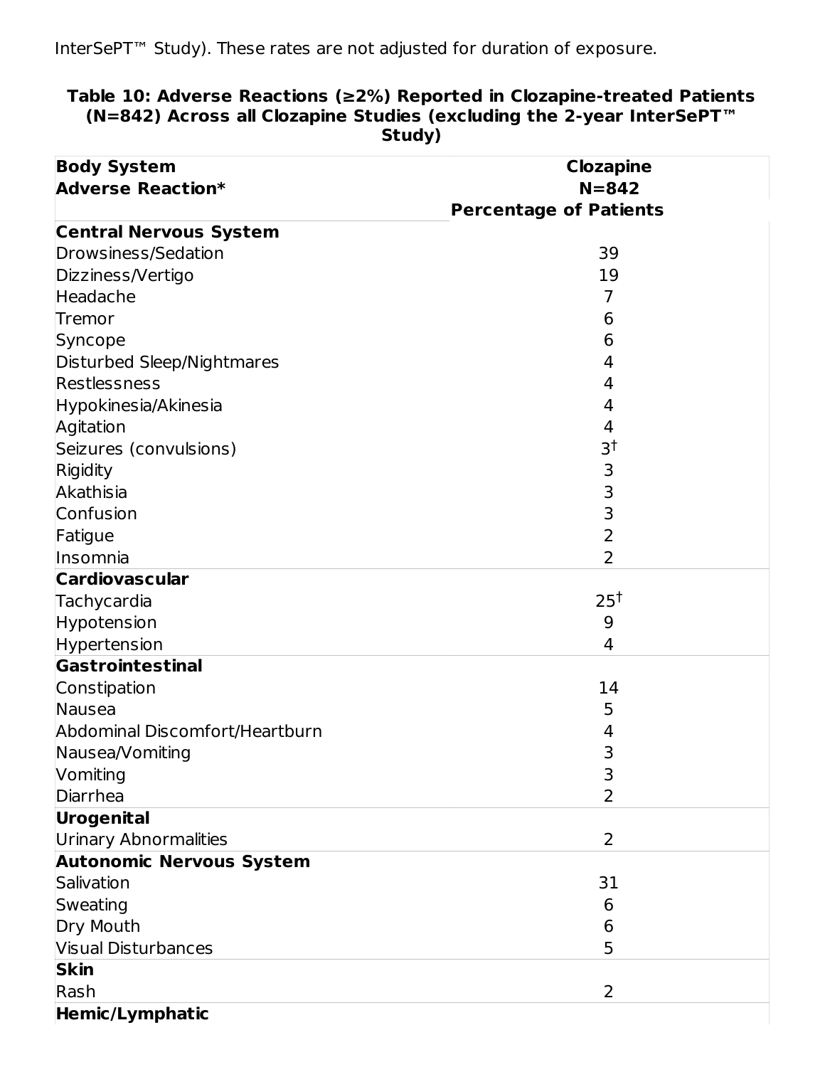InterSePT™ Study). These rates are not adjusted for duration of exposure.

**Table 10: Adverse Reactions (≥2%) Reported in Clozapine-treated Patients (N=842) Across all Clozapine Studies (excluding the 2-year InterSePT™ Study)**

| Body System<br>Adverse Reaction* | Clozapine<br>N=842<br>Percentage of Patients |
|---|---|
| **Central Nervous System** | |
| Drowsiness/Sedation | 39 |
| Dizziness/Vertigo | 19 |
| Headache | 7 |
| Tremor | 6 |
| Syncope | 6 |
| Disturbed Sleep/Nightmares | 4 |
| Restlessness | 4 |
| Hypokinesia/Akinesia | 4 |
| Agitation | 4 |
| Seizures (convulsions) | 3† |
| Rigidity | 3 |
| Akathisia | 3 |
| Confusion | 3 |
| Fatigue | 2 |
| Insomnia | 2 |
| **Cardiovascular** | |
| Tachycardia | 25† |
| Hypotension | 9 |
| Hypertension | 4 |
| **Gastrointestinal** | |
| Constipation | 14 |
| Nausea | 5 |
| Abdominal Discomfort/Heartburn | 4 |
| Nausea/Vomiting | 3 |
| Vomiting | 3 |
| Diarrhea | 2 |
| **Urogenital** | |
| Urinary Abnormalities | 2 |
| **Autonomic Nervous System** | |
| Salivation | 31 |
| Sweating | 6 |
| Dry Mouth | 6 |
| Visual Disturbances | 5 |
| **Skin** | |
| Rash | 2 |
| **Hemic/Lymphatic** | |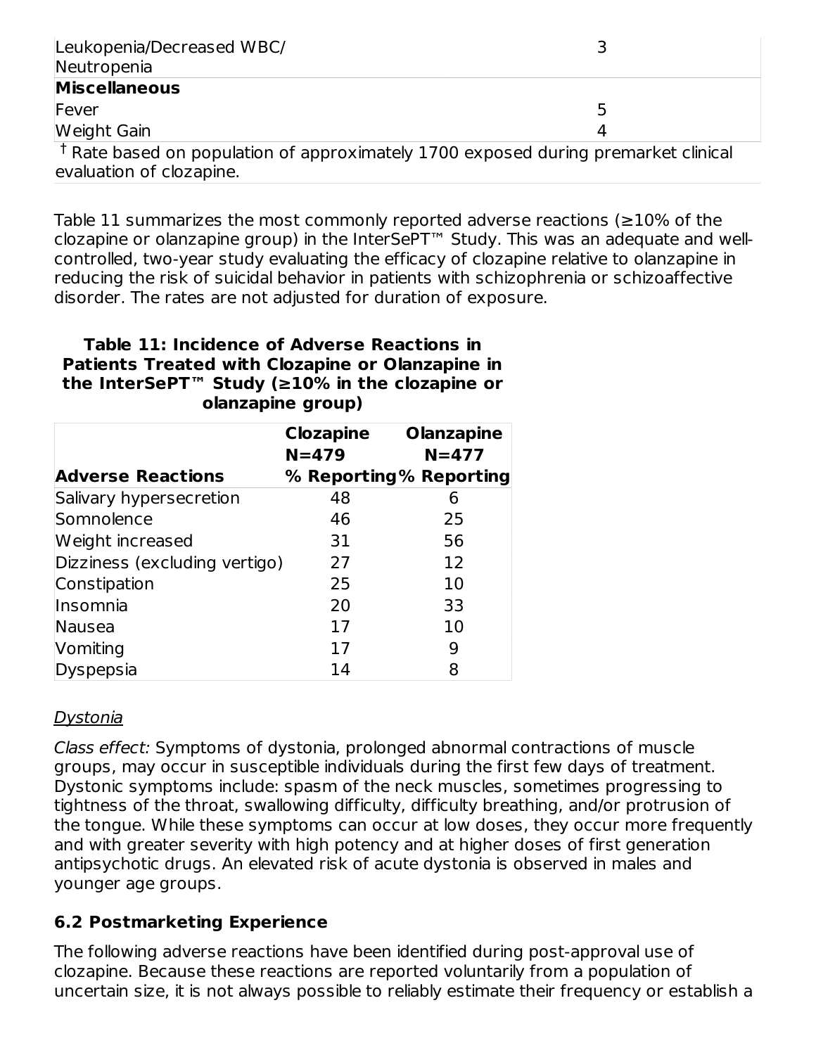| | |
|---|---|
| Leukopenia/Decreased WBC/ Neutropenia | 3 |
| **Miscellaneous** | |
| Fever | 5 |
| Weight Gain | 4 |

† Rate based on population of approximately 1700 exposed during premarket clinical evaluation of clozapine.

Table 11 summarizes the most commonly reported adverse reactions (≥10% of the clozapine or olanzapine group) in the InterSePT™ Study. This was an adequate and well-controlled, two-year study evaluating the efficacy of clozapine relative to olanzapine in reducing the risk of suicidal behavior in patients with schizophrenia or schizoaffective disorder. The rates are not adjusted for duration of exposure.

**Table 11: Incidence of Adverse Reactions in Patients Treated with Clozapine or Olanzapine in the InterSePT™ Study (≥10% in the clozapine or olanzapine group)**

| Adverse Reactions | Clozapine N=479 % Reporting | Olanzapine N=477 % Reporting |
|---|---|---|
| Salivary hypersecretion | 48 | 6 |
| Somnolence | 46 | 25 |
| Weight increased | 31 | 56 |
| Dizziness (excluding vertigo) | 27 | 12 |
| Constipation | 25 | 10 |
| Insomnia | 20 | 33 |
| Nausea | 17 | 10 |
| Vomiting | 17 | 9 |
| Dyspepsia | 14 | 8 |

Dystonia

*Class effect:* Symptoms of dystonia, prolonged abnormal contractions of muscle groups, may occur in susceptible individuals during the first few days of treatment. Dystonic symptoms include: spasm of the neck muscles, sometimes progressing to tightness of the throat, swallowing difficulty, difficulty breathing, and/or protrusion of the tongue. While these symptoms can occur at low doses, they occur more frequently and with greater severity with high potency and at higher doses of first generation antipsychotic drugs. An elevated risk of acute dystonia is observed in males and younger age groups.

## 6.2 Postmarketing Experience

The following adverse reactions have been identified during post-approval use of clozapine. Because these reactions are reported voluntarily from a population of uncertain size, it is not always possible to reliably estimate their frequency or establish a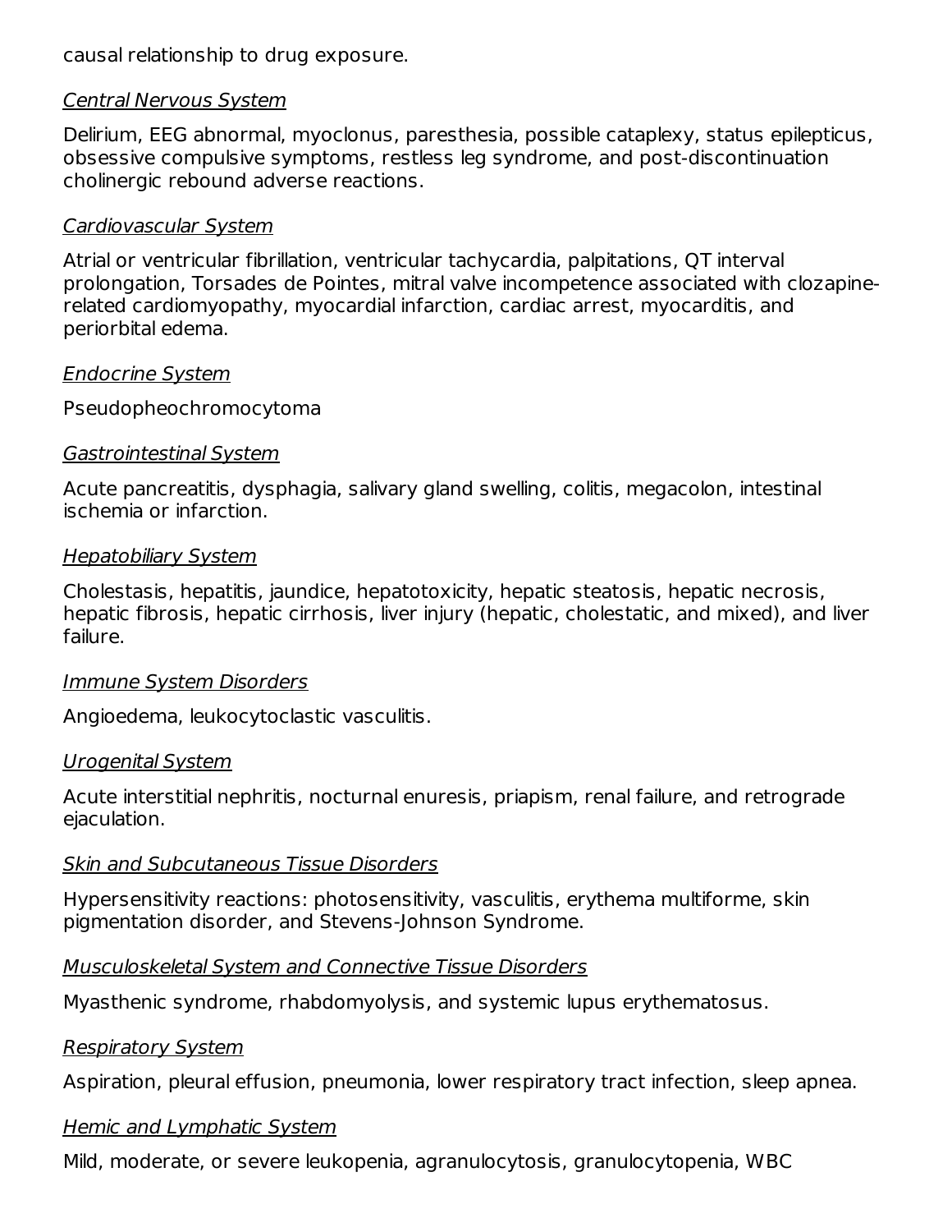causal relationship to drug exposure.

*Central Nervous System*

Delirium, EEG abnormal, myoclonus, paresthesia, possible cataplexy, status epilepticus, obsessive compulsive symptoms, restless leg syndrome, and post-discontinuation cholinergic rebound adverse reactions.

*Cardiovascular System*

Atrial or ventricular fibrillation, ventricular tachycardia, palpitations, QT interval prolongation, Torsades de Pointes, mitral valve incompetence associated with clozapine-related cardiomyopathy, myocardial infarction, cardiac arrest, myocarditis, and periorbital edema.

*Endocrine System*

Pseudopheochromocytoma

*Gastrointestinal System*

Acute pancreatitis, dysphagia, salivary gland swelling, colitis, megacolon, intestinal ischemia or infarction.

*Hepatobiliary System*

Cholestasis, hepatitis, jaundice, hepatotoxicity, hepatic steatosis, hepatic necrosis, hepatic fibrosis, hepatic cirrhosis, liver injury (hepatic, cholestatic, and mixed), and liver failure.

*Immune System Disorders*

Angioedema, leukocytoclastic vasculitis.

*Urogenital System*

Acute interstitial nephritis, nocturnal enuresis, priapism, renal failure, and retrograde ejaculation.

*Skin and Subcutaneous Tissue Disorders*

Hypersensitivity reactions: photosensitivity, vasculitis, erythema multiforme, skin pigmentation disorder, and Stevens-Johnson Syndrome.

*Musculoskeletal System and Connective Tissue Disorders*

Myasthenic syndrome, rhabdomyolysis, and systemic lupus erythematosus.

*Respiratory System*

Aspiration, pleural effusion, pneumonia, lower respiratory tract infection, sleep apnea.

*Hemic and Lymphatic System*

Mild, moderate, or severe leukopenia, agranulocytosis, granulocytopenia, WBC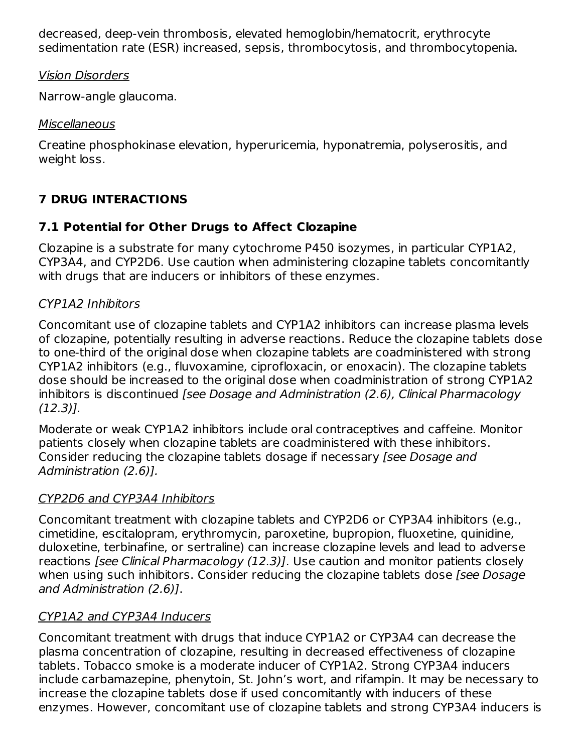decreased, deep-vein thrombosis, elevated hemoglobin/hematocrit, erythrocyte sedimentation rate (ESR) increased, sepsis, thrombocytosis, and thrombocytopenia.

Vision Disorders

Narrow-angle glaucoma.

Miscellaneous

Creatine phosphokinase elevation, hyperuricemia, hyponatremia, polyserositis, and weight loss.

## 7 DRUG INTERACTIONS

### 7.1 Potential for Other Drugs to Affect Clozapine

Clozapine is a substrate for many cytochrome P450 isozymes, in particular CYP1A2, CYP3A4, and CYP2D6. Use caution when administering clozapine tablets concomitantly with drugs that are inducers or inhibitors of these enzymes.

CYP1A2 Inhibitors

Concomitant use of clozapine tablets and CYP1A2 inhibitors can increase plasma levels of clozapine, potentially resulting in adverse reactions. Reduce the clozapine tablets dose to one-third of the original dose when clozapine tablets are coadministered with strong CYP1A2 inhibitors (e.g., fluvoxamine, ciprofloxacin, or enoxacin). The clozapine tablets dose should be increased to the original dose when coadministration of strong CYP1A2 inhibitors is discontinued *[see Dosage and Administration (2.6), Clinical Pharmacology (12.3)].*

Moderate or weak CYP1A2 inhibitors include oral contraceptives and caffeine. Monitor patients closely when clozapine tablets are coadministered with these inhibitors. Consider reducing the clozapine tablets dosage if necessary *[see Dosage and Administration (2.6)].*

CYP2D6 and CYP3A4 Inhibitors

Concomitant treatment with clozapine tablets and CYP2D6 or CYP3A4 inhibitors (e.g., cimetidine, escitalopram, erythromycin, paroxetine, bupropion, fluoxetine, quinidine, duloxetine, terbinafine, or sertraline) can increase clozapine levels and lead to adverse reactions *[see Clinical Pharmacology (12.3)]*. Use caution and monitor patients closely when using such inhibitors. Consider reducing the clozapine tablets dose *[see Dosage and Administration (2.6)]*.

CYP1A2 and CYP3A4 Inducers

Concomitant treatment with drugs that induce CYP1A2 or CYP3A4 can decrease the plasma concentration of clozapine, resulting in decreased effectiveness of clozapine tablets. Tobacco smoke is a moderate inducer of CYP1A2. Strong CYP3A4 inducers include carbamazepine, phenytoin, St. John's wort, and rifampin. It may be necessary to increase the clozapine tablets dose if used concomitantly with inducers of these enzymes. However, concomitant use of clozapine tablets and strong CYP3A4 inducers is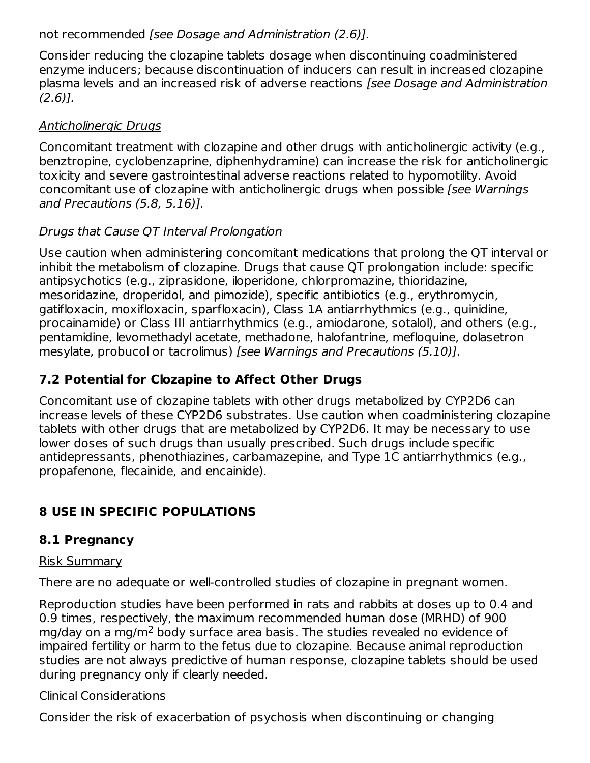not recommended *[see Dosage and Administration (2.6)].*

Consider reducing the clozapine tablets dosage when discontinuing coadministered enzyme inducers; because discontinuation of inducers can result in increased clozapine plasma levels and an increased risk of adverse reactions *[see Dosage and Administration (2.6)].*

Anticholinergic Drugs

Concomitant treatment with clozapine and other drugs with anticholinergic activity (e.g., benztropine, cyclobenzaprine, diphenhydramine) can increase the risk for anticholinergic toxicity and severe gastrointestinal adverse reactions related to hypomotility. Avoid concomitant use of clozapine with anticholinergic drugs when possible *[see Warnings and Precautions (5.8, 5.16)].*

Drugs that Cause QT Interval Prolongation

Use caution when administering concomitant medications that prolong the QT interval or inhibit the metabolism of clozapine. Drugs that cause QT prolongation include: specific antipsychotics (e.g., ziprasidone, iloperidone, chlorpromazine, thioridazine, mesoridazine, droperidol, and pimozide), specific antibiotics (e.g., erythromycin, gatifloxacin, moxifloxacin, sparfloxacin), Class 1A antiarrhythmics (e.g., quinidine, procainamide) or Class III antiarrhythmics (e.g., amiodarone, sotalol), and others (e.g., pentamidine, levomethadyl acetate, methadone, halofantrine, mefloquine, dolasetron mesylate, probucol or tacrolimus) *[see Warnings and Precautions (5.10)]*.

### 7.2 Potential for Clozapine to Affect Other Drugs

Concomitant use of clozapine tablets with other drugs metabolized by CYP2D6 can increase levels of these CYP2D6 substrates. Use caution when coadministering clozapine tablets with other drugs that are metabolized by CYP2D6. It may be necessary to use lower doses of such drugs than usually prescribed. Such drugs include specific antidepressants, phenothiazines, carbamazepine, and Type 1C antiarrhythmics (e.g., propafenone, flecainide, and encainide).

## 8 USE IN SPECIFIC POPULATIONS

### 8.1 Pregnancy

Risk Summary

There are no adequate or well-controlled studies of clozapine in pregnant women.

Reproduction studies have been performed in rats and rabbits at doses up to 0.4 and 0.9 times, respectively, the maximum recommended human dose (MRHD) of 900 mg/day on a mg/$m^2$ body surface area basis. The studies revealed no evidence of impaired fertility or harm to the fetus due to clozapine. Because animal reproduction studies are not always predictive of human response, clozapine tablets should be used during pregnancy only if clearly needed.

Clinical Considerations

Consider the risk of exacerbation of psychosis when discontinuing or changing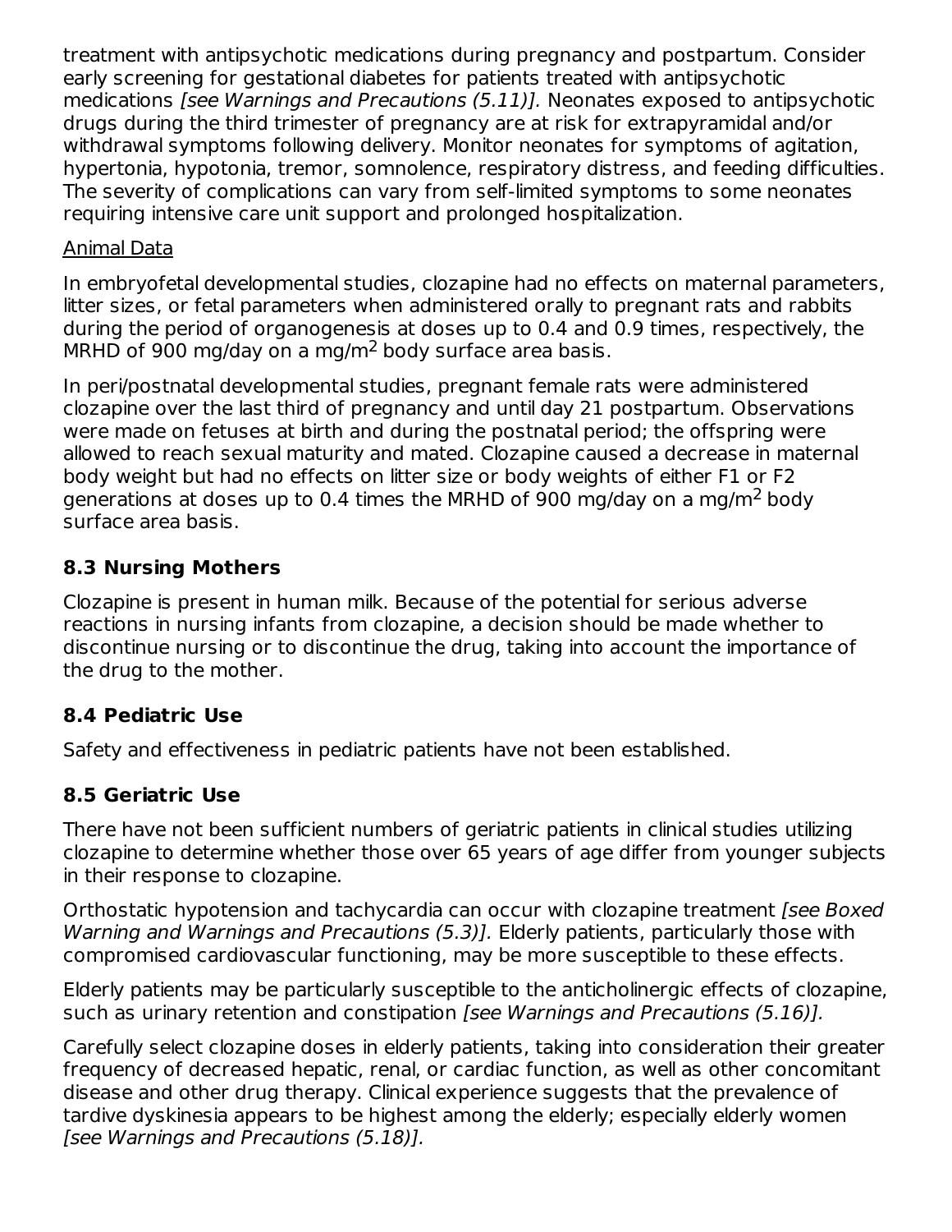treatment with antipsychotic medications during pregnancy and postpartum. Consider early screening for gestational diabetes for patients treated with antipsychotic medications *[see Warnings and Precautions (5.11)].* Neonates exposed to antipsychotic drugs during the third trimester of pregnancy are at risk for extrapyramidal and/or withdrawal symptoms following delivery. Monitor neonates for symptoms of agitation, hypertonia, hypotonia, tremor, somnolence, respiratory distress, and feeding difficulties. The severity of complications can vary from self-limited symptoms to some neonates requiring intensive care unit support and prolonged hospitalization.

<u>Animal Data</u>

In embryofetal developmental studies, clozapine had no effects on maternal parameters, litter sizes, or fetal parameters when administered orally to pregnant rats and rabbits during the period of organogenesis at doses up to 0.4 and 0.9 times, respectively, the MRHD of 900 mg/day on a mg/$m^2$ body surface area basis.

In peri/postnatal developmental studies, pregnant female rats were administered clozapine over the last third of pregnancy and until day 21 postpartum. Observations were made on fetuses at birth and during the postnatal period; the offspring were allowed to reach sexual maturity and mated. Clozapine caused a decrease in maternal body weight but had no effects on litter size or body weights of either F1 or F2 generations at doses up to 0.4 times the MRHD of 900 mg/day on a mg/$m^2$ body surface area basis.

### 8.3 Nursing Mothers

Clozapine is present in human milk. Because of the potential for serious adverse reactions in nursing infants from clozapine, a decision should be made whether to discontinue nursing or to discontinue the drug, taking into account the importance of the drug to the mother.

### 8.4 Pediatric Use

Safety and effectiveness in pediatric patients have not been established.

### 8.5 Geriatric Use

There have not been sufficient numbers of geriatric patients in clinical studies utilizing clozapine to determine whether those over 65 years of age differ from younger subjects in their response to clozapine.

Orthostatic hypotension and tachycardia can occur with clozapine treatment *[see Boxed Warning and Warnings and Precautions (5.3)].* Elderly patients, particularly those with compromised cardiovascular functioning, may be more susceptible to these effects.

Elderly patients may be particularly susceptible to the anticholinergic effects of clozapine, such as urinary retention and constipation *[see Warnings and Precautions (5.16)].*

Carefully select clozapine doses in elderly patients, taking into consideration their greater frequency of decreased hepatic, renal, or cardiac function, as well as other concomitant disease and other drug therapy. Clinical experience suggests that the prevalence of tardive dyskinesia appears to be highest among the elderly; especially elderly women *[see Warnings and Precautions (5.18)].*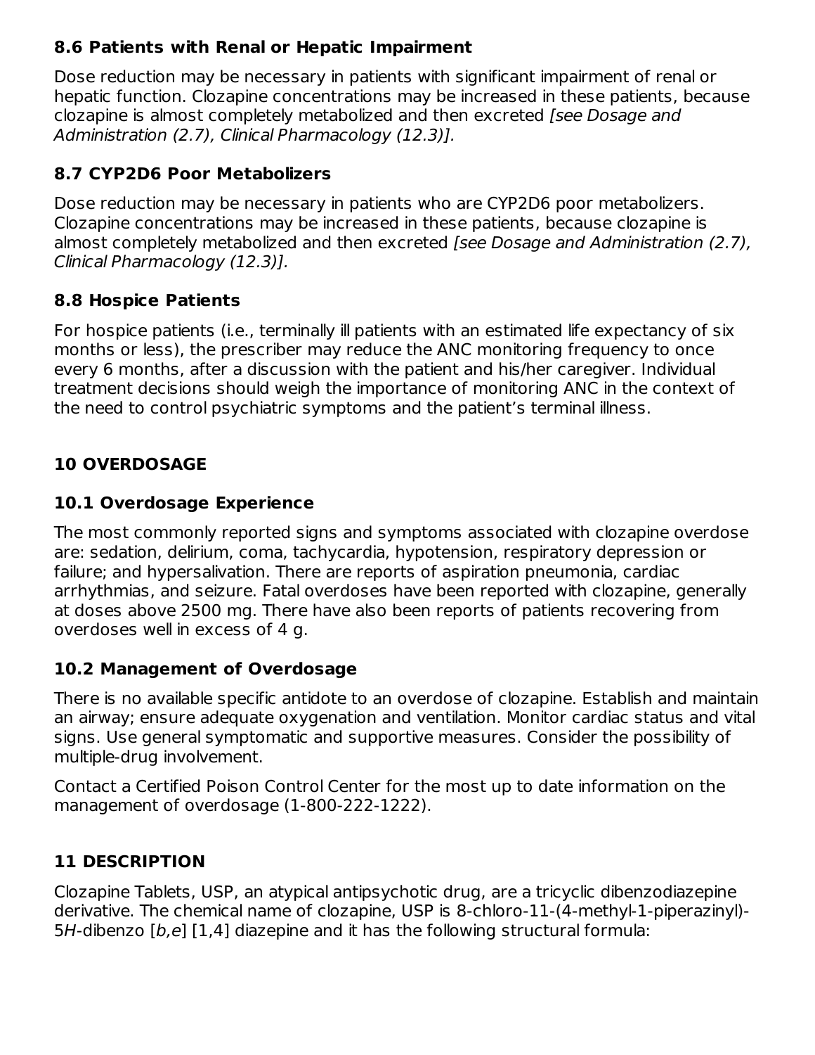### 8.6 Patients with Renal or Hepatic Impairment

Dose reduction may be necessary in patients with significant impairment of renal or hepatic function. Clozapine concentrations may be increased in these patients, because clozapine is almost completely metabolized and then excreted *[see Dosage and Administration (2.7), Clinical Pharmacology (12.3)]*.

### 8.7 CYP2D6 Poor Metabolizers

Dose reduction may be necessary in patients who are CYP2D6 poor metabolizers. Clozapine concentrations may be increased in these patients, because clozapine is almost completely metabolized and then excreted *[see Dosage and Administration (2.7), Clinical Pharmacology (12.3)]*.

### 8.8 Hospice Patients

For hospice patients (i.e., terminally ill patients with an estimated life expectancy of six months or less), the prescriber may reduce the ANC monitoring frequency to once every 6 months, after a discussion with the patient and his/her caregiver. Individual treatment decisions should weigh the importance of monitoring ANC in the context of the need to control psychiatric symptoms and the patient's terminal illness.

## 10 OVERDOSAGE

### 10.1 Overdosage Experience

The most commonly reported signs and symptoms associated with clozapine overdose are: sedation, delirium, coma, tachycardia, hypotension, respiratory depression or failure; and hypersalivation. There are reports of aspiration pneumonia, cardiac arrhythmias, and seizure. Fatal overdoses have been reported with clozapine, generally at doses above 2500 mg. There have also been reports of patients recovering from overdoses well in excess of 4 g.

### 10.2 Management of Overdosage

There is no available specific antidote to an overdose of clozapine. Establish and maintain an airway; ensure adequate oxygenation and ventilation. Monitor cardiac status and vital signs. Use general symptomatic and supportive measures. Consider the possibility of multiple-drug involvement.

Contact a Certified Poison Control Center for the most up to date information on the management of overdosage (1-800-222-1222).

## 11 DESCRIPTION

Clozapine Tablets, USP, an atypical antipsychotic drug, are a tricyclic dibenzodiazepine derivative. The chemical name of clozapine, USP is 8-chloro-11-(4-methyl-1-piperazinyl)-5*H*-dibenzo [*b,e*] [1,4] diazepine and it has the following structural formula: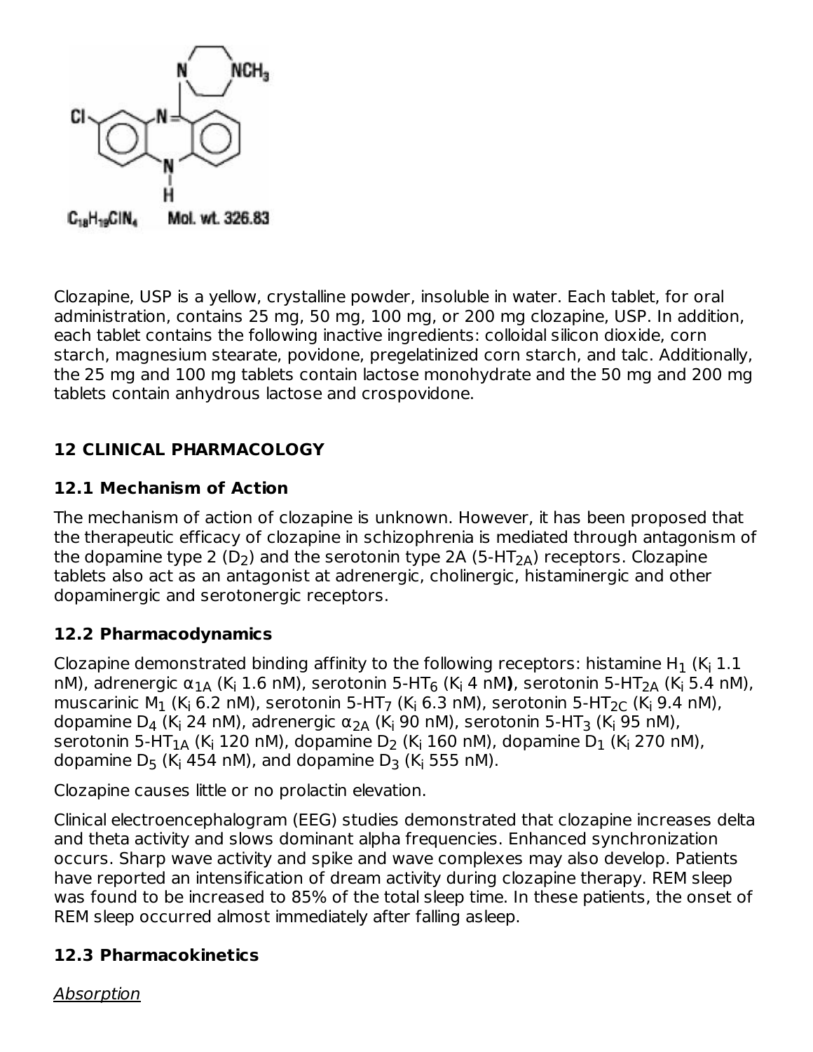$C_{18}H_{19}ClN_4$ Mol. wt. 326.83

Clozapine, USP is a yellow, crystalline powder, insoluble in water. Each tablet, for oral administration, contains 25 mg, 50 mg, 100 mg, or 200 mg clozapine, USP. In addition, each tablet contains the following inactive ingredients: colloidal silicon dioxide, corn starch, magnesium stearate, povidone, pregelatinized corn starch, and talc. Additionally, the 25 mg and 100 mg tablets contain lactose monohydrate and the 50 mg and 200 mg tablets contain anhydrous lactose and crospovidone.

## 12 CLINICAL PHARMACOLOGY

### 12.1 Mechanism of Action

The mechanism of action of clozapine is unknown. However, it has been proposed that the therapeutic efficacy of clozapine in schizophrenia is mediated through antagonism of the dopamine type 2 ($D_2$) and the serotonin type 2A (5-$HT_{2A}$) receptors. Clozapine tablets also act as an antagonist at adrenergic, cholinergic, histaminergic and other dopaminergic and serotonergic receptors.

### 12.2 Pharmacodynamics

Clozapine demonstrated binding affinity to the following receptors: histamine $H_1$ ($K_i$ 1.1 nM), adrenergic $\alpha_{1A}$ ($K_i$ 1.6 nM), serotonin 5-$HT_6$ ($K_i$ 4 nM**)**, serotonin 5-$HT_{2A}$ ($K_i$ 5.4 nM), muscarinic $M_1$ ($K_i$ 6.2 nM), serotonin 5-$HT_7$ ($K_i$ 6.3 nM), serotonin 5-$HT_{2C}$ ($K_i$ 9.4 nM), dopamine $D_4$ ($K_i$ 24 nM), adrenergic $\alpha_{2A}$ ($K_i$ 90 nM), serotonin 5-$HT_3$ ($K_i$ 95 nM), serotonin 5-$HT_{1A}$ ($K_i$ 120 nM), dopamine $D_2$ ($K_i$ 160 nM), dopamine $D_1$ ($K_i$ 270 nM), dopamine $D_5$ ($K_i$ 454 nM), and dopamine $D_3$ ($K_i$ 555 nM).

Clozapine causes little or no prolactin elevation.

Clinical electroencephalogram (EEG) studies demonstrated that clozapine increases delta and theta activity and slows dominant alpha frequencies. Enhanced synchronization occurs. Sharp wave activity and spike and wave complexes may also develop. Patients have reported an intensification of dream activity during clozapine therapy. REM sleep was found to be increased to 85% of the total sleep time. In these patients, the onset of REM sleep occurred almost immediately after falling asleep.

### 12.3 Pharmacokinetics

*Absorption*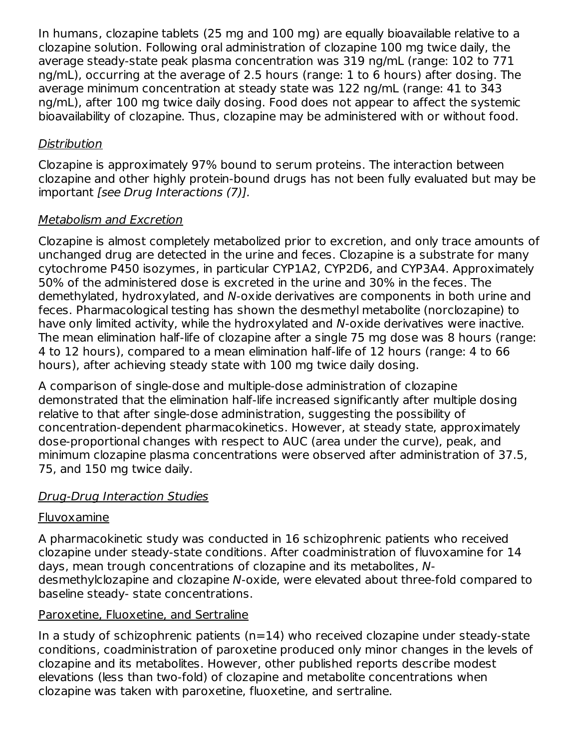In humans, clozapine tablets (25 mg and 100 mg) are equally bioavailable relative to a clozapine solution. Following oral administration of clozapine 100 mg twice daily, the average steady-state peak plasma concentration was 319 ng/mL (range: 102 to 771 ng/mL), occurring at the average of 2.5 hours (range: 1 to 6 hours) after dosing. The average minimum concentration at steady state was 122 ng/mL (range: 41 to 343 ng/mL), after 100 mg twice daily dosing. Food does not appear to affect the systemic bioavailability of clozapine. Thus, clozapine may be administered with or without food.

Distribution

Clozapine is approximately 97% bound to serum proteins. The interaction between clozapine and other highly protein-bound drugs has not been fully evaluated but may be important *[see Drug Interactions (7)].*

Metabolism and Excretion

Clozapine is almost completely metabolized prior to excretion, and only trace amounts of unchanged drug are detected in the urine and feces. Clozapine is a substrate for many cytochrome P450 isozymes, in particular CYP1A2, CYP2D6, and CYP3A4. Approximately 50% of the administered dose is excreted in the urine and 30% in the feces. The demethylated, hydroxylated, and *N*-oxide derivatives are components in both urine and feces. Pharmacological testing has shown the desmethyl metabolite (norclozapine) to have only limited activity, while the hydroxylated and *N*-oxide derivatives were inactive. The mean elimination half-life of clozapine after a single 75 mg dose was 8 hours (range: 4 to 12 hours), compared to a mean elimination half-life of 12 hours (range: 4 to 66 hours), after achieving steady state with 100 mg twice daily dosing.

A comparison of single-dose and multiple-dose administration of clozapine demonstrated that the elimination half-life increased significantly after multiple dosing relative to that after single-dose administration, suggesting the possibility of concentration-dependent pharmacokinetics. However, at steady state, approximately dose-proportional changes with respect to AUC (area under the curve), peak, and minimum clozapine plasma concentrations were observed after administration of 37.5, 75, and 150 mg twice daily.

Drug-Drug Interaction Studies

Fluvoxamine

A pharmacokinetic study was conducted in 16 schizophrenic patients who received clozapine under steady-state conditions. After coadministration of fluvoxamine for 14 days, mean trough concentrations of clozapine and its metabolites, *N*-desmethylclozapine and clozapine *N*-oxide, were elevated about three-fold compared to baseline steady- state concentrations.

Paroxetine, Fluoxetine, and Sertraline

In a study of schizophrenic patients (n=14) who received clozapine under steady-state conditions, coadministration of paroxetine produced only minor changes in the levels of clozapine and its metabolites. However, other published reports describe modest elevations (less than two-fold) of clozapine and metabolite concentrations when clozapine was taken with paroxetine, fluoxetine, and sertraline.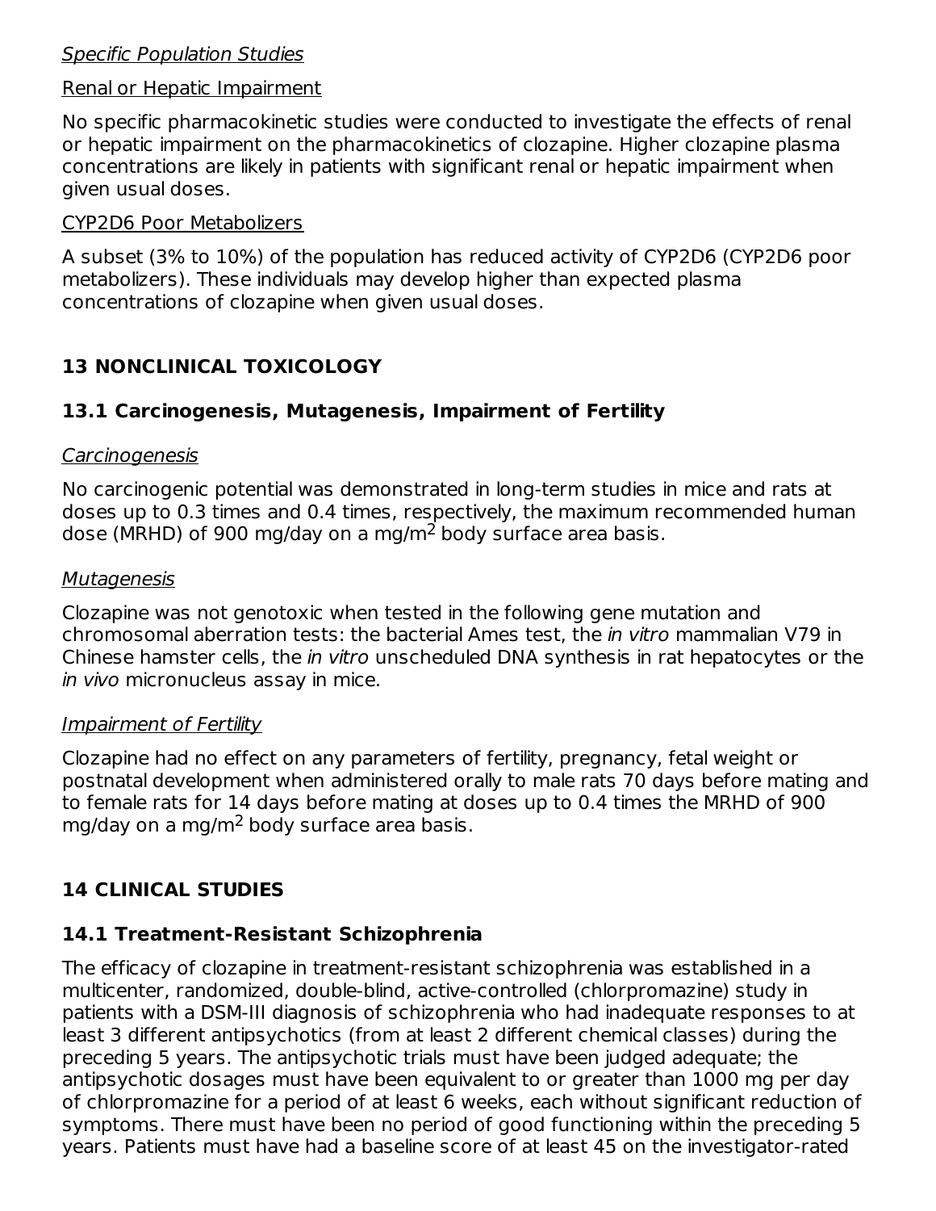*Specific Population Studies*

Renal or Hepatic Impairment

No specific pharmacokinetic studies were conducted to investigate the effects of renal or hepatic impairment on the pharmacokinetics of clozapine. Higher clozapine plasma concentrations are likely in patients with significant renal or hepatic impairment when given usual doses.

CYP2D6 Poor Metabolizers

A subset (3% to 10%) of the population has reduced activity of CYP2D6 (CYP2D6 poor metabolizers). These individuals may develop higher than expected plasma concentrations of clozapine when given usual doses.

## 13 NONCLINICAL TOXICOLOGY

### 13.1 Carcinogenesis, Mutagenesis, Impairment of Fertility

*Carcinogenesis*

No carcinogenic potential was demonstrated in long-term studies in mice and rats at doses up to 0.3 times and 0.4 times, respectively, the maximum recommended human dose (MRHD) of 900 mg/day on a mg/$m^2$ body surface area basis.

*Mutagenesis*

Clozapine was not genotoxic when tested in the following gene mutation and chromosomal aberration tests: the bacterial Ames test, the *in vitro* mammalian V79 in Chinese hamster cells, the *in vitro* unscheduled DNA synthesis in rat hepatocytes or the *in vivo* micronucleus assay in mice.

*Impairment of Fertility*

Clozapine had no effect on any parameters of fertility, pregnancy, fetal weight or postnatal development when administered orally to male rats 70 days before mating and to female rats for 14 days before mating at doses up to 0.4 times the MRHD of 900 mg/day on a mg/$m^2$ body surface area basis.

## 14 CLINICAL STUDIES

### 14.1 Treatment-Resistant Schizophrenia

The efficacy of clozapine in treatment-resistant schizophrenia was established in a multicenter, randomized, double-blind, active-controlled (chlorpromazine) study in patients with a DSM-III diagnosis of schizophrenia who had inadequate responses to at least 3 different antipsychotics (from at least 2 different chemical classes) during the preceding 5 years. The antipsychotic trials must have been judged adequate; the antipsychotic dosages must have been equivalent to or greater than 1000 mg per day of chlorpromazine for a period of at least 6 weeks, each without significant reduction of symptoms. There must have been no period of good functioning within the preceding 5 years. Patients must have had a baseline score of at least 45 on the investigator-rated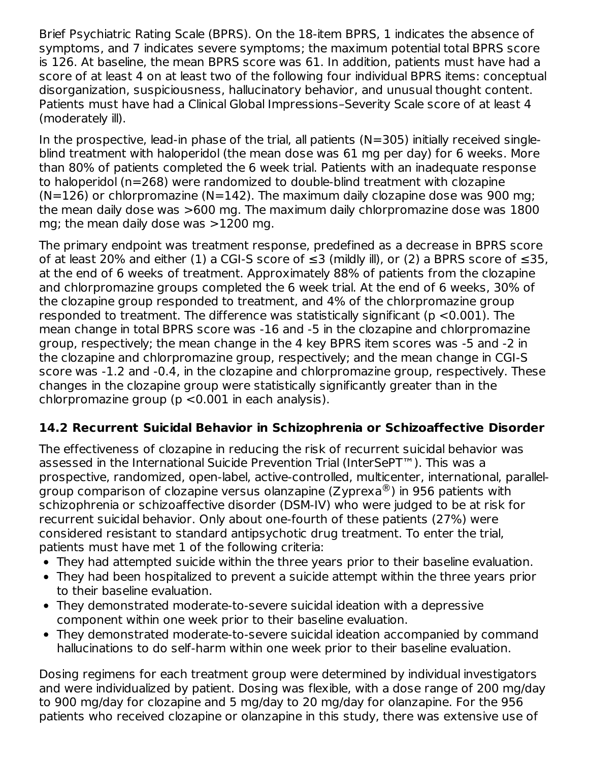Brief Psychiatric Rating Scale (BPRS). On the 18-item BPRS, 1 indicates the absence of symptoms, and 7 indicates severe symptoms; the maximum potential total BPRS score is 126. At baseline, the mean BPRS score was 61. In addition, patients must have had a score of at least 4 on at least two of the following four individual BPRS items: conceptual disorganization, suspiciousness, hallucinatory behavior, and unusual thought content. Patients must have had a Clinical Global Impressions–Severity Scale score of at least 4 (moderately ill).

In the prospective, lead-in phase of the trial, all patients (N=305) initially received single-blind treatment with haloperidol (the mean dose was 61 mg per day) for 6 weeks. More than 80% of patients completed the 6 week trial. Patients with an inadequate response to haloperidol (n=268) were randomized to double-blind treatment with clozapine (N=126) or chlorpromazine (N=142). The maximum daily clozapine dose was 900 mg; the mean daily dose was >600 mg. The maximum daily chlorpromazine dose was 1800 mg; the mean daily dose was >1200 mg.

The primary endpoint was treatment response, predefined as a decrease in BPRS score of at least 20% and either (1) a CGI-S score of ≤3 (mildly ill), or (2) a BPRS score of ≤35, at the end of 6 weeks of treatment. Approximately 88% of patients from the clozapine and chlorpromazine groups completed the 6 week trial. At the end of 6 weeks, 30% of the clozapine group responded to treatment, and 4% of the chlorpromazine group responded to treatment. The difference was statistically significant ($p < 0.001$). The mean change in total BPRS score was -16 and -5 in the clozapine and chlorpromazine group, respectively; the mean change in the 4 key BPRS item scores was -5 and -2 in the clozapine and chlorpromazine group, respectively; and the mean change in CGI-S score was -1.2 and -0.4, in the clozapine and chlorpromazine group, respectively. These changes in the clozapine group were statistically significantly greater than in the chlorpromazine group ($p < 0.001$ in each analysis).

## 14.2 Recurrent Suicidal Behavior in Schizophrenia or Schizoaffective Disorder

The effectiveness of clozapine in reducing the risk of recurrent suicidal behavior was assessed in the International Suicide Prevention Trial (InterSePT™). This was a prospective, randomized, open-label, active-controlled, multicenter, international, parallel-group comparison of clozapine versus olanzapine (Zyprexa®) in 956 patients with schizophrenia or schizoaffective disorder (DSM-IV) who were judged to be at risk for recurrent suicidal behavior. Only about one-fourth of these patients (27%) were considered resistant to standard antipsychotic drug treatment. To enter the trial, patients must have met 1 of the following criteria:

- They had attempted suicide within the three years prior to their baseline evaluation.
- They had been hospitalized to prevent a suicide attempt within the three years prior to their baseline evaluation.
- They demonstrated moderate-to-severe suicidal ideation with a depressive component within one week prior to their baseline evaluation.
- They demonstrated moderate-to-severe suicidal ideation accompanied by command hallucinations to do self-harm within one week prior to their baseline evaluation.

Dosing regimens for each treatment group were determined by individual investigators and were individualized by patient. Dosing was flexible, with a dose range of 200 mg/day to 900 mg/day for clozapine and 5 mg/day to 20 mg/day for olanzapine. For the 956 patients who received clozapine or olanzapine in this study, there was extensive use of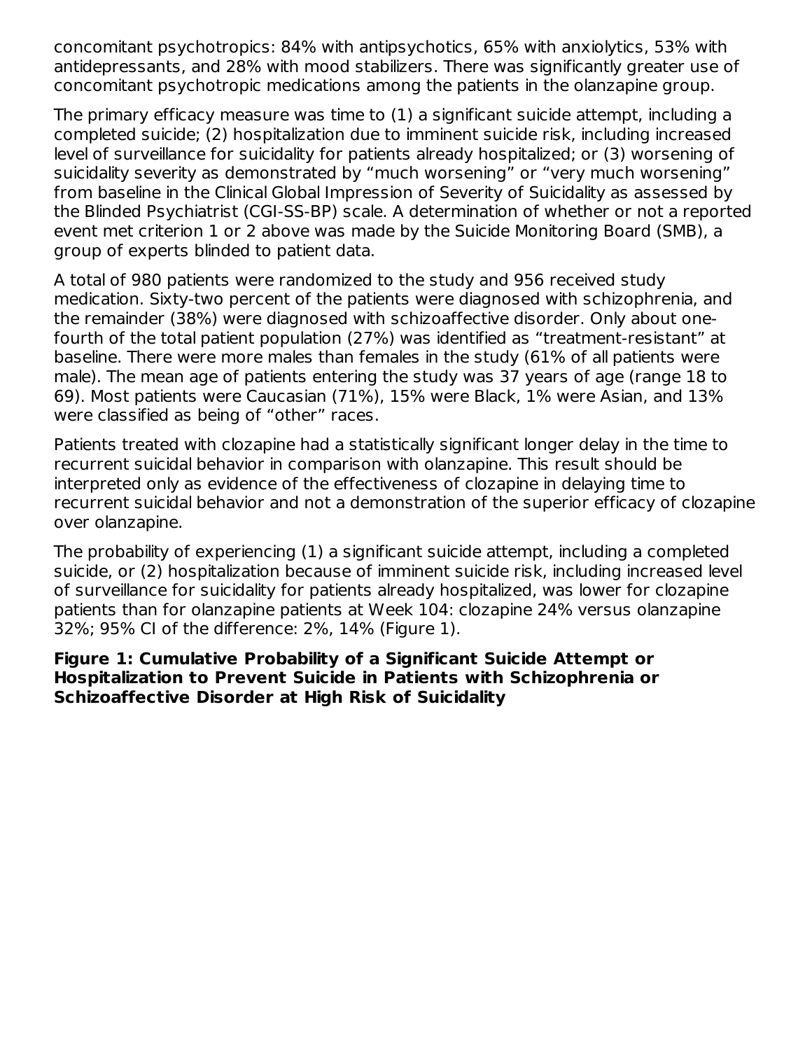concomitant psychotropics: 84% with antipsychotics, 65% with anxiolytics, 53% with antidepressants, and 28% with mood stabilizers. There was significantly greater use of concomitant psychotropic medications among the patients in the olanzapine group.

The primary efficacy measure was time to (1) a significant suicide attempt, including a completed suicide; (2) hospitalization due to imminent suicide risk, including increased level of surveillance for suicidality for patients already hospitalized; or (3) worsening of suicidality severity as demonstrated by "much worsening" or "very much worsening" from baseline in the Clinical Global Impression of Severity of Suicidality as assessed by the Blinded Psychiatrist (CGI-SS-BP) scale. A determination of whether or not a reported event met criterion 1 or 2 above was made by the Suicide Monitoring Board (SMB), a group of experts blinded to patient data.

A total of 980 patients were randomized to the study and 956 received study medication. Sixty-two percent of the patients were diagnosed with schizophrenia, and the remainder (38%) were diagnosed with schizoaffective disorder. Only about one-fourth of the total patient population (27%) was identified as "treatment-resistant" at baseline. There were more males than females in the study (61% of all patients were male). The mean age of patients entering the study was 37 years of age (range 18 to 69). Most patients were Caucasian (71%), 15% were Black, 1% were Asian, and 13% were classified as being of "other" races.

Patients treated with clozapine had a statistically significant longer delay in the time to recurrent suicidal behavior in comparison with olanzapine. This result should be interpreted only as evidence of the effectiveness of clozapine in delaying time to recurrent suicidal behavior and not a demonstration of the superior efficacy of clozapine over olanzapine.

The probability of experiencing (1) a significant suicide attempt, including a completed suicide, or (2) hospitalization because of imminent suicide risk, including increased level of surveillance for suicidality for patients already hospitalized, was lower for clozapine patients than for olanzapine patients at Week 104: clozapine 24% versus olanzapine 32%; 95% CI of the difference: 2%, 14% (Figure 1).

**Figure 1: Cumulative Probability of a Significant Suicide Attempt or Hospitalization to Prevent Suicide in Patients with Schizophrenia or Schizoaffective Disorder at High Risk of Suicidality**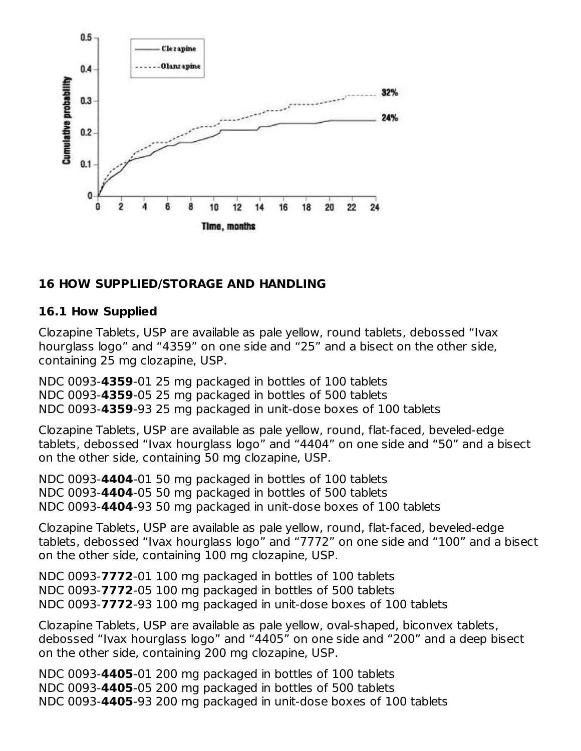## 16 HOW SUPPLIED/STORAGE AND HANDLING

### 16.1 How Supplied

Clozapine Tablets, USP are available as pale yellow, round tablets, debossed “Ivax hourglass logo” and “4359” on one side and “25” and a bisect on the other side, containing 25 mg clozapine, USP.

NDC 0093-**4359**-01 25 mg packaged in bottles of 100 tablets
NDC 0093-**4359**-05 25 mg packaged in bottles of 500 tablets
NDC 0093-**4359**-93 25 mg packaged in unit-dose boxes of 100 tablets

Clozapine Tablets, USP are available as pale yellow, round, flat-faced, beveled-edge tablets, debossed “Ivax hourglass logo” and “4404” on one side and “50” and a bisect on the other side, containing 50 mg clozapine, USP.

NDC 0093-**4404**-01 50 mg packaged in bottles of 100 tablets
NDC 0093-**4404**-05 50 mg packaged in bottles of 500 tablets
NDC 0093-**4404**-93 50 mg packaged in unit-dose boxes of 100 tablets

Clozapine Tablets, USP are available as pale yellow, round, flat-faced, beveled-edge tablets, debossed “Ivax hourglass logo” and “7772” on one side and “100” and a bisect on the other side, containing 100 mg clozapine, USP.

NDC 0093-**7772**-01 100 mg packaged in bottles of 100 tablets
NDC 0093-**7772**-05 100 mg packaged in bottles of 500 tablets
NDC 0093-**7772**-93 100 mg packaged in unit-dose boxes of 100 tablets

Clozapine Tablets, USP are available as pale yellow, oval-shaped, biconvex tablets, debossed “Ivax hourglass logo” and “4405” on one side and “200” and a deep bisect on the other side, containing 200 mg clozapine, USP.

NDC 0093-**4405**-01 200 mg packaged in bottles of 100 tablets
NDC 0093-**4405**-05 200 mg packaged in bottles of 500 tablets
NDC 0093-**4405**-93 200 mg packaged in unit-dose boxes of 100 tablets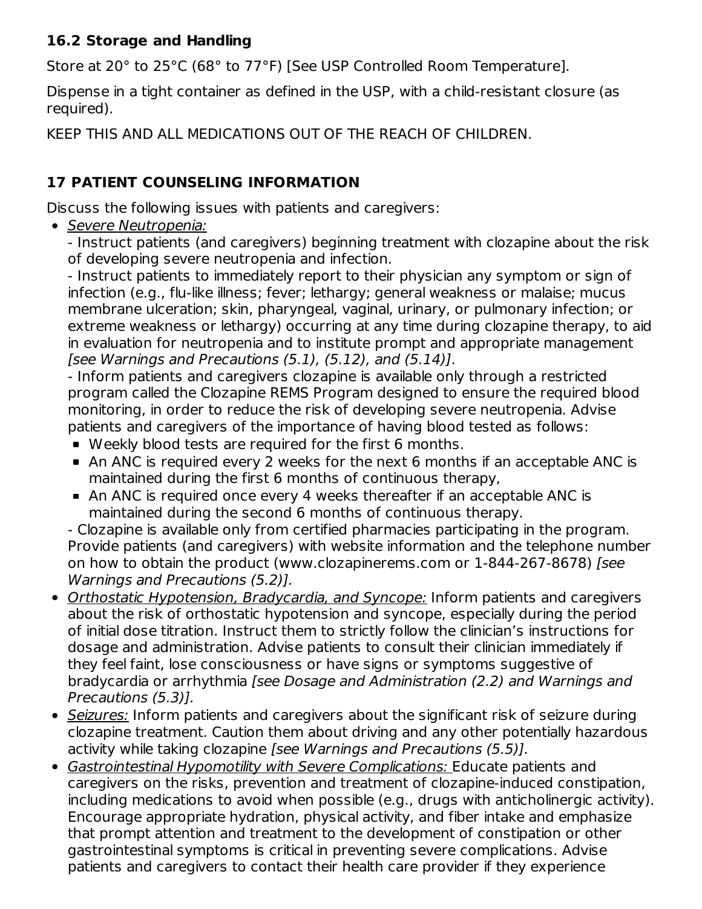### 16.2 Storage and Handling

Store at 20° to 25°C (68° to 77°F) [See USP Controlled Room Temperature].

Dispense in a tight container as defined in the USP, with a child-resistant closure (as required).

KEEP THIS AND ALL MEDICATIONS OUT OF THE REACH OF CHILDREN.

## 17 PATIENT COUNSELING INFORMATION

Discuss the following issues with patients and caregivers:

- <u>Severe Neutropenia:</u>
  - Instruct patients (and caregivers) beginning treatment with clozapine about the risk of developing severe neutropenia and infection.
  - Instruct patients to immediately report to their physician any symptom or sign of infection (e.g., flu-like illness; fever; lethargy; general weakness or malaise; mucus membrane ulceration; skin, pharyngeal, vaginal, urinary, or pulmonary infection; or extreme weakness or lethargy) occurring at any time during clozapine therapy, to aid in evaluation for neutropenia and to institute prompt and appropriate management *[see Warnings and Precautions (5.1), (5.12), and (5.14)]*.
  - Inform patients and caregivers clozapine is available only through a restricted program called the Clozapine REMS Program designed to ensure the required blood monitoring, in order to reduce the risk of developing severe neutropenia. Advise patients and caregivers of the importance of having blood tested as follows:
    - Weekly blood tests are required for the first 6 months.
    - An ANC is required every 2 weeks for the next 6 months if an acceptable ANC is maintained during the first 6 months of continuous therapy,
    - An ANC is required once every 4 weeks thereafter if an acceptable ANC is maintained during the second 6 months of continuous therapy.
  - Clozapine is available only from certified pharmacies participating in the program. Provide patients (and caregivers) with website information and the telephone number on how to obtain the product (www.clozapinerems.com or 1-844-267-8678) *[see Warnings and Precautions (5.2)].*
- <u>Orthostatic Hypotension, Bradycardia, and Syncope:</u> Inform patients and caregivers about the risk of orthostatic hypotension and syncope, especially during the period of initial dose titration. Instruct them to strictly follow the clinician's instructions for dosage and administration. Advise patients to consult their clinician immediately if they feel faint, lose consciousness or have signs or symptoms suggestive of bradycardia or arrhythmia *[see Dosage and Administration (2.2) and Warnings and Precautions (5.3)].*
- <u>Seizures:</u> Inform patients and caregivers about the significant risk of seizure during clozapine treatment. Caution them about driving and any other potentially hazardous activity while taking clozapine *[see Warnings and Precautions (5.5)].*
- <u>Gastrointestinal Hypomotility with Severe Complications:</u> Educate patients and caregivers on the risks, prevention and treatment of clozapine-induced constipation, including medications to avoid when possible (e.g., drugs with anticholinergic activity). Encourage appropriate hydration, physical activity, and fiber intake and emphasize that prompt attention and treatment to the development of constipation or other gastrointestinal symptoms is critical in preventing severe complications. Advise patients and caregivers to contact their health care provider if they experience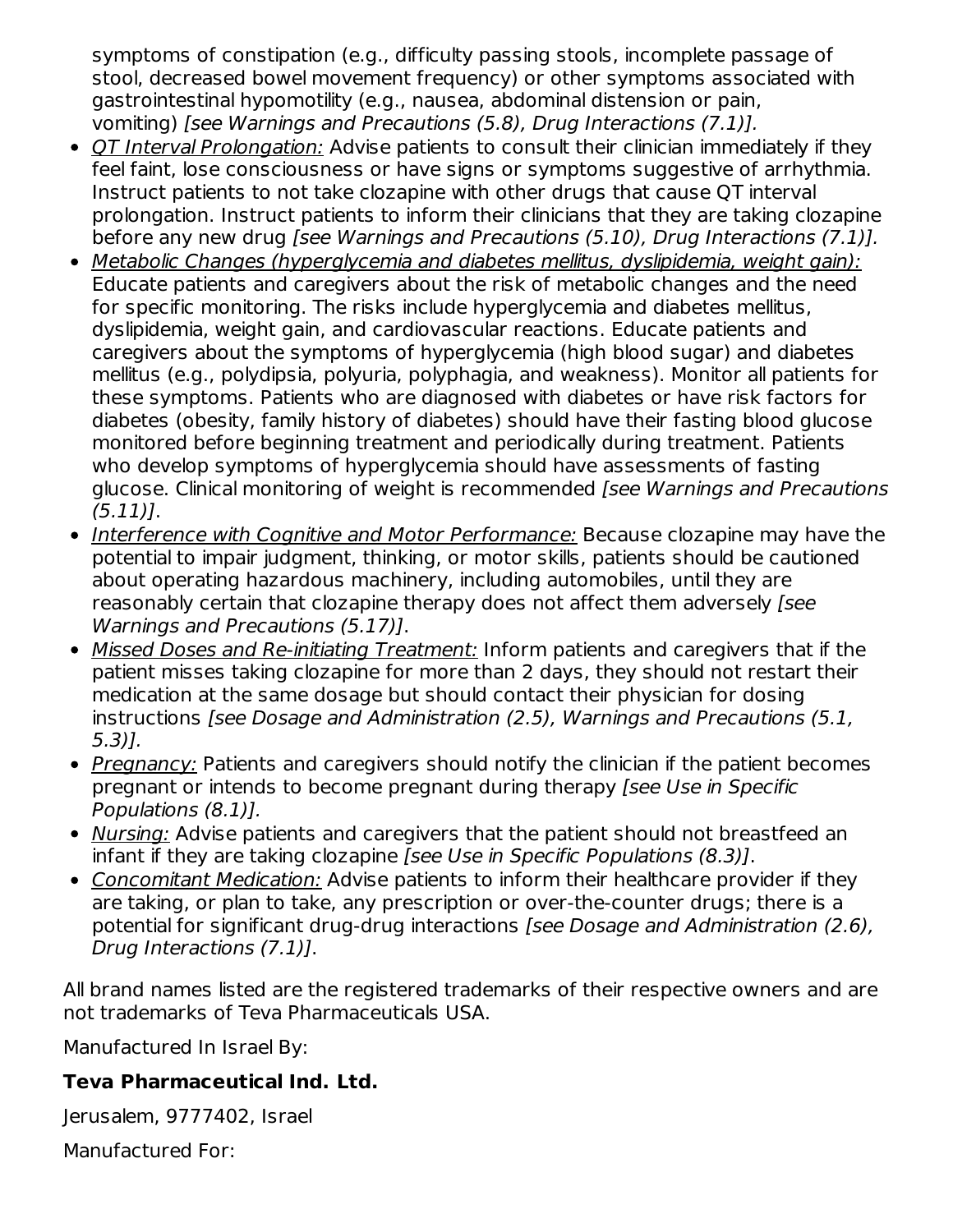symptoms of constipation (e.g., difficulty passing stools, incomplete passage of stool, decreased bowel movement frequency) or other symptoms associated with gastrointestinal hypomotility (e.g., nausea, abdominal distension or pain, vomiting) *[see Warnings and Precautions (5.8), Drug Interactions (7.1)].*

- QT Interval Prolongation: Advise patients to consult their clinician immediately if they feel faint, lose consciousness or have signs or symptoms suggestive of arrhythmia. Instruct patients to not take clozapine with other drugs that cause QT interval prolongation. Instruct patients to inform their clinicians that they are taking clozapine before any new drug *[see Warnings and Precautions (5.10), Drug Interactions (7.1)].*
- Metabolic Changes (hyperglycemia and diabetes mellitus, dyslipidemia, weight gain): Educate patients and caregivers about the risk of metabolic changes and the need for specific monitoring. The risks include hyperglycemia and diabetes mellitus, dyslipidemia, weight gain, and cardiovascular reactions. Educate patients and caregivers about the symptoms of hyperglycemia (high blood sugar) and diabetes mellitus (e.g., polydipsia, polyuria, polyphagia, and weakness). Monitor all patients for these symptoms. Patients who are diagnosed with diabetes or have risk factors for diabetes (obesity, family history of diabetes) should have their fasting blood glucose monitored before beginning treatment and periodically during treatment. Patients who develop symptoms of hyperglycemia should have assessments of fasting glucose. Clinical monitoring of weight is recommended *[see Warnings and Precautions (5.11)]*.
- Interference with Cognitive and Motor Performance: Because clozapine may have the potential to impair judgment, thinking, or motor skills, patients should be cautioned about operating hazardous machinery, including automobiles, until they are reasonably certain that clozapine therapy does not affect them adversely *[see Warnings and Precautions (5.17)]*.
- Missed Doses and Re-initiating Treatment: Inform patients and caregivers that if the patient misses taking clozapine for more than 2 days, they should not restart their medication at the same dosage but should contact their physician for dosing instructions *[see Dosage and Administration (2.5), Warnings and Precautions (5.1, 5.3)]*.
- Pregnancy: Patients and caregivers should notify the clinician if the patient becomes pregnant or intends to become pregnant during therapy *[see Use in Specific Populations (8.1)].*
- Nursing: Advise patients and caregivers that the patient should not breastfeed an infant if they are taking clozapine *[see Use in Specific Populations (8.3)]*.
- Concomitant Medication: Advise patients to inform their healthcare provider if they are taking, or plan to take, any prescription or over-the-counter drugs; there is a potential for significant drug-drug interactions *[see Dosage and Administration (2.6), Drug Interactions (7.1)]*.

All brand names listed are the registered trademarks of their respective owners and are not trademarks of Teva Pharmaceuticals USA.

Manufactured In Israel By:

**Teva Pharmaceutical Ind. Ltd.**

Jerusalem, 9777402, Israel

Manufactured For: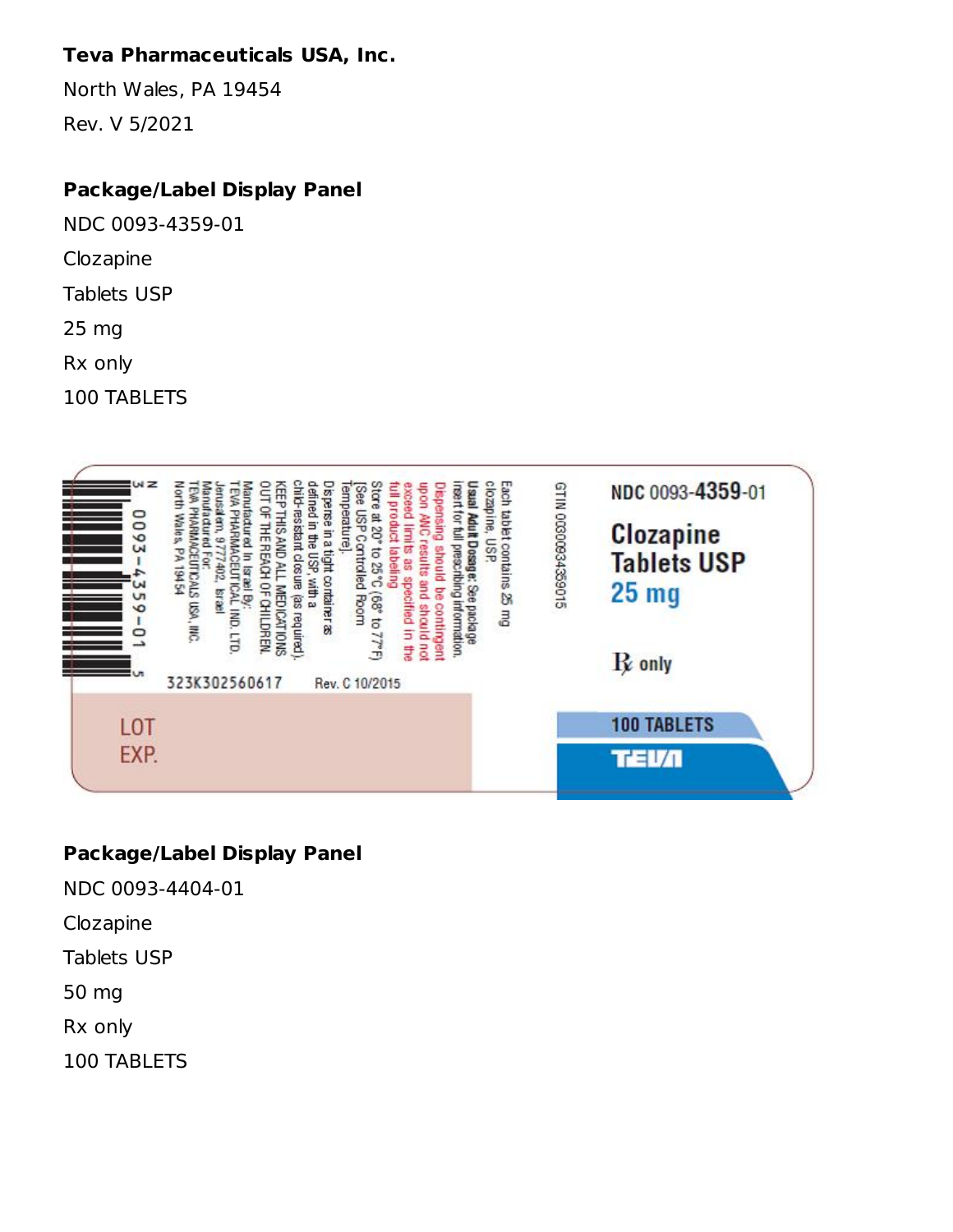**Teva Pharmaceuticals USA, Inc.**

North Wales, PA 19454

Rev. V 5/2021

**Package/Label Display Panel**

NDC 0093-4359-01

Clozapine

Tablets USP

25 mg

Rx only

100 TABLETS

NDC 0093-4359-01

Clozapine Tablets USP

25 mg

℞ only

100 TABLETS

TEVA

GTIN 00300934359015

Each tablet contains 25 mg clozapine, USP

**Usual Adult Dosage:** See package insert for full prescribing information.

Dispensing should be contingent upon ANC results and should not exceed limits as specified in the full product labeling

Store at 20° to 25°C (68° to 77°F) [See USP Controlled Room Temperature].

Dispense in a tight container as defined in the USP, with a child-resistant closure (as required).

KEEP THIS AND ALL MEDICATIONS OUT OF THE REACH OF CHILDREN.

Manufactured In Israel By:
TEVA PHARMACEUTICAL IND. LTD.
Jerusalem, 9777402, Israel

Manufactured For:
TEVA PHARMACEUTICALS USA, INC.
North Wales, PA 19454

N 3 0093-4359-01 5

323K302560617 Rev. C 10/2015

LOT

EXP.

**Package/Label Display Panel**

NDC 0093-4404-01

Clozapine

Tablets USP

50 mg

Rx only

100 TABLETS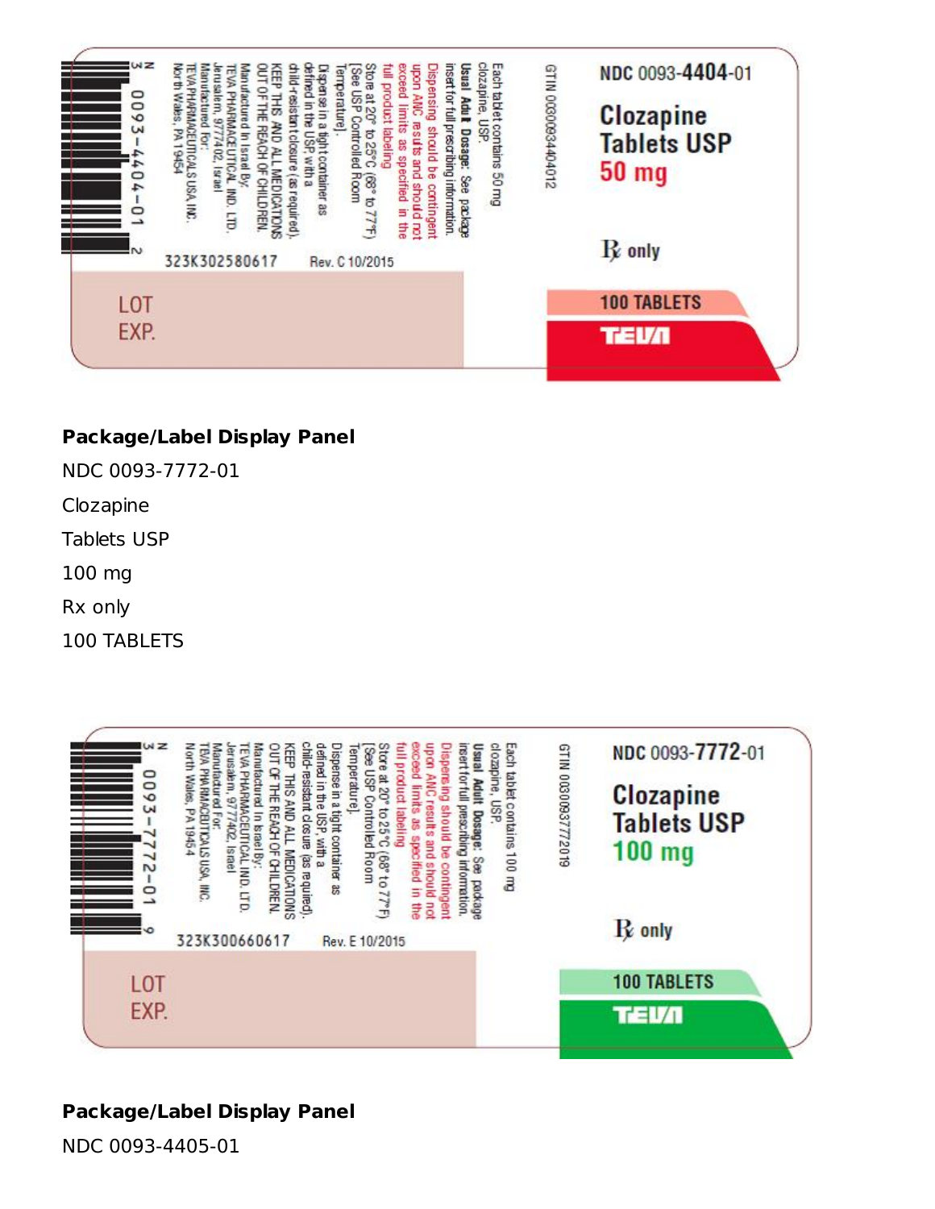NDC 0093-4404-01

Clozapine Tablets USP

50 mg

Rx only

100 TABLETS

TEVA

GTIN 00300934404012

Each tablet contains 50 mg clozapine, USP.

**Usual Adult Dosage:** See package insert for full prescribing information.

Dispensing should be contingent upon ANC results and should not exceed limits as specified in the full product labeling

Store at 20° to 25°C (68° to 77°F) [See USP Controlled Room Temperature].

Dispense in a tight container as defined in the USP, with a child-resistant closure (as required).

KEEP THIS AND ALL MEDICATIONS OUT OF THE REACH OF CHILDREN.

Manufactured In Israel By: TEVA PHARMACEUTICAL IND. LTD. Jerusalem, 9777402, Israel

Manufactured For: TEVA PHARMACEUTICALS USA, INC. North Wales, PA 19454

323K302580617 Rev. C 10/2015

N 3 0093-4404-01 2

LOT

EXP.

**Package/Label Display Panel**

NDC 0093-7772-01

Clozapine

Tablets USP

100 mg

Rx only

100 TABLETS

NDC 0093-7772-01

Clozapine Tablets USP

100 mg

Rx only

100 TABLETS

TEVA

GTIN 00300937772019

Each tablet contains 100 mg clozapine, USP.

**Usual Adult Dosage:** See package insert for full prescribing information.

Dispensing should be contingent upon ANC results and should not exceed limits as specified in the full product labeling

Store at 20° to 25°C (68° to 77°F) [See USP Controlled Room Temperature].

Dispense in a tight container as defined in the USP, with a child-resistant closure (as required).

KEEP THIS AND ALL MEDICATIONS OUT OF THE REACH OF CHILDREN.

Manufactured In Israel By: TEVA PHARMACEUTICAL IND. LTD. Jerusalem, 9777402, Israel

Manufactured For: TEVA PHARMACEUTICALS USA, INC. North Wales, PA 19454

323K300660617 Rev. E 10/2015

N 3 0093-7772-01 9

LOT

EXP.

**Package/Label Display Panel**

NDC 0093-4405-01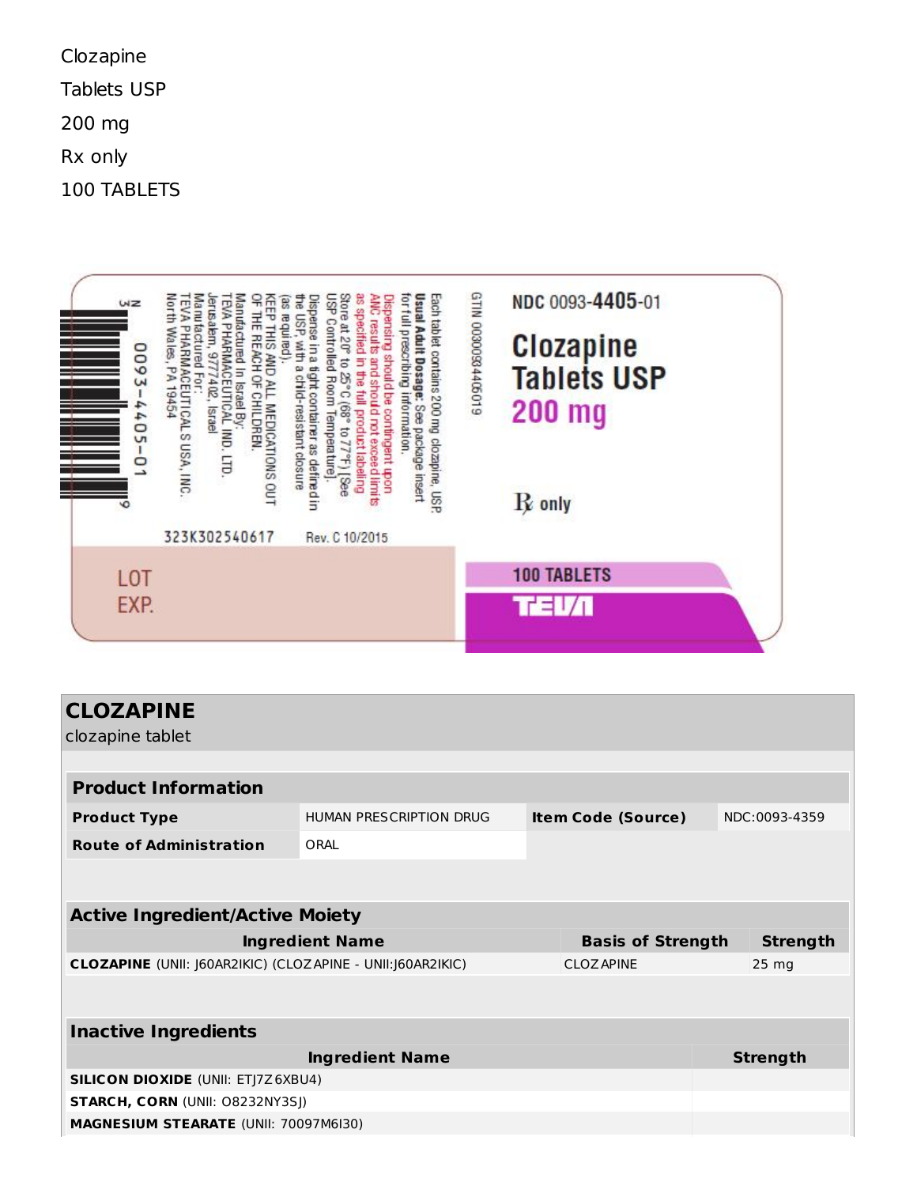Clozapine

Tablets USP

200 mg

Rx only

100 TABLETS

NDC 0093-4405-01

Clozapine Tablets USP

200 mg

℞ only

100 TABLETS

TEVA

GTIN 00300934405019

Each tablet contains 200 mg clozapine, USP.

**Usual Adult Dosage:** See package insert for full prescribing information.

Dispensing should be contingent upon ANC results and should not exceed limits as specified in the full product labeling.

Store at 20° to 25°C (68° to 77°F) [See USP Controlled Room Temperature].

Dispense in a tight container as defined in the USP, with a child-resistant closure (as required).

KEEP THIS AND ALL MEDICATIONS OUT OF THE REACH OF CHILDREN.

Manufactured In Israel By:
TEVA PHARMACEUTICAL IND. LTD.
Jerusalem, 9777402, Israel

Manufactured For:
TEVA PHARMACEUTICALS USA, INC.
North Wales, PA 19454

N 3 0093-4405-01 9

323K302540617 Rev. C 10/2015

LOT
EXP.

# CLOZAPINE

clozapine tablet

| Product Information | | | |
|---|---|---|---|
| **Product Type** | HUMAN PRESCRIPTION DRUG | **Item Code (Source)** | NDC:0093-4359 |
| **Route of Administration** | ORAL | | |

| Active Ingredient/Active Moiety | | |
|---|---|---|
| **Ingredient Name** | **Basis of Strength** | **Strength** |
| **CLOZAPINE** (UNII: J60AR2IKIC) (CLOZAPINE - UNII:J60AR2IKIC) | CLOZAPINE | 25 mg |

| Inactive Ingredients | |
|---|---|
| **Ingredient Name** | **Strength** |
| **SILICON DIOXIDE** (UNII: ETJ7Z6XBU4) | |
| **STARCH, CORN** (UNII: O8232NY3SJ) | |
| **MAGNESIUM STEARATE** (UNII: 70097M6I30) | |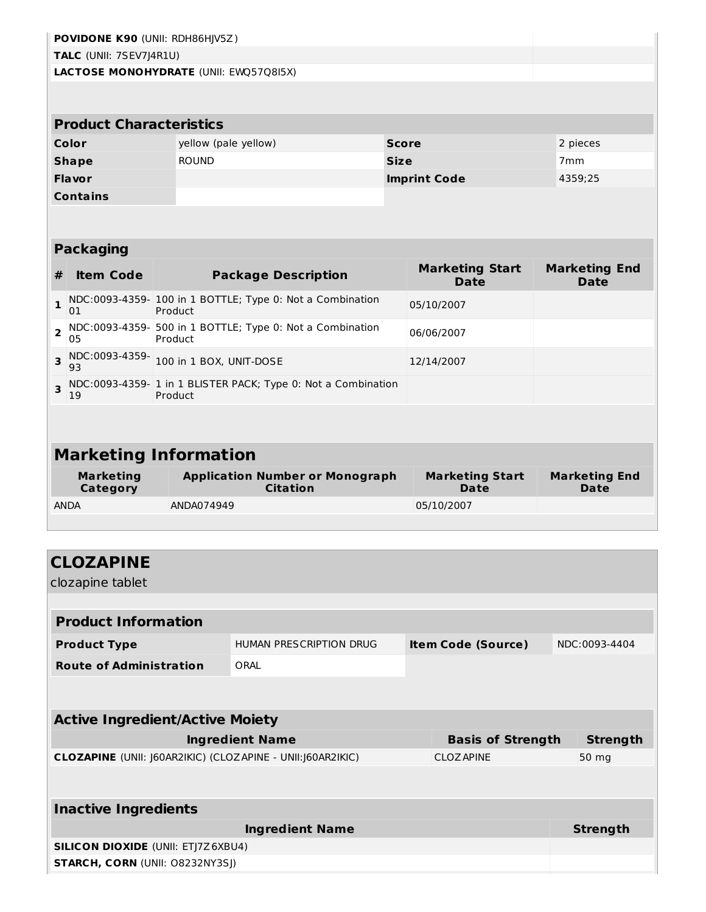| | |
|---|---|
| **POVIDONE K90** (UNII: RDH86HJV5Z) | |
| **TALC** (UNII: 7SEV7J4R1U) | |
| **LACTOSE MONOHYDRATE** (UNII: EWQ57Q8I5X) | |

| Product Characteristics | | | |
|---|---|---|---|
| **Color** | yellow (pale yellow) | **Score** | 2 pieces |
| **Shape** | ROUND | **Size** | 7mm |
| **Flavor** | | **Imprint Code** | 4359;25 |
| **Contains** | | | |

**Packaging**

| # | Item Code | Package Description | Marketing Start Date | Marketing End Date |
|---|---|---|---|---|
| 1 | NDC:0093-4359-01 | 100 in 1 BOTTLE; Type 0: Not a Combination Product | 05/10/2007 | |
| 2 | NDC:0093-4359-05 | 500 in 1 BOTTLE; Type 0: Not a Combination Product | 06/06/2007 | |
| 3 | NDC:0093-4359-93 | 100 in 1 BOX, UNIT-DOSE | 12/14/2007 | |
| 3 | NDC:0093-4359-19 | 1 in 1 BLISTER PACK; Type 0: Not a Combination Product | | |

## Marketing Information

| Marketing Category | Application Number or Monograph Citation | Marketing Start Date | Marketing End Date |
|---|---|---|---|
| ANDA | ANDA074949 | 05/10/2007 | |

## CLOZAPINE

clozapine tablet

| Product Information | | | |
|---|---|---|---|
| **Product Type** | HUMAN PRESCRIPTION DRUG | **Item Code (Source)** | NDC:0093-4404 |
| **Route of Administration** | ORAL | | |

**Active Ingredient/Active Moiety**

| Ingredient Name | Basis of Strength | Strength |
|---|---|---|
| **CLOZAPINE** (UNII: J60AR2IKIC) (CLOZAPINE - UNII:J60AR2IKIC) | CLOZAPINE | 50 mg |

**Inactive Ingredients**

| Ingredient Name | Strength |
|---|---|
| **SILICON DIOXIDE** (UNII: ETJ7Z6XBU4) | |
| **STARCH, CORN** (UNII: O8232NY3SJ) | |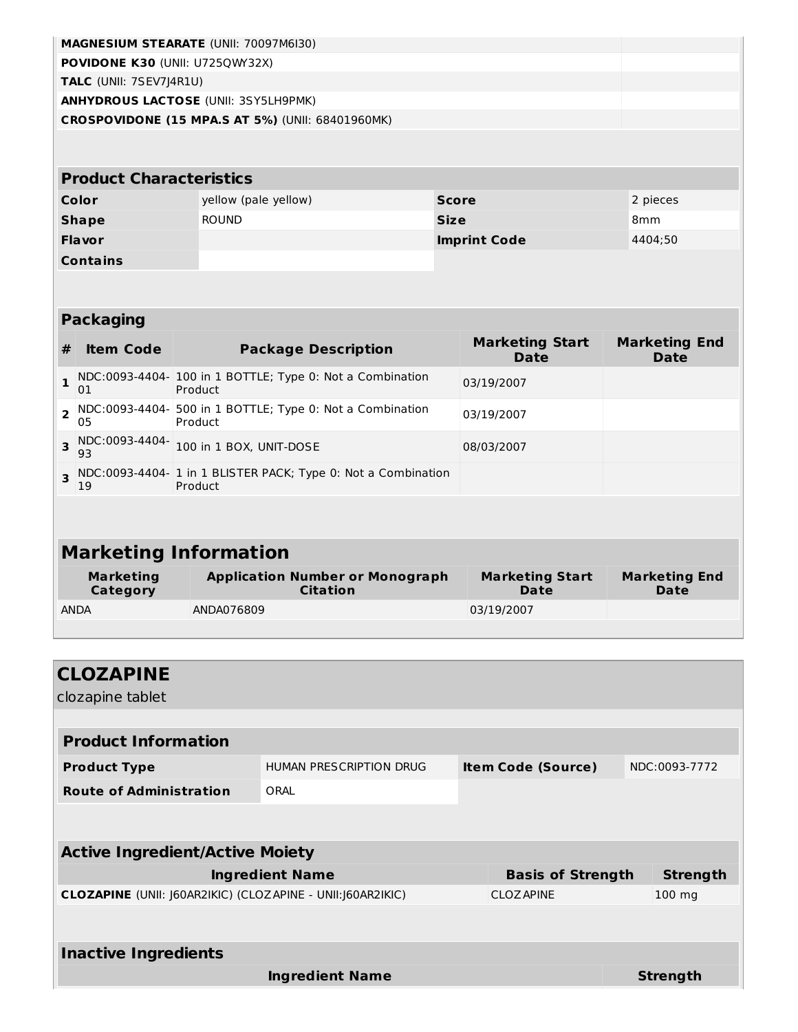| | |
|---|---|
| **MAGNESIUM STEARATE** (UNII: 70097M6I30) | |
| **POVIDONE K30** (UNII: U725QWY32X) | |
| **TALC** (UNII: 7SEV7J4R1U) | |
| **ANHYDROUS LACTOSE** (UNII: 3SY5LH9PMK) | |
| **CROSPOVIDONE (15 MPA.S AT 5%)** (UNII: 68401960MK) | |

| Product Characteristics | | | |
|---|---|---|---|
| **Color** | yellow (pale yellow) | **Score** | 2 pieces |
| **Shape** | ROUND | **Size** | 8mm |
| **Flavor** | | **Imprint Code** | 4404;50 |
| **Contains** | | | |

## Packaging

| # | Item Code | Package Description | Marketing Start Date | Marketing End Date |
|---|---|---|---|---|
| 1 | NDC:0093-4404-01 | 100 in 1 BOTTLE; Type 0: Not a Combination Product | 03/19/2007 | |
| 2 | NDC:0093-4404-05 | 500 in 1 BOTTLE; Type 0: Not a Combination Product | 03/19/2007 | |
| 3 | NDC:0093-4404-93 | 100 in 1 BOX, UNIT-DOSE | 08/03/2007 | |
| 3 | NDC:0093-4404-19 | 1 in 1 BLISTER PACK; Type 0: Not a Combination Product | | |

## Marketing Information

| Marketing Category | Application Number or Monograph Citation | Marketing Start Date | Marketing End Date |
|---|---|---|---|
| ANDA | ANDA076809 | 03/19/2007 | |

# CLOZAPINE

clozapine tablet

| Product Information | | | |
|---|---|---|---|
| **Product Type** | HUMAN PRESCRIPTION DRUG | **Item Code (Source)** | NDC:0093-7772 |
| **Route of Administration** | ORAL | | |

## Active Ingredient/Active Moiety

| Ingredient Name | Basis of Strength | Strength |
|---|---|---|
| **CLOZAPINE** (UNII: J60AR2IKIC) (CLOZAPINE - UNII:J60AR2IKIC) | CLOZAPINE | 100 mg |

## Inactive Ingredients

| Ingredient Name | Strength |
|---|---|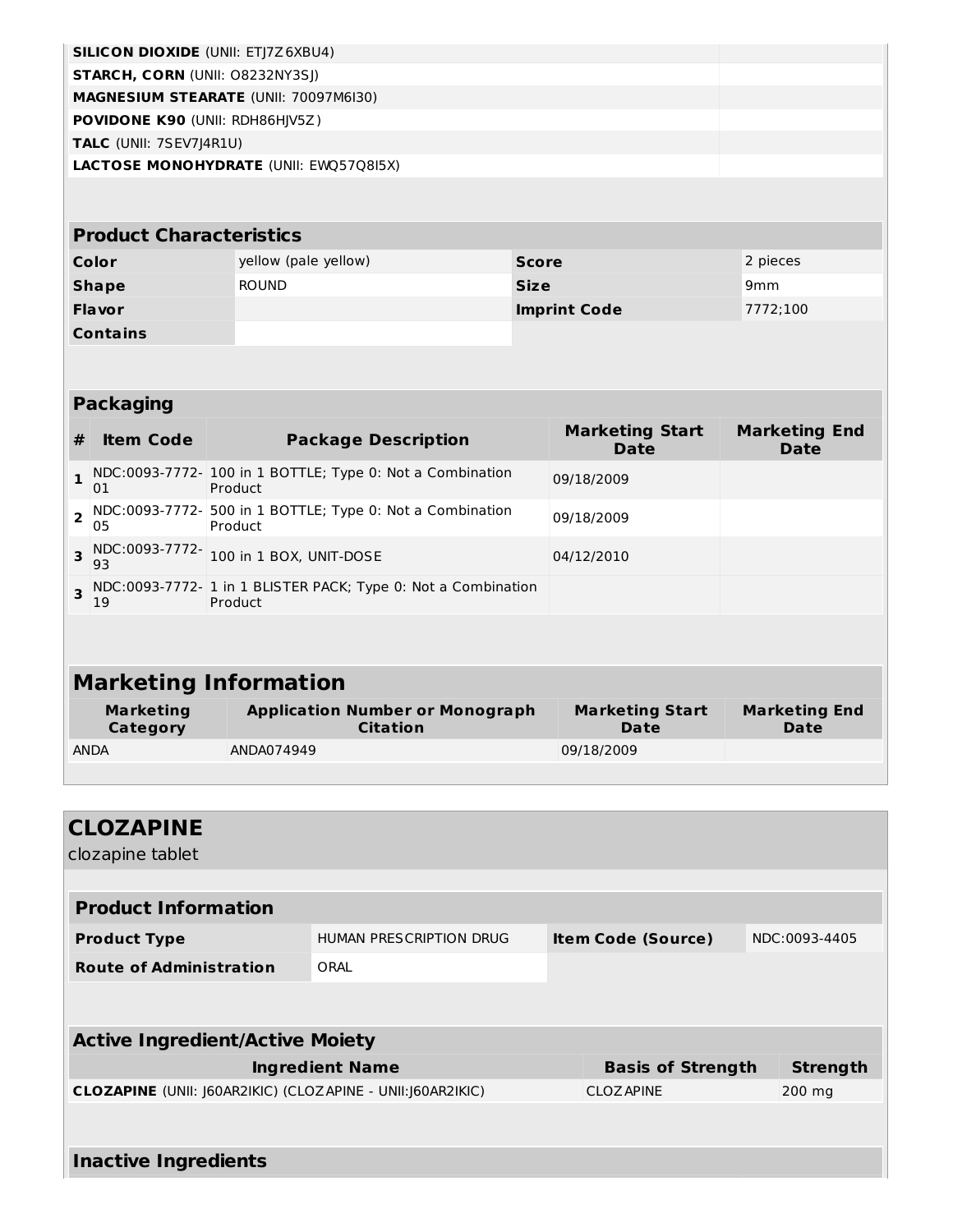| | |
|---|---|
| **SILICON DIOXIDE** (UNII: ETJ7Z6XBU4) | |
| **STARCH, CORN** (UNII: O8232NY3SJ) | |
| **MAGNESIUM STEARATE** (UNII: 70097M6I30) | |
| **POVIDONE K90** (UNII: RDH86HJV5Z) | |
| **TALC** (UNII: 7SEV7J4R1U) | |
| **LACTOSE MONOHYDRATE** (UNII: EWQ57Q8I5X) | |

## Product Characteristics

| | | | |
|---|---|---|---|
| **Color** | yellow (pale yellow) | **Score** | 2 pieces |
| **Shape** | ROUND | **Size** | 9mm |
| **Flavor** | | **Imprint Code** | 7772;100 |
| **Contains** | | | |

## Packaging

| # | Item Code | Package Description | Marketing Start Date | Marketing End Date |
|---|---|---|---|---|
| 1 | NDC:0093-7772-01 | 100 in 1 BOTTLE; Type 0: Not a Combination Product | 09/18/2009 | |
| 2 | NDC:0093-7772-05 | 500 in 1 BOTTLE; Type 0: Not a Combination Product | 09/18/2009 | |
| 3 | NDC:0093-7772-93 | 100 in 1 BOX, UNIT-DOSE | 04/12/2010 | |
| 3 | NDC:0093-7772-19 | 1 in 1 BLISTER PACK; Type 0: Not a Combination Product | | |

## Marketing Information

| Marketing Category | Application Number or Monograph Citation | Marketing Start Date | Marketing End Date |
|---|---|---|---|
| ANDA | ANDA074949 | 09/18/2009 | |

# CLOZAPINE

clozapine tablet

## Product Information

| | | | |
|---|---|---|---|
| **Product Type** | HUMAN PRESCRIPTION DRUG | **Item Code (Source)** | NDC:0093-4405 |
| **Route of Administration** | ORAL | | |

## Active Ingredient/Active Moiety

| Ingredient Name | Basis of Strength | Strength |
|---|---|---|
| **CLOZAPINE** (UNII: J60AR2IKIC) (CLOZAPINE - UNII:J60AR2IKIC) | CLOZAPINE | 200 mg |

## Inactive Ingredients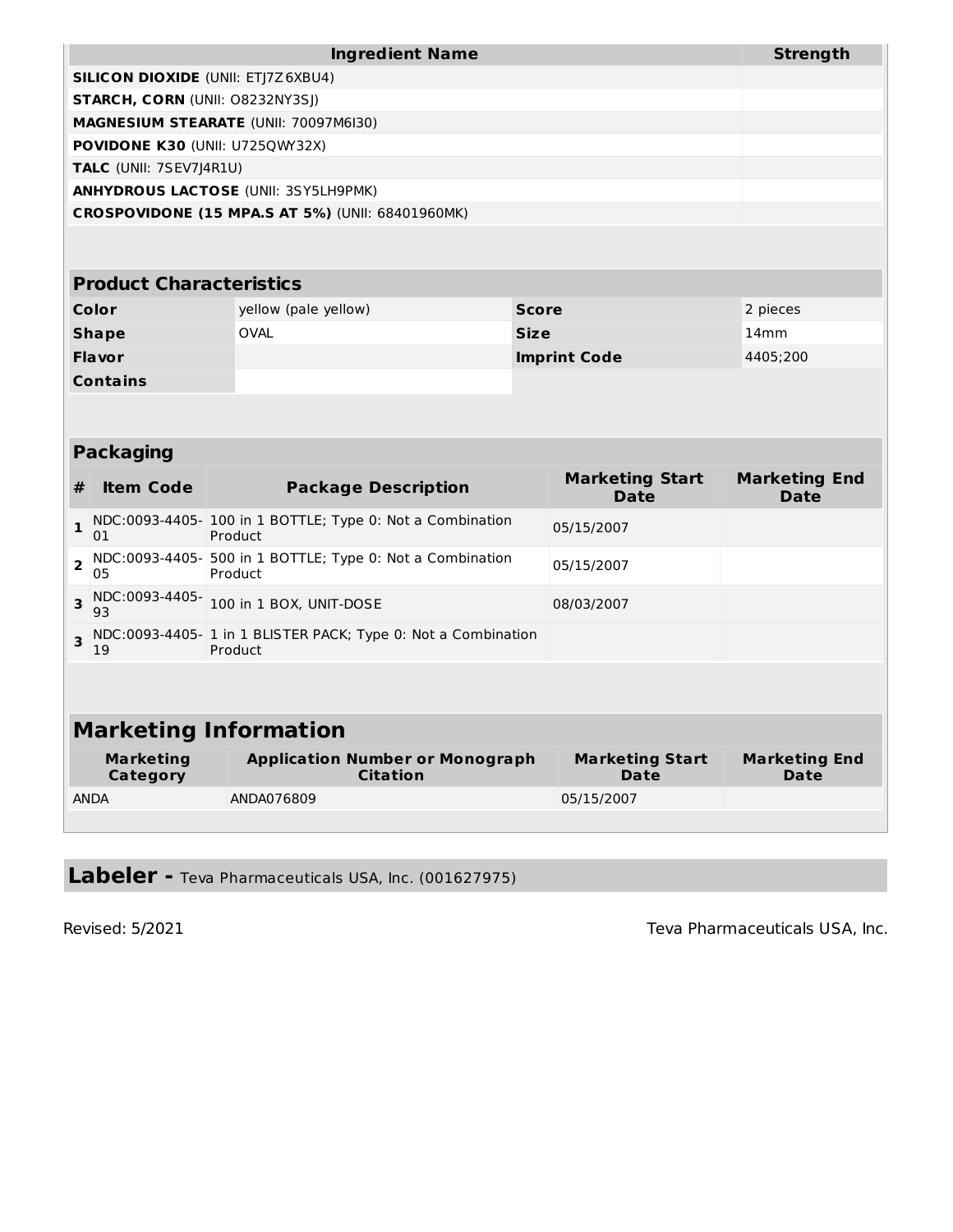| Ingredient Name | Strength |
|---|---|
| **SILICON DIOXIDE** (UNII: ETJ7Z6XBU4) | |
| **STARCH, CORN** (UNII: O8232NY3SJ) | |
| **MAGNESIUM STEARATE** (UNII: 70097M6I30) | |
| **POVIDONE K30** (UNII: U725QWY32X) | |
| **TALC** (UNII: 7SEV7J4R1U) | |
| **ANHYDROUS LACTOSE** (UNII: 3SY5LH9PMK) | |
| **CROSPOVIDONE (15 MPA.S AT 5%)** (UNII: 68401960MK) | |

| Product Characteristics | | | |
|---|---|---|---|
| **Color** | yellow (pale yellow) | **Score** | 2 pieces |
| **Shape** | OVAL | **Size** | 14mm |
| **Flavor** | | **Imprint Code** | 4405;200 |
| **Contains** | | | |

## Packaging

| # | Item Code | Package Description | Marketing Start Date | Marketing End Date |
|---|---|---|---|---|
| 1 | NDC:0093-4405-01 | 100 in 1 BOTTLE; Type 0: Not a Combination Product | 05/15/2007 | |
| 2 | NDC:0093-4405-05 | 500 in 1 BOTTLE; Type 0: Not a Combination Product | 05/15/2007 | |
| 3 | NDC:0093-4405-93 | 100 in 1 BOX, UNIT-DOSE | 08/03/2007 | |
| 3 | NDC:0093-4405-19 | 1 in 1 BLISTER PACK; Type 0: Not a Combination Product | | |

## Marketing Information

| Marketing Category | Application Number or Monograph Citation | Marketing Start Date | Marketing End Date |
|---|---|---|---|
| ANDA | ANDA076809 | 05/15/2007 | |

**Labeler -** Teva Pharmaceuticals USA, Inc. (001627975)

Revised: 5/2021

Teva Pharmaceuticals USA, Inc.